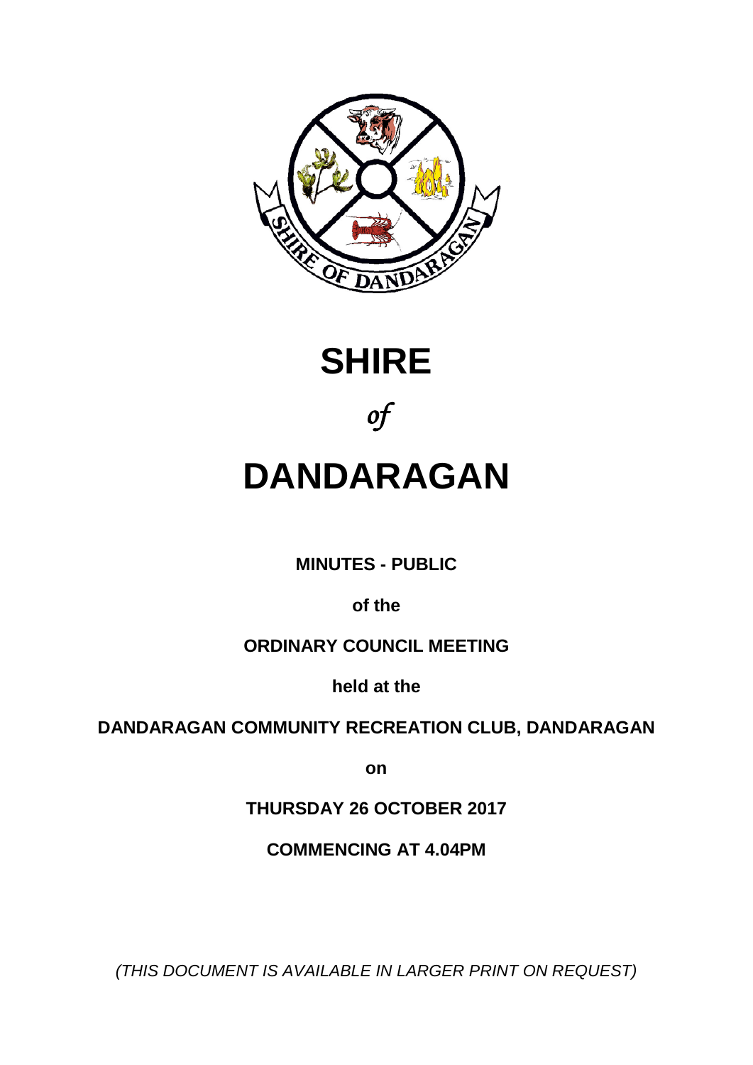# SHIRE

*of*

# DANDARAGAN

**MINUTES - PUBLIC**

**of the**

**ORDINARY COUNCIL MEETING**

**held at the**

**DANDARAGAN COMMUNITY RECREATION CLUB, DANDARAGAN**

**on**

**THURSDAY 26 OCTOBER 2017**

**COMMENCING AT 4.04PM**

*(THIS DOCUMENT IS AVAILABLE IN LARGER PRINT ON REQUEST)*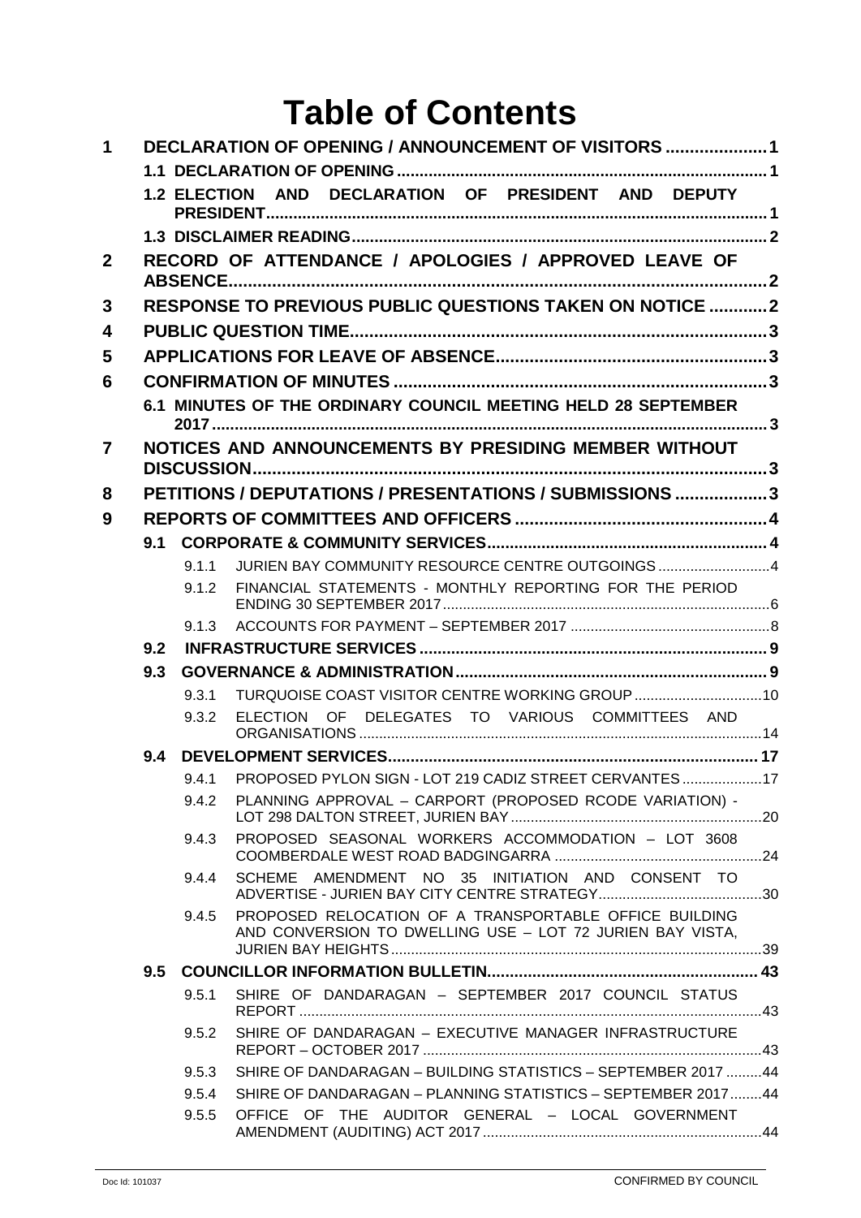# Table of Contents

| | | | | |
|---|---|---|---|---|
| **1** | **DECLARATION OF OPENING / ANNOUNCEMENT OF VISITORS** | | | **1** |
| | **1.1 DECLARATION OF OPENING** | | | **1** |
| | **1.2 ELECTION AND DECLARATION OF PRESIDENT AND DEPUTY PRESIDENT** | | | **1** |
| | **1.3 DISCLAIMER READING** | | | **2** |
| **2** | **RECORD OF ATTENDANCE / APOLOGIES / APPROVED LEAVE OF ABSENCE** | | | **2** |
| **3** | **RESPONSE TO PREVIOUS PUBLIC QUESTIONS TAKEN ON NOTICE** | | | **2** |
| **4** | **PUBLIC QUESTION TIME** | | | **3** |
| **5** | **APPLICATIONS FOR LEAVE OF ABSENCE** | | | **3** |
| **6** | **CONFIRMATION OF MINUTES** | | | **3** |
| | **6.1 MINUTES OF THE ORDINARY COUNCIL MEETING HELD 28 SEPTEMBER 2017** | | | **3** |
| **7** | **NOTICES AND ANNOUNCEMENTS BY PRESIDING MEMBER WITHOUT DISCUSSION** | | | **3** |
| **8** | **PETITIONS / DEPUTATIONS / PRESENTATIONS / SUBMISSIONS** | | | **3** |
| **9** | **REPORTS OF COMMITTEES AND OFFICERS** | | | **4** |
| | **9.1** | **CORPORATE & COMMUNITY SERVICES** | | **4** |
| | | 9.1.1 | JURIEN BAY COMMUNITY RESOURCE CENTRE OUTGOINGS | 4 |
| | | 9.1.2 | FINANCIAL STATEMENTS - MONTHLY REPORTING FOR THE PERIOD ENDING 30 SEPTEMBER 2017 | 6 |
| | | 9.1.3 | ACCOUNTS FOR PAYMENT – SEPTEMBER 2017 | 8 |
| | **9.2** | **INFRASTRUCTURE SERVICES** | | **9** |
| | **9.3** | **GOVERNANCE & ADMINISTRATION** | | **9** |
| | | 9.3.1 | TURQUOISE COAST VISITOR CENTRE WORKING GROUP | 10 |
| | | 9.3.2 | ELECTION OF DELEGATES TO VARIOUS COMMITTEES AND ORGANISATIONS | 14 |
| | **9.4** | **DEVELOPMENT SERVICES** | | **17** |
| | | 9.4.1 | PROPOSED PYLON SIGN - LOT 219 CADIZ STREET CERVANTES | 17 |
| | | 9.4.2 | PLANNING APPROVAL – CARPORT (PROPOSED RCODE VARIATION) - LOT 298 DALTON STREET, JURIEN BAY | 20 |
| | | 9.4.3 | PROPOSED SEASONAL WORKERS ACCOMMODATION – LOT 3608 COOMBERDALE WEST ROAD BADGINGARRA | 24 |
| | | 9.4.4 | SCHEME AMENDMENT NO 35 INITIATION AND CONSENT TO ADVERTISE - JURIEN BAY CITY CENTRE STRATEGY | 30 |
| | | 9.4.5 | PROPOSED RELOCATION OF A TRANSPORTABLE OFFICE BUILDING AND CONVERSION TO DWELLING USE – LOT 72 JURIEN BAY VISTA, JURIEN BAY HEIGHTS | 39 |
| | **9.5** | **COUNCILLOR INFORMATION BULLETIN** | | **43** |
| | | 9.5.1 | SHIRE OF DANDARAGAN – SEPTEMBER 2017 COUNCIL STATUS REPORT | 43 |
| | | 9.5.2 | SHIRE OF DANDARAGAN – EXECUTIVE MANAGER INFRASTRUCTURE REPORT – OCTOBER 2017 | 43 |
| | | 9.5.3 | SHIRE OF DANDARAGAN – BUILDING STATISTICS – SEPTEMBER 2017 | 44 |
| | | 9.5.4 | SHIRE OF DANDARAGAN – PLANNING STATISTICS – SEPTEMBER 2017 | 44 |
| | | 9.5.5 | OFFICE OF THE AUDITOR GENERAL – LOCAL GOVERNMENT AMENDMENT (AUDITING) ACT 2017 | 44 |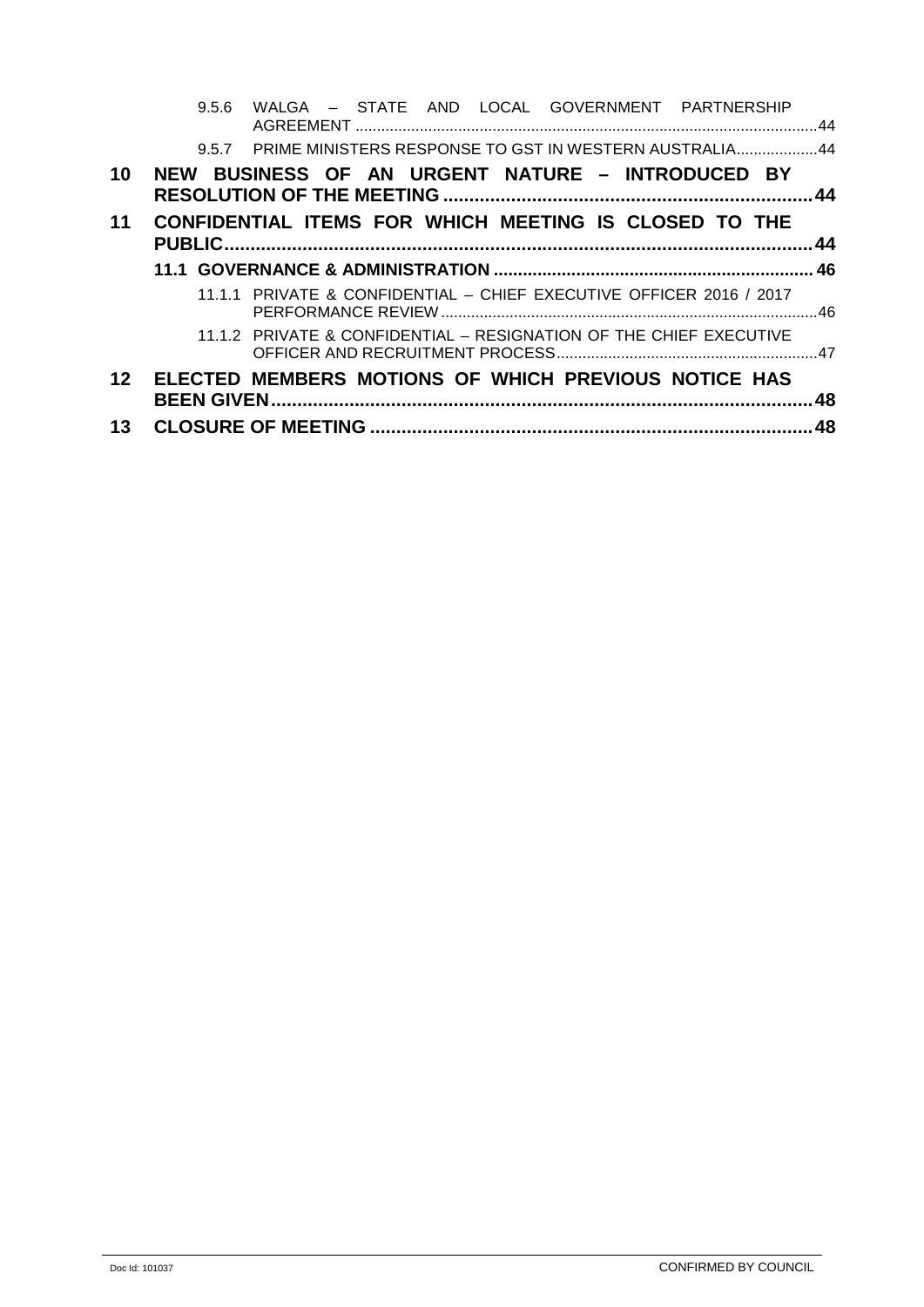9.5.6 WALGA – STATE AND LOCAL GOVERNMENT PARTNERSHIP AGREEMENT ....................................................................................................44

9.5.7 PRIME MINISTERS RESPONSE TO GST IN WESTERN AUSTRALIA...................44

**10 NEW BUSINESS OF AN URGENT NATURE – INTRODUCED BY RESOLUTION OF THE MEETING ......................................................................44**

**11 CONFIDENTIAL ITEMS FOR WHICH MEETING IS CLOSED TO THE PUBLIC..................................................................................................................44**

**11.1 GOVERNANCE & ADMINISTRATION ............................................................... 46**

11.1.1 PRIVATE & CONFIDENTIAL – CHIEF EXECUTIVE OFFICER 2016 / 2017 PERFORMANCE REVIEW .......................................................................................46

11.1.2 PRIVATE & CONFIDENTIAL – RESIGNATION OF THE CHIEF EXECUTIVE OFFICER AND RECRUITMENT PROCESS............................................................47

**12 ELECTED MEMBERS MOTIONS OF WHICH PREVIOUS NOTICE HAS BEEN GIVEN......................................................................................................48**

**13 CLOSURE OF MEETING ....................................................................................48**

Doc Id: 101037 CONFIRMED BY COUNCIL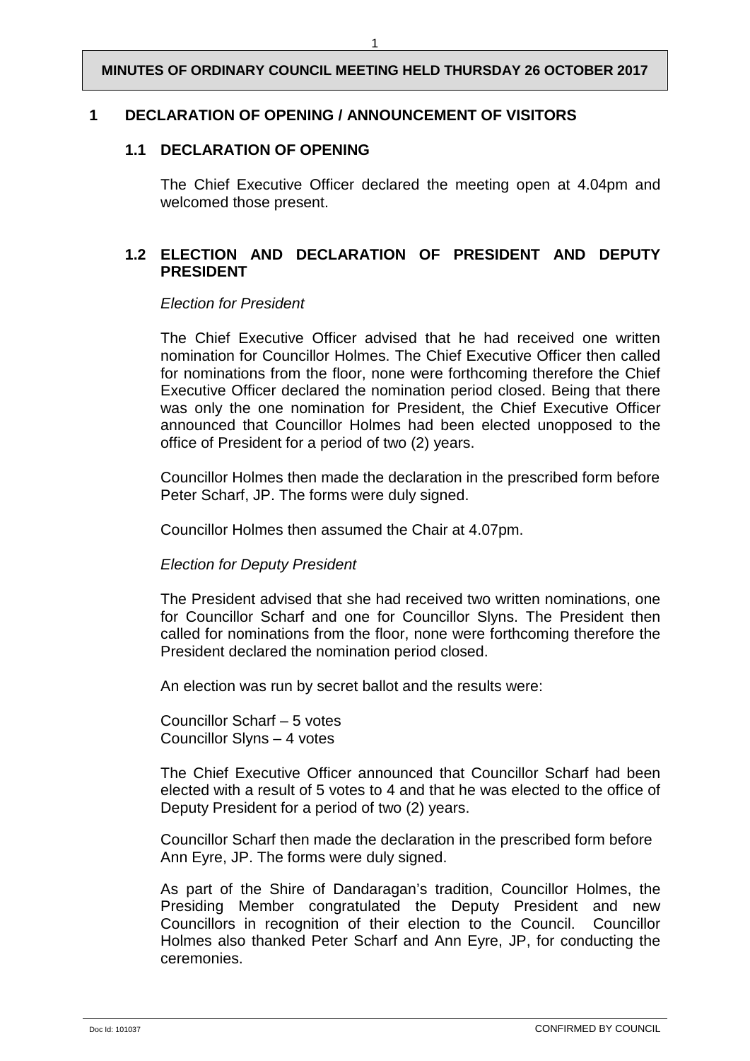**MINUTES OF ORDINARY COUNCIL MEETING HELD THURSDAY 26 OCTOBER 2017**

## 1 DECLARATION OF OPENING / ANNOUNCEMENT OF VISITORS

### 1.1 DECLARATION OF OPENING

The Chief Executive Officer declared the meeting open at 4.04pm and welcomed those present.

### 1.2 ELECTION AND DECLARATION OF PRESIDENT AND DEPUTY PRESIDENT

*Election for President*

The Chief Executive Officer advised that he had received one written nomination for Councillor Holmes. The Chief Executive Officer then called for nominations from the floor, none were forthcoming therefore the Chief Executive Officer declared the nomination period closed. Being that there was only the one nomination for President, the Chief Executive Officer announced that Councillor Holmes had been elected unopposed to the office of President for a period of two (2) years.

Councillor Holmes then made the declaration in the prescribed form before Peter Scharf, JP. The forms were duly signed.

Councillor Holmes then assumed the Chair at 4.07pm.

*Election for Deputy President*

The President advised that she had received two written nominations, one for Councillor Scharf and one for Councillor Slyns. The President then called for nominations from the floor, none were forthcoming therefore the President declared the nomination period closed.

An election was run by secret ballot and the results were:

Councillor Scharf – 5 votes
Councillor Slyns – 4 votes

The Chief Executive Officer announced that Councillor Scharf had been elected with a result of 5 votes to 4 and that he was elected to the office of Deputy President for a period of two (2) years.

Councillor Scharf then made the declaration in the prescribed form before Ann Eyre, JP. The forms were duly signed.

As part of the Shire of Dandaragan's tradition, Councillor Holmes, the Presiding Member congratulated the Deputy President and new Councillors in recognition of their election to the Council. Councillor Holmes also thanked Peter Scharf and Ann Eyre, JP, for conducting the ceremonies.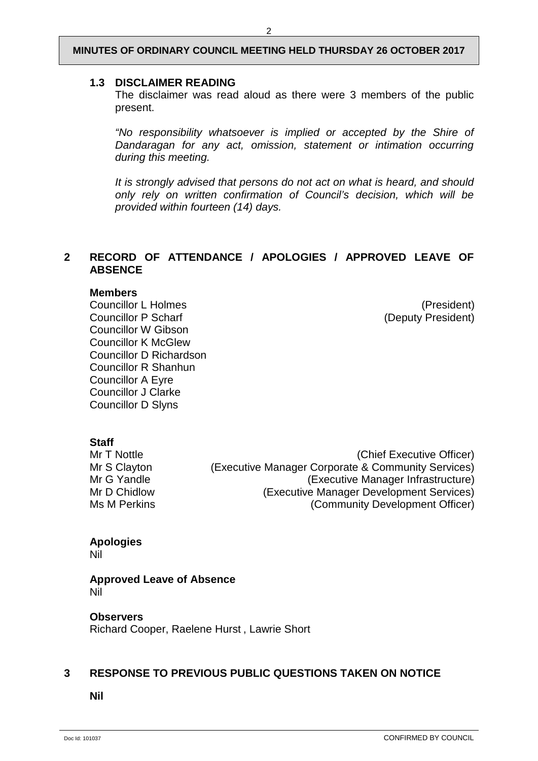### 1.3 DISCLAIMER READING

The disclaimer was read aloud as there were 3 members of the public present.

*"No responsibility whatsoever is implied or accepted by the Shire of Dandaragan for any act, omission, statement or intimation occurring during this meeting.*

*It is strongly advised that persons do not act on what is heard, and should only rely on written confirmation of Council's decision, which will be provided within fourteen (14) days.*

## 2 RECORD OF ATTENDANCE / APOLOGIES / APPROVED LEAVE OF ABSENCE

**Members**

Councillor L Holmes (President)
Councillor P Scharf (Deputy President)
Councillor W Gibson
Councillor K McGlew
Councillor D Richardson
Councillor R Shanhun
Councillor A Eyre
Councillor J Clarke
Councillor D Slyns

**Staff**

Mr T Nottle (Chief Executive Officer)
Mr S Clayton (Executive Manager Corporate & Community Services)
Mr G Yandle (Executive Manager Infrastructure)
Mr D Chidlow (Executive Manager Development Services)
Ms M Perkins (Community Development Officer)

**Apologies**

Nil

**Approved Leave of Absence**

Nil

**Observers**

Richard Cooper, Raelene Hurst , Lawrie Short

## 3 RESPONSE TO PREVIOUS PUBLIC QUESTIONS TAKEN ON NOTICE

**Nil**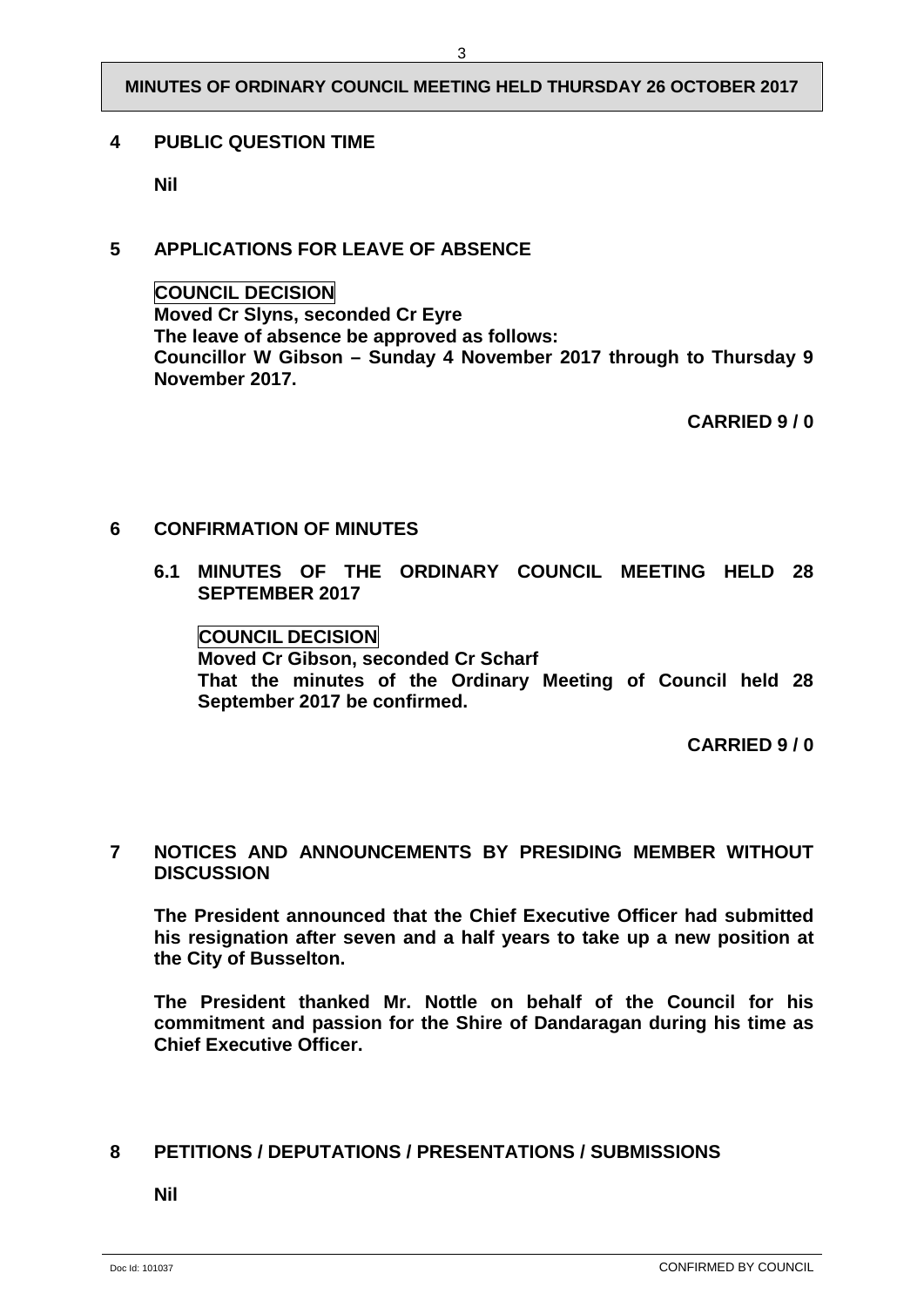## 4 PUBLIC QUESTION TIME

**Nil**

## 5 APPLICATIONS FOR LEAVE OF ABSENCE

**COUNCIL DECISION**
**Moved Cr Slyns, seconded Cr Eyre**
**The leave of absence be approved as follows:**
**Councillor W Gibson – Sunday 4 November 2017 through to Thursday 9 November 2017.**

**CARRIED 9 / 0**

## 6 CONFIRMATION OF MINUTES

### 6.1 MINUTES OF THE ORDINARY COUNCIL MEETING HELD 28 SEPTEMBER 2017

**COUNCIL DECISION**
**Moved Cr Gibson, seconded Cr Scharf**
**That the minutes of the Ordinary Meeting of Council held 28 September 2017 be confirmed.**

**CARRIED 9 / 0**

## 7 NOTICES AND ANNOUNCEMENTS BY PRESIDING MEMBER WITHOUT DISCUSSION

**The President announced that the Chief Executive Officer had submitted his resignation after seven and a half years to take up a new position at the City of Busselton.**

**The President thanked Mr. Nottle on behalf of the Council for his commitment and passion for the Shire of Dandaragan during his time as Chief Executive Officer.**

## 8 PETITIONS / DEPUTATIONS / PRESENTATIONS / SUBMISSIONS

**Nil**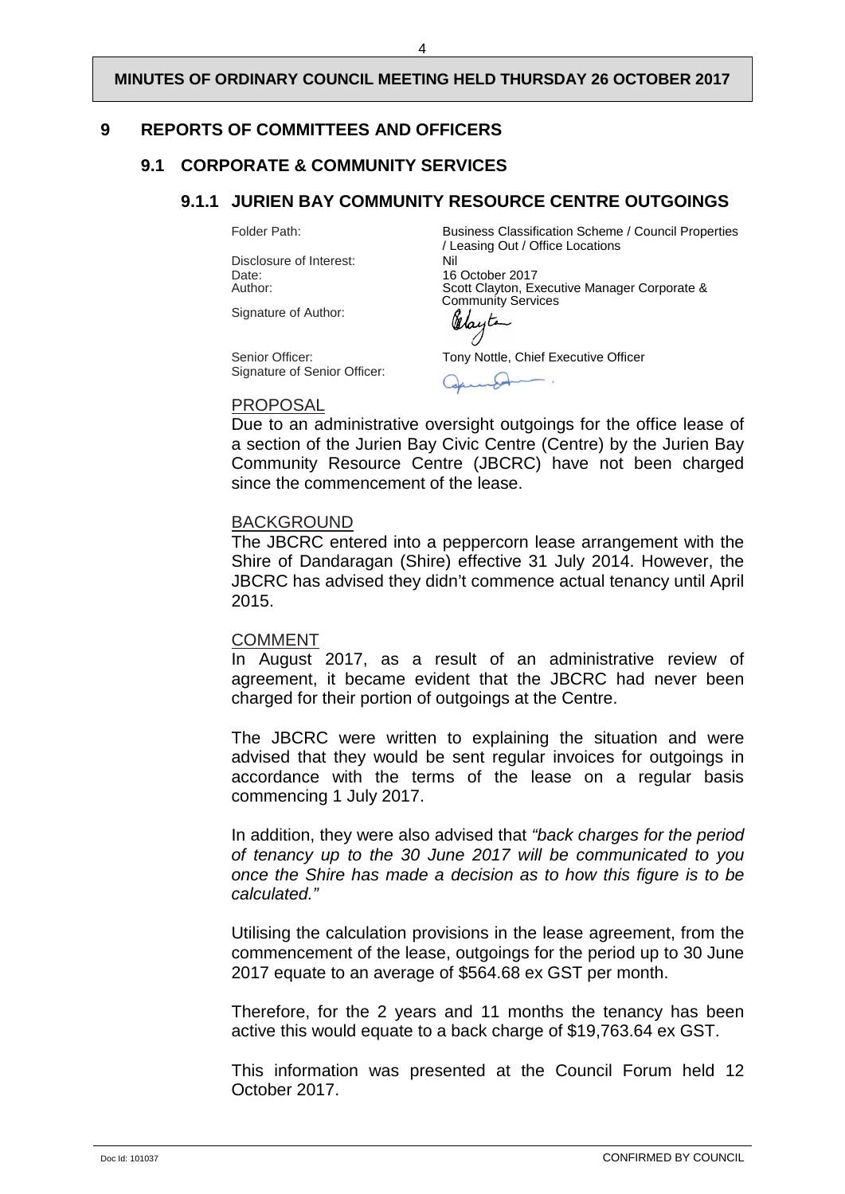## 9 REPORTS OF COMMITTEES AND OFFICERS

### 9.1 CORPORATE & COMMUNITY SERVICES

#### 9.1.1 JURIEN BAY COMMUNITY RESOURCE CENTRE OUTGOINGS

| | |
|---|---|
| Folder Path: | Business Classification Scheme / Council Properties / Leasing Out / Office Locations |
| Disclosure of Interest: | Nil |
| Date: | 16 October 2017 |
| Author: | Scott Clayton, Executive Manager Corporate & Community Services |
| Signature of Author: | |
| Senior Officer: | Tony Nottle, Chief Executive Officer |
| Signature of Senior Officer: | |

PROPOSAL

Due to an administrative oversight outgoings for the office lease of a section of the Jurien Bay Civic Centre (Centre) by the Jurien Bay Community Resource Centre (JBCRC) have not been charged since the commencement of the lease.

BACKGROUND

The JBCRC entered into a peppercorn lease arrangement with the Shire of Dandaragan (Shire) effective 31 July 2014. However, the JBCRC has advised they didn't commence actual tenancy until April 2015.

COMMENT

In August 2017, as a result of an administrative review of agreement, it became evident that the JBCRC had never been charged for their portion of outgoings at the Centre.

The JBCRC were written to explaining the situation and were advised that they would be sent regular invoices for outgoings in accordance with the terms of the lease on a regular basis commencing 1 July 2017.

In addition, they were also advised that *"back charges for the period of tenancy up to the 30 June 2017 will be communicated to you once the Shire has made a decision as to how this figure is to be calculated."*

Utilising the calculation provisions in the lease agreement, from the commencement of the lease, outgoings for the period up to 30 June 2017 equate to an average of $564.68 ex GST per month.

Therefore, for the 2 years and 11 months the tenancy has been active this would equate to a back charge of $19,763.64 ex GST.

This information was presented at the Council Forum held 12 October 2017.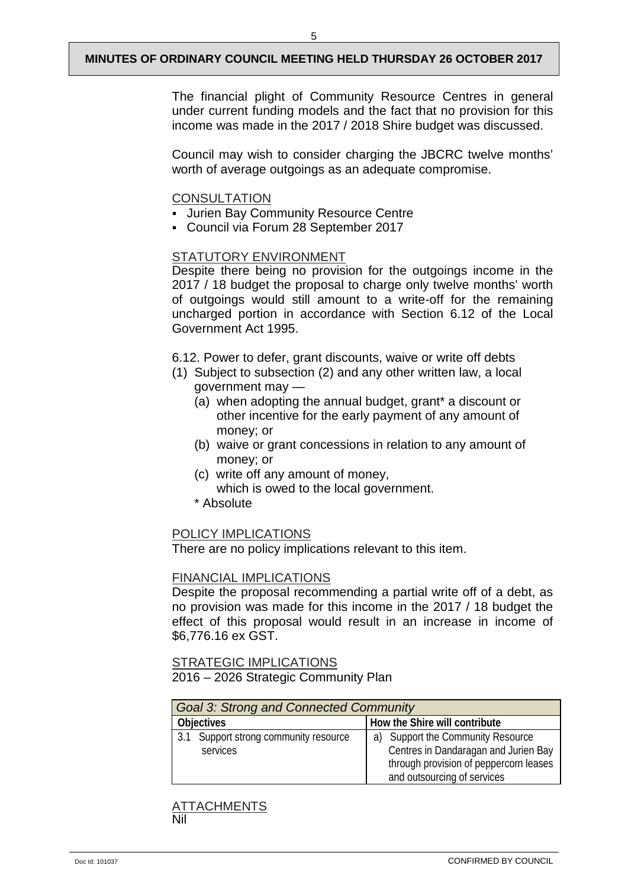The financial plight of Community Resource Centres in general under current funding models and the fact that no provision for this income was made in the 2017 / 2018 Shire budget was discussed.

Council may wish to consider charging the JBCRC twelve months' worth of average outgoings as an adequate compromise.

CONSULTATION

- Jurien Bay Community Resource Centre
- Council via Forum 28 September 2017

STATUTORY ENVIRONMENT

Despite there being no provision for the outgoings income in the 2017 / 18 budget the proposal to charge only twelve months' worth of outgoings would still amount to a write-off for the remaining uncharged portion in accordance with Section 6.12 of the Local Government Act 1995.

6.12. Power to defer, grant discounts, waive or write off debts

(1) Subject to subsection (2) and any other written law, a local government may —

   (a) when adopting the annual budget, grant* a discount or other incentive for the early payment of any amount of money; or

   (b) waive or grant concessions in relation to any amount of money; or

   (c) write off any amount of money,

   which is owed to the local government.

   * Absolute

POLICY IMPLICATIONS

There are no policy implications relevant to this item.

FINANCIAL IMPLICATIONS

Despite the proposal recommending a partial write off of a debt, as no provision was made for this income in the 2017 / 18 budget the effect of this proposal would result in an increase in income of $6,776.16 ex GST.

STRATEGIC IMPLICATIONS

2016 – 2026 Strategic Community Plan

| *Goal 3: Strong and Connected Community* | |
|---|---|
| **Objectives** | **How the Shire will contribute** |
| 3.1 Support strong community resource services | a) Support the Community Resource Centres in Dandaragan and Jurien Bay through provision of peppercorn leases and outsourcing of services |

ATTACHMENTS

Nil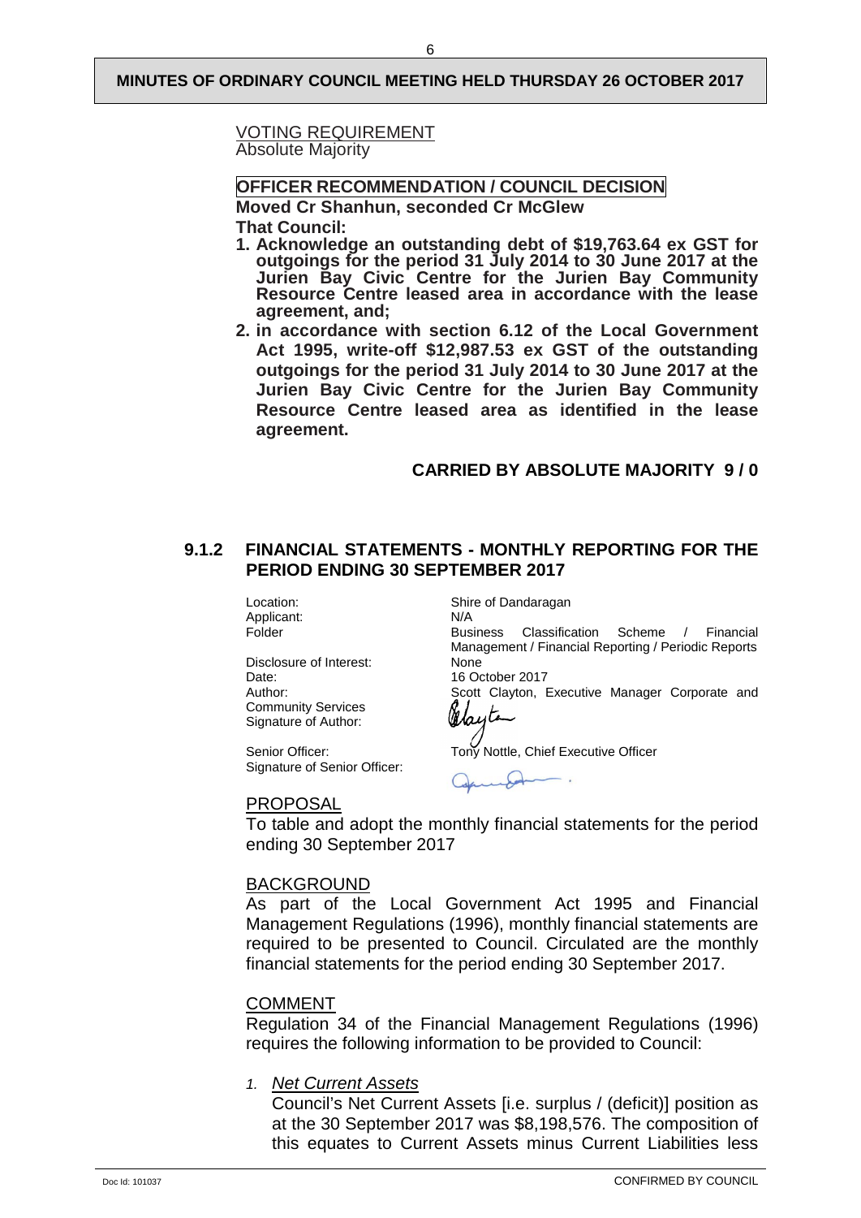VOTING REQUIREMENT
Absolute Majority

**OFFICER RECOMMENDATION / COUNCIL DECISION**

**Moved Cr Shanhun, seconded Cr McGlew**

**That Council:**

1. **Acknowledge an outstanding debt of $19,763.64 ex GST for outgoings for the period 31 July 2014 to 30 June 2017 at the Jurien Bay Civic Centre for the Jurien Bay Community Resource Centre leased area in accordance with the lease agreement, and;**
2. **in accordance with section 6.12 of the Local Government Act 1995, write-off $12,987.53 ex GST of the outstanding outgoings for the period 31 July 2014 to 30 June 2017 at the Jurien Bay Civic Centre for the Jurien Bay Community Resource Centre leased area as identified in the lease agreement.**

**CARRIED BY ABSOLUTE MAJORITY 9 / 0**

## 9.1.2 FINANCIAL STATEMENTS - MONTHLY REPORTING FOR THE PERIOD ENDING 30 SEPTEMBER 2017

| | |
|---|---|
| Location: | Shire of Dandaragan |
| Applicant: | N/A |
| Folder | Business Classification Scheme / Financial Management / Financial Reporting / Periodic Reports |
| Disclosure of Interest: | None |
| Date: | 16 October 2017 |
| Author: | Scott Clayton, Executive Manager Corporate and Community Services |
| Signature of Author: | |
| Senior Officer: | Tony Nottle, Chief Executive Officer |
| Signature of Senior Officer: | |

PROPOSAL

To table and adopt the monthly financial statements for the period ending 30 September 2017

BACKGROUND

As part of the Local Government Act 1995 and Financial Management Regulations (1996), monthly financial statements are required to be presented to Council. Circulated are the monthly financial statements for the period ending 30 September 2017.

COMMENT

Regulation 34 of the Financial Management Regulations (1996) requires the following information to be provided to Council:

1. *Net Current Assets*

   Council's Net Current Assets [i.e. surplus / (deficit)] position as at the 30 September 2017 was $8,198,576. The composition of this equates to Current Assets minus Current Liabilities less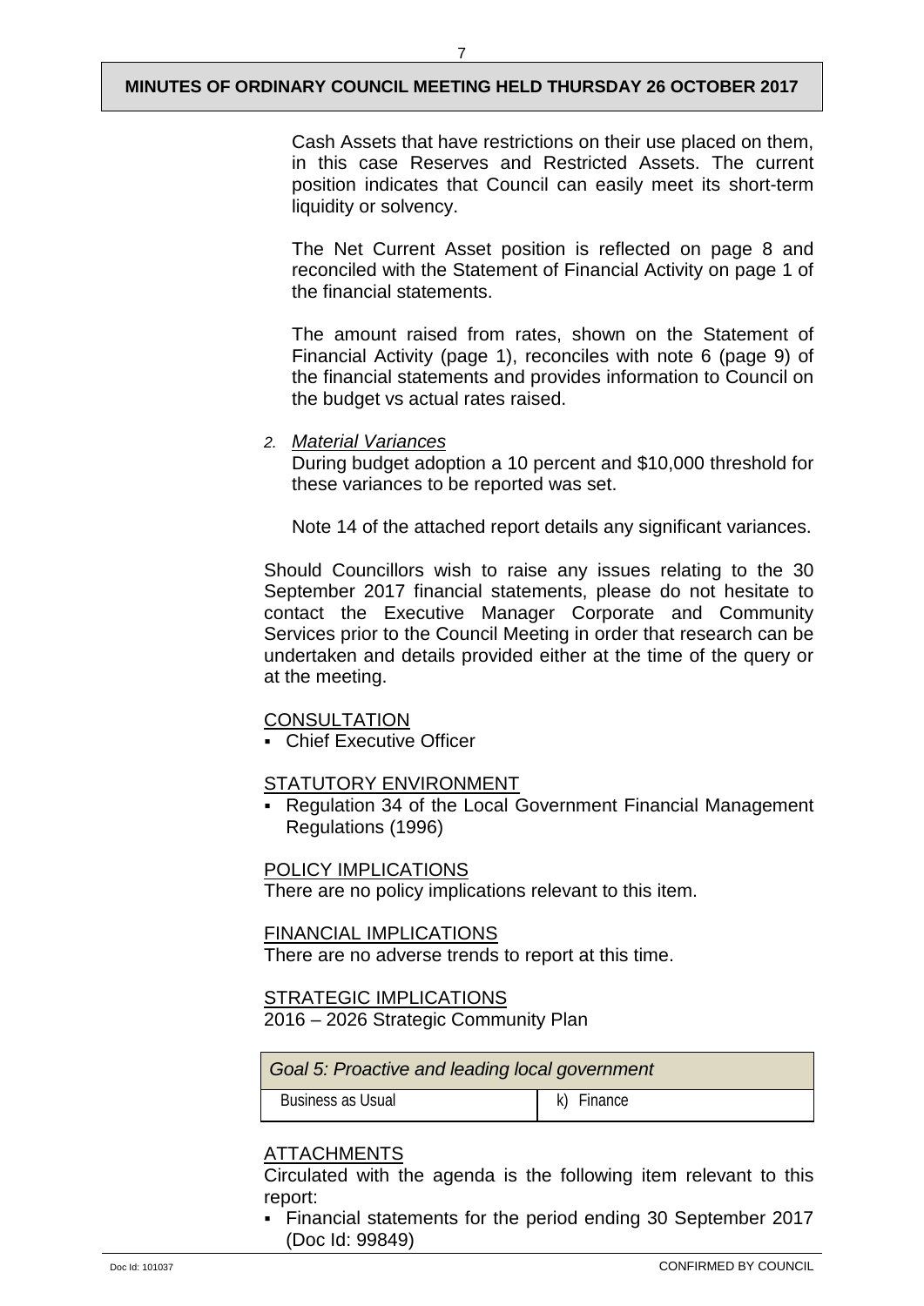Cash Assets that have restrictions on their use placed on them, in this case Reserves and Restricted Assets. The current position indicates that Council can easily meet its short-term liquidity or solvency.

The Net Current Asset position is reflected on page 8 and reconciled with the Statement of Financial Activity on page 1 of the financial statements.

The amount raised from rates, shown on the Statement of Financial Activity (page 1), reconciles with note 6 (page 9) of the financial statements and provides information to Council on the budget vs actual rates raised.

2. *Material Variances*

During budget adoption a 10 percent and $10,000 threshold for these variances to be reported was set.

Note 14 of the attached report details any significant variances.

Should Councillors wish to raise any issues relating to the 30 September 2017 financial statements, please do not hesitate to contact the Executive Manager Corporate and Community Services prior to the Council Meeting in order that research can be undertaken and details provided either at the time of the query or at the meeting.

CONSULTATION

- Chief Executive Officer

STATUTORY ENVIRONMENT

- Regulation 34 of the Local Government Financial Management Regulations (1996)

POLICY IMPLICATIONS

There are no policy implications relevant to this item.

FINANCIAL IMPLICATIONS

There are no adverse trends to report at this time.

STRATEGIC IMPLICATIONS

2016 – 2026 Strategic Community Plan

| *Goal 5: Proactive and leading local government* | |
|---|---|
| Business as Usual | k) Finance |

ATTACHMENTS

Circulated with the agenda is the following item relevant to this report:

- Financial statements for the period ending 30 September 2017 (Doc Id: 99849)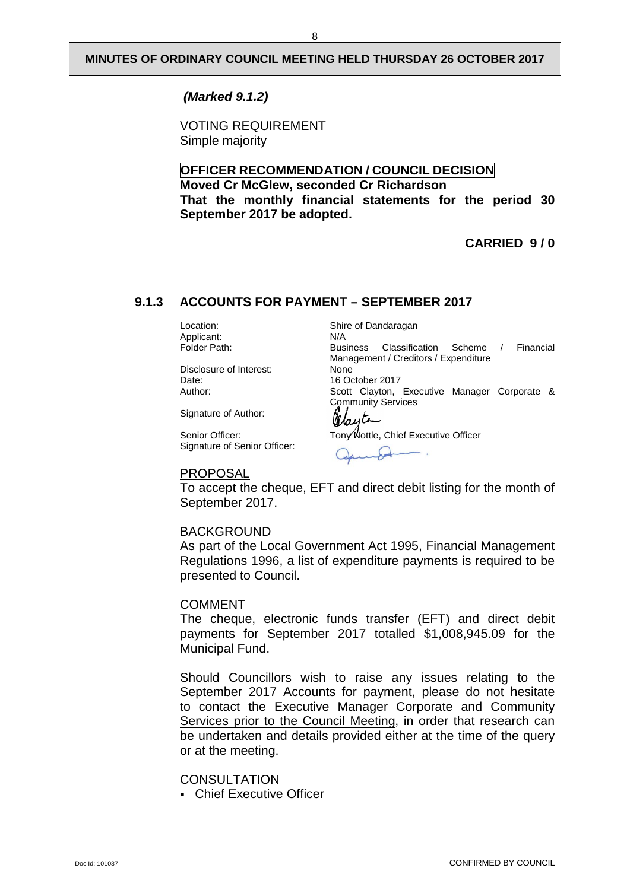*(Marked 9.1.2)*

VOTING REQUIREMENT
Simple majority

**OFFICER RECOMMENDATION / COUNCIL DECISION**
**Moved Cr McGlew, seconded Cr Richardson**
**That the monthly financial statements for the period 30 September 2017 be adopted.**

**CARRIED 9 / 0**

## 9.1.3 ACCOUNTS FOR PAYMENT – SEPTEMBER 2017

| | |
|---|---|
| Location: | Shire of Dandaragan |
| Applicant: | N/A |
| Folder Path: | Business Classification Scheme / Financial Management / Creditors / Expenditure |
| Disclosure of Interest: | None |
| Date: | 16 October 2017 |
| Author: | Scott Clayton, Executive Manager Corporate & Community Services |
| Signature of Author: | |
| Senior Officer: | Tony Nottle, Chief Executive Officer |
| Signature of Senior Officer: | |

PROPOSAL
To accept the cheque, EFT and direct debit listing for the month of September 2017.

BACKGROUND
As part of the Local Government Act 1995, Financial Management Regulations 1996, a list of expenditure payments is required to be presented to Council.

COMMENT
The cheque, electronic funds transfer (EFT) and direct debit payments for September 2017 totalled $1,008,945.09 for the Municipal Fund.

Should Councillors wish to raise any issues relating to the September 2017 Accounts for payment, please do not hesitate to contact the Executive Manager Corporate and Community Services prior to the Council Meeting, in order that research can be undertaken and details provided either at the time of the query or at the meeting.

CONSULTATION
- Chief Executive Officer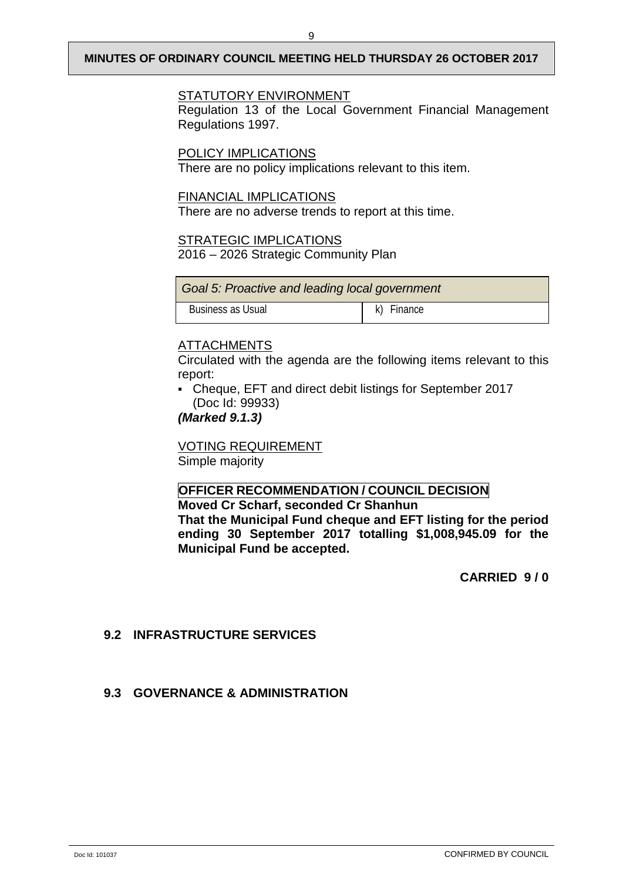STATUTORY ENVIRONMENT

Regulation 13 of the Local Government Financial Management Regulations 1997.

POLICY IMPLICATIONS

There are no policy implications relevant to this item.

FINANCIAL IMPLICATIONS

There are no adverse trends to report at this time.

STRATEGIC IMPLICATIONS

2016 – 2026 Strategic Community Plan

| *Goal 5: Proactive and leading local government* | |
|---|---|
| Business as Usual | k) Finance |

ATTACHMENTS

Circulated with the agenda are the following items relevant to this report:

- Cheque, EFT and direct debit listings for September 2017 (Doc Id: 99933)

***(Marked 9.1.3)***

VOTING REQUIREMENT

Simple majority

**OFFICER RECOMMENDATION / COUNCIL DECISION**

**Moved Cr Scharf, seconded Cr Shanhun**

**That the Municipal Fund cheque and EFT listing for the period ending 30 September 2017 totalling $1,008,945.09 for the Municipal Fund be accepted.**

**CARRIED 9 / 0**

## 9.2 INFRASTRUCTURE SERVICES

## 9.3 GOVERNANCE & ADMINISTRATION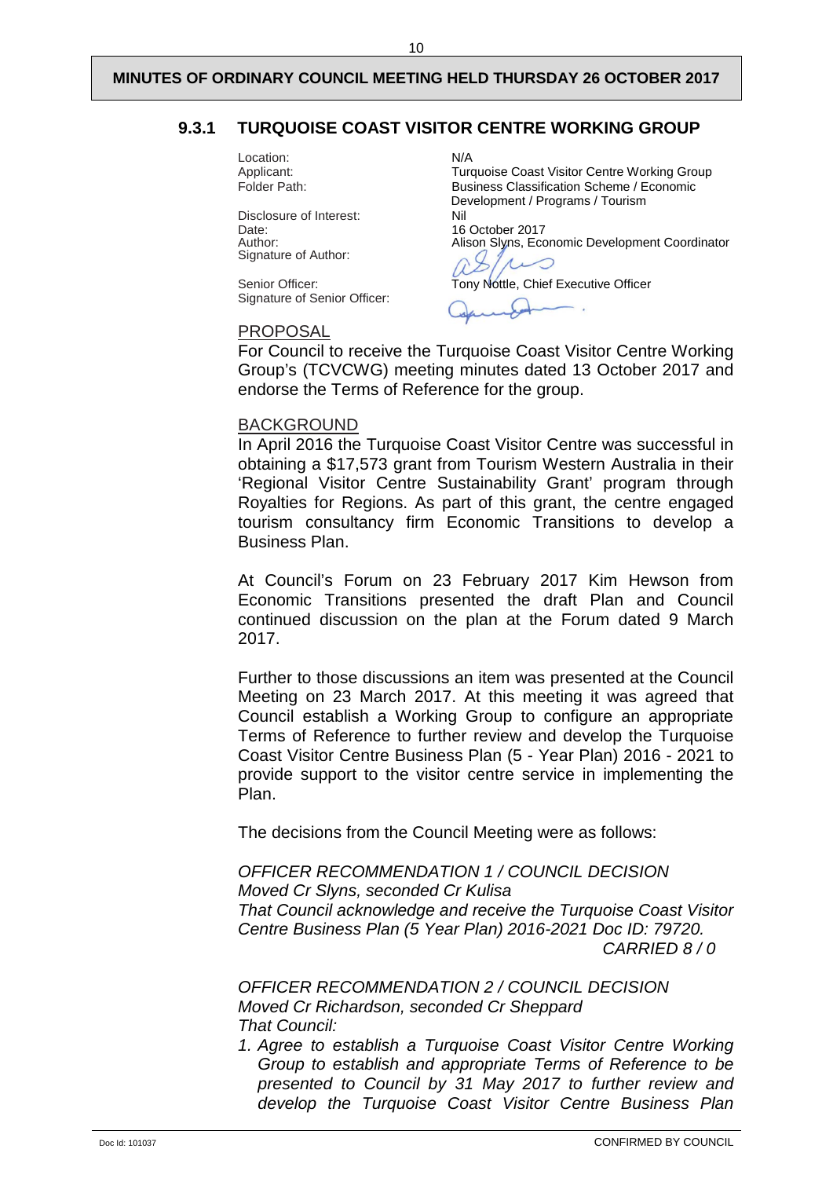### 9.3.1 TURQUOISE COAST VISITOR CENTRE WORKING GROUP

Location: N/A
Applicant: Turquoise Coast Visitor Centre Working Group
Folder Path: Business Classification Scheme / Economic Development / Programs / Tourism
Disclosure of Interest: Nil
Date: 16 October 2017
Author: Alison Slyns, Economic Development Coordinator
Signature of Author:

Senior Officer: Tony Nottle, Chief Executive Officer
Signature of Senior Officer:

PROPOSAL

For Council to receive the Turquoise Coast Visitor Centre Working Group's (TCVCWG) meeting minutes dated 13 October 2017 and endorse the Terms of Reference for the group.

BACKGROUND

In April 2016 the Turquoise Coast Visitor Centre was successful in obtaining a $17,573 grant from Tourism Western Australia in their 'Regional Visitor Centre Sustainability Grant' program through Royalties for Regions. As part of this grant, the centre engaged tourism consultancy firm Economic Transitions to develop a Business Plan.

At Council's Forum on 23 February 2017 Kim Hewson from Economic Transitions presented the draft Plan and Council continued discussion on the plan at the Forum dated 9 March 2017.

Further to those discussions an item was presented at the Council Meeting on 23 March 2017. At this meeting it was agreed that Council establish a Working Group to configure an appropriate Terms of Reference to further review and develop the Turquoise Coast Visitor Centre Business Plan (5 - Year Plan) 2016 - 2021 to provide support to the visitor centre service in implementing the Plan.

The decisions from the Council Meeting were as follows:

*OFFICER RECOMMENDATION 1 / COUNCIL DECISION*
*Moved Cr Slyns, seconded Cr Kulisa*
*That Council acknowledge and receive the Turquoise Coast Visitor Centre Business Plan (5 Year Plan) 2016-2021 Doc ID: 79720.*
*CARRIED 8 / 0*

*OFFICER RECOMMENDATION 2 / COUNCIL DECISION*
*Moved Cr Richardson, seconded Cr Sheppard*
*That Council:*

1. *Agree to establish a Turquoise Coast Visitor Centre Working Group to establish and appropriate Terms of Reference to be presented to Council by 31 May 2017 to further review and develop the Turquoise Coast Visitor Centre Business Plan*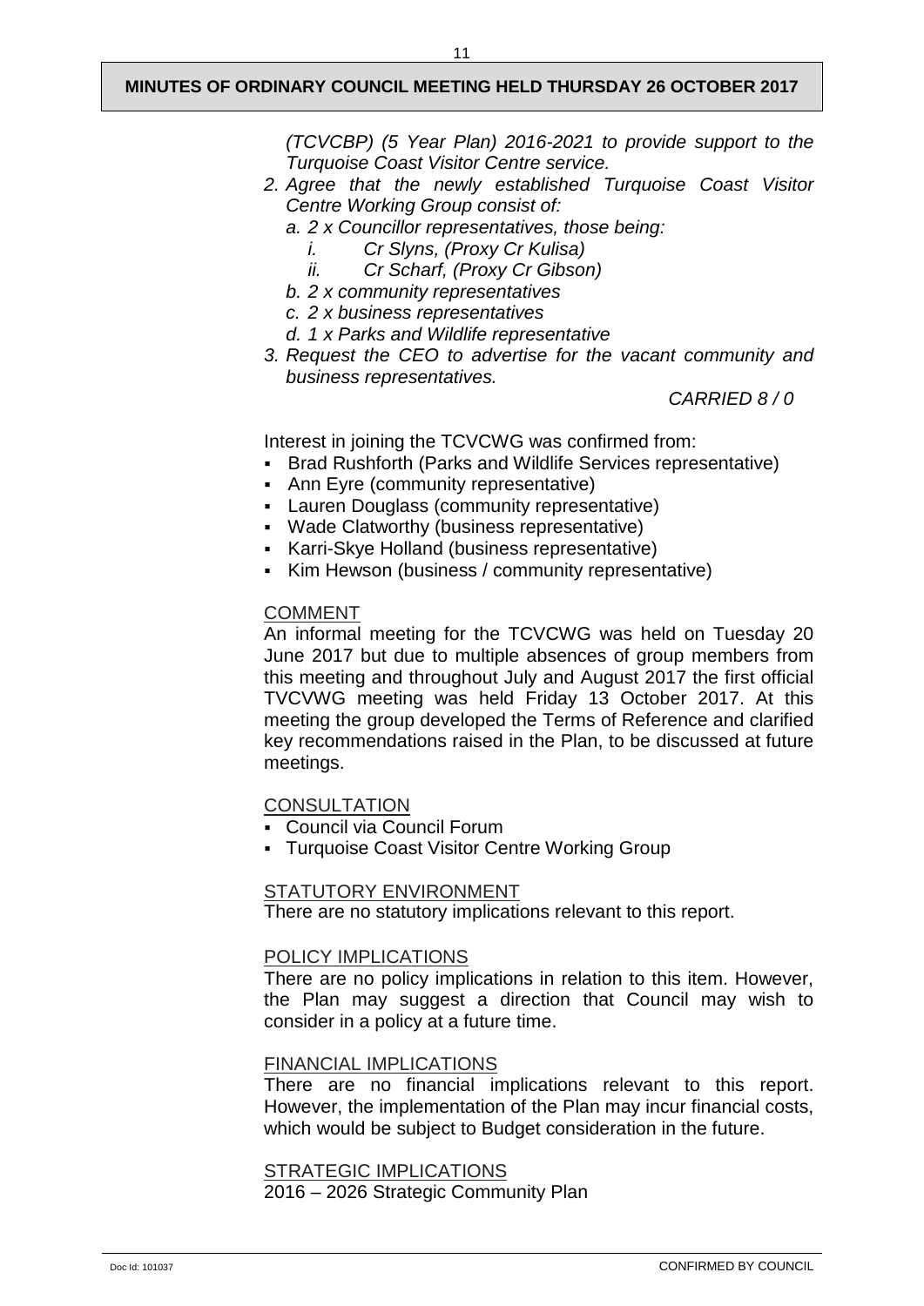*(TCVCBP) (5 Year Plan) 2016-2021 to provide support to the Turquoise Coast Visitor Centre service.*

*2. Agree that the newly established Turquoise Coast Visitor Centre Working Group consist of:*
   *a. 2 x Councillor representatives, those being:*
      *i. Cr Slyns, (Proxy Cr Kulisa)*
      *ii. Cr Scharf, (Proxy Cr Gibson)*
   *b. 2 x community representatives*
   *c. 2 x business representatives*
   *d. 1 x Parks and Wildlife representative*

*3. Request the CEO to advertise for the vacant community and business representatives.*

*CARRIED 8 / 0*

Interest in joining the TCVCWG was confirmed from:

- Brad Rushforth (Parks and Wildlife Services representative)
- Ann Eyre (community representative)
- Lauren Douglass (community representative)
- Wade Clatworthy (business representative)
- Karri-Skye Holland (business representative)
- Kim Hewson (business / community representative)

COMMENT

An informal meeting for the TCVCWG was held on Tuesday 20 June 2017 but due to multiple absences of group members from this meeting and throughout July and August 2017 the first official TVCVWG meeting was held Friday 13 October 2017. At this meeting the group developed the Terms of Reference and clarified key recommendations raised in the Plan, to be discussed at future meetings.

CONSULTATION

- Council via Council Forum
- Turquoise Coast Visitor Centre Working Group

STATUTORY ENVIRONMENT

There are no statutory implications relevant to this report.

POLICY IMPLICATIONS

There are no policy implications in relation to this item. However, the Plan may suggest a direction that Council may wish to consider in a policy at a future time.

FINANCIAL IMPLICATIONS

There are no financial implications relevant to this report. However, the implementation of the Plan may incur financial costs, which would be subject to Budget consideration in the future.

STRATEGIC IMPLICATIONS

2016 – 2026 Strategic Community Plan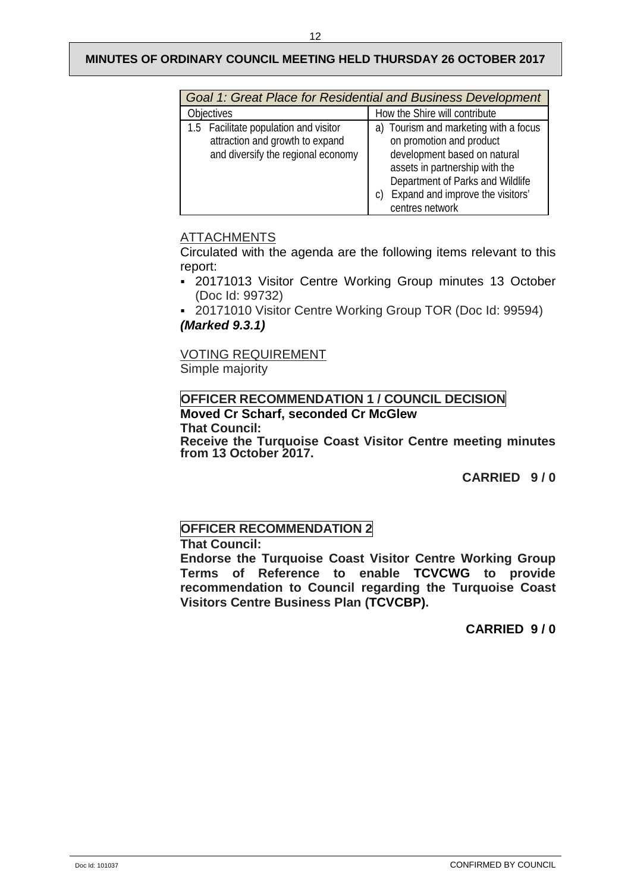| Goal 1: Great Place for Residential and Business Development | |
|---|---|
| Objectives | How the Shire will contribute |
| 1.5 Facilitate population and visitor attraction and growth to expand and diversify the regional economy | a) Tourism and marketing with a focus on promotion and product development based on natural assets in partnership with the Department of Parks and Wildlife<br>c) Expand and improve the visitors' centres network |

## ATTACHMENTS

Circulated with the agenda are the following items relevant to this report:

- 20171013 Visitor Centre Working Group minutes 13 October (Doc Id: 99732)
- 20171010 Visitor Centre Working Group TOR (Doc Id: 99594)

***(Marked 9.3.1)***

## VOTING REQUIREMENT

Simple majority

## OFFICER RECOMMENDATION 1 / COUNCIL DECISION

**Moved Cr Scharf, seconded Cr McGlew**

**That Council:**

**Receive the Turquoise Coast Visitor Centre meeting minutes from 13 October 2017.**

**CARRIED 9 / 0**

## OFFICER RECOMMENDATION 2

**That Council:**

**Endorse the Turquoise Coast Visitor Centre Working Group Terms of Reference to enable TCVCWG to provide recommendation to Council regarding the Turquoise Coast Visitors Centre Business Plan (TCVCBP).**

**CARRIED 9 / 0**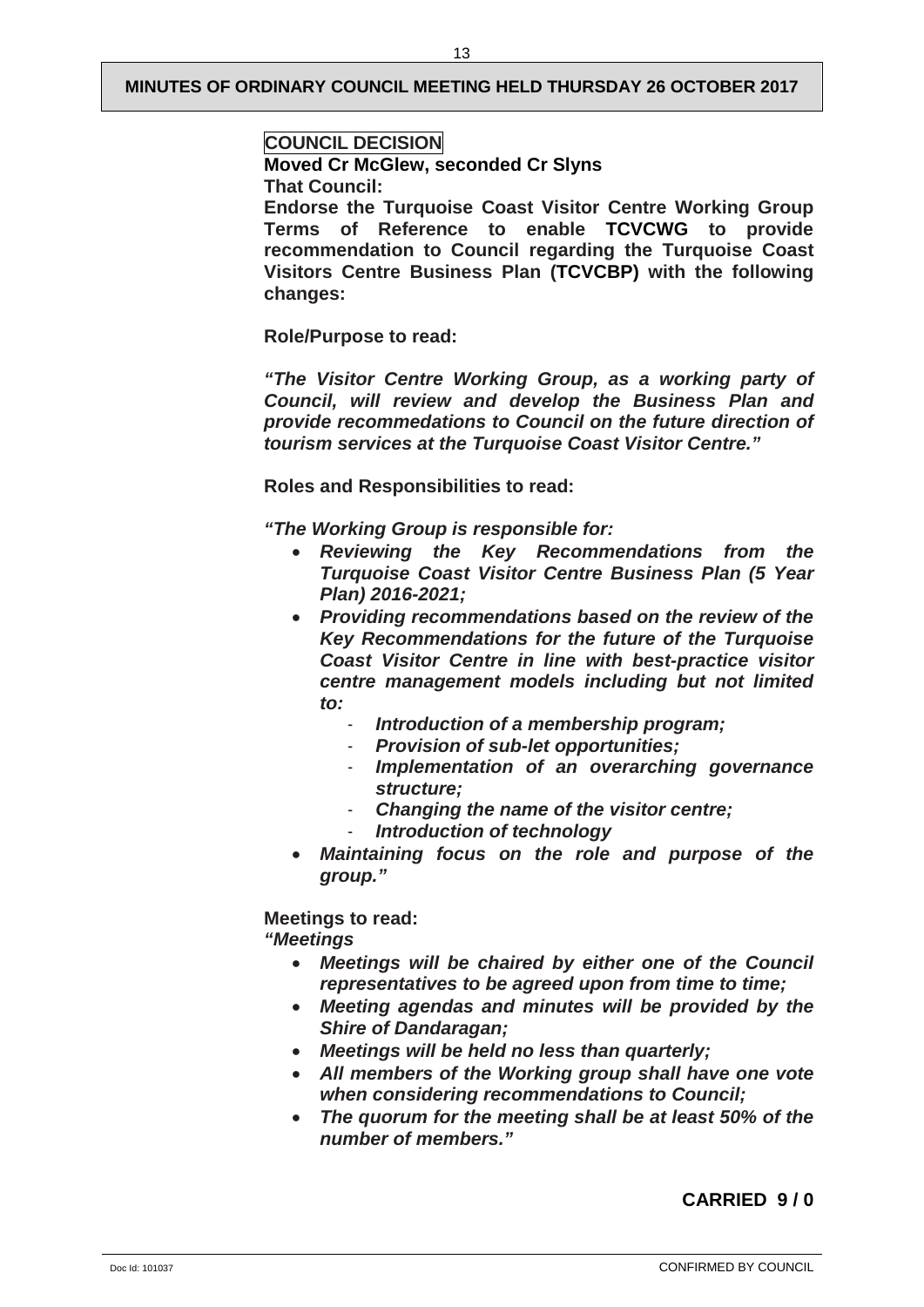**COUNCIL DECISION**

**Moved Cr McGlew, seconded Cr Slyns**

**That Council:**

**Endorse the Turquoise Coast Visitor Centre Working Group Terms of Reference to enable TCVCWG to provide recommendation to Council regarding the Turquoise Coast Visitors Centre Business Plan (TCVCBP) with the following changes:**

**Role/Purpose to read:**

***"The Visitor Centre Working Group, as a working party of Council, will review and develop the Business Plan and provide recommedations to Council on the future direction of tourism services at the Turquoise Coast Visitor Centre."***

**Roles and Responsibilities to read:**

***"The Working Group is responsible for:***

- ***Reviewing the Key Recommendations from the Turquoise Coast Visitor Centre Business Plan (5 Year Plan) 2016-2021;***
- ***Providing recommendations based on the review of the Key Recommendations for the future of the Turquoise Coast Visitor Centre in line with best-practice visitor centre management models including but not limited to:***
  - ***Introduction of a membership program;***
  - ***Provision of sub-let opportunities;***
  - ***Implementation of an overarching governance structure;***
  - ***Changing the name of the visitor centre;***
  - ***Introduction of technology***
- ***Maintaining focus on the role and purpose of the group."***

**Meetings to read:**

***"Meetings***

- ***Meetings will be chaired by either one of the Council representatives to be agreed upon from time to time;***
- ***Meeting agendas and minutes will be provided by the Shire of Dandaragan;***
- ***Meetings will be held no less than quarterly;***
- ***All members of the Working group shall have one vote when considering recommendations to Council;***
- ***The quorum for the meeting shall be at least 50% of the number of members."***

**CARRIED 9 / 0**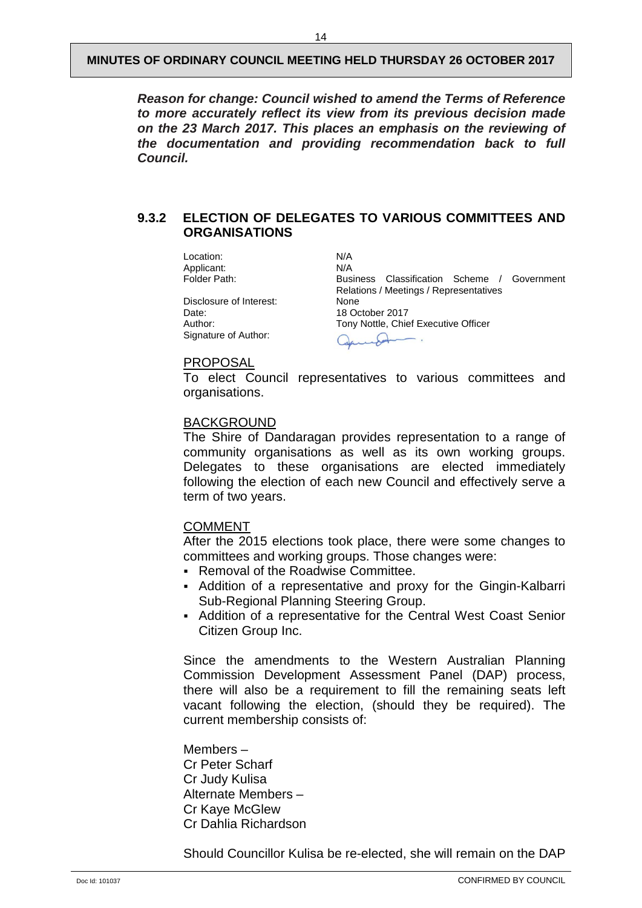***Reason for change: Council wished to amend the Terms of Reference to more accurately reflect its view from its previous decision made on the 23 March 2017. This places an emphasis on the reviewing of the documentation and providing recommendation back to full Council.***

## 9.3.2 ELECTION OF DELEGATES TO VARIOUS COMMITTEES AND ORGANISATIONS

| | |
|---|---|
| Location: | N/A |
| Applicant: | N/A |
| Folder Path: | Business Classification Scheme / Government Relations / Meetings / Representatives |
| Disclosure of Interest: | None |
| Date: | 18 October 2017 |
| Author: | Tony Nottle, Chief Executive Officer |
| Signature of Author: | |

### PROPOSAL

To elect Council representatives to various committees and organisations.

### BACKGROUND

The Shire of Dandaragan provides representation to a range of community organisations as well as its own working groups. Delegates to these organisations are elected immediately following the election of each new Council and effectively serve a term of two years.

### COMMENT

After the 2015 elections took place, there were some changes to committees and working groups. Those changes were:

- Removal of the Roadwise Committee.
- Addition of a representative and proxy for the Gingin-Kalbarri Sub-Regional Planning Steering Group.
- Addition of a representative for the Central West Coast Senior Citizen Group Inc.

Since the amendments to the Western Australian Planning Commission Development Assessment Panel (DAP) process, there will also be a requirement to fill the remaining seats left vacant following the election, (should they be required). The current membership consists of:

Members –
Cr Peter Scharf
Cr Judy Kulisa
Alternate Members –
Cr Kaye McGlew
Cr Dahlia Richardson

Should Councillor Kulisa be re-elected, she will remain on the DAP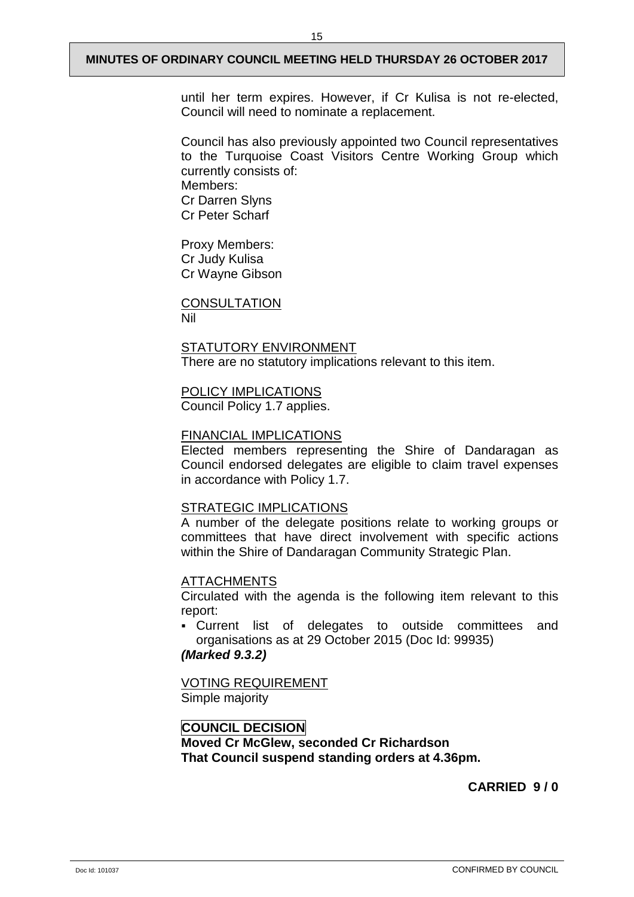until her term expires. However, if Cr Kulisa is not re-elected, Council will need to nominate a replacement.

Council has also previously appointed two Council representatives to the Turquoise Coast Visitors Centre Working Group which currently consists of:
Members:
Cr Darren Slyns
Cr Peter Scharf

Proxy Members:
Cr Judy Kulisa
Cr Wayne Gibson

CONSULTATION
Nil

STATUTORY ENVIRONMENT
There are no statutory implications relevant to this item.

POLICY IMPLICATIONS
Council Policy 1.7 applies.

FINANCIAL IMPLICATIONS
Elected members representing the Shire of Dandaragan as Council endorsed delegates are eligible to claim travel expenses in accordance with Policy 1.7.

STRATEGIC IMPLICATIONS
A number of the delegate positions relate to working groups or committees that have direct involvement with specific actions within the Shire of Dandaragan Community Strategic Plan.

ATTACHMENTS
Circulated with the agenda is the following item relevant to this report:

- Current list of delegates to outside committees and organisations as at 29 October 2015 (Doc Id: 99935)

***(Marked 9.3.2)***

VOTING REQUIREMENT
Simple majority

**COUNCIL DECISION**
**Moved Cr McGlew, seconded Cr Richardson**
**That Council suspend standing orders at 4.36pm.**

**CARRIED 9 / 0**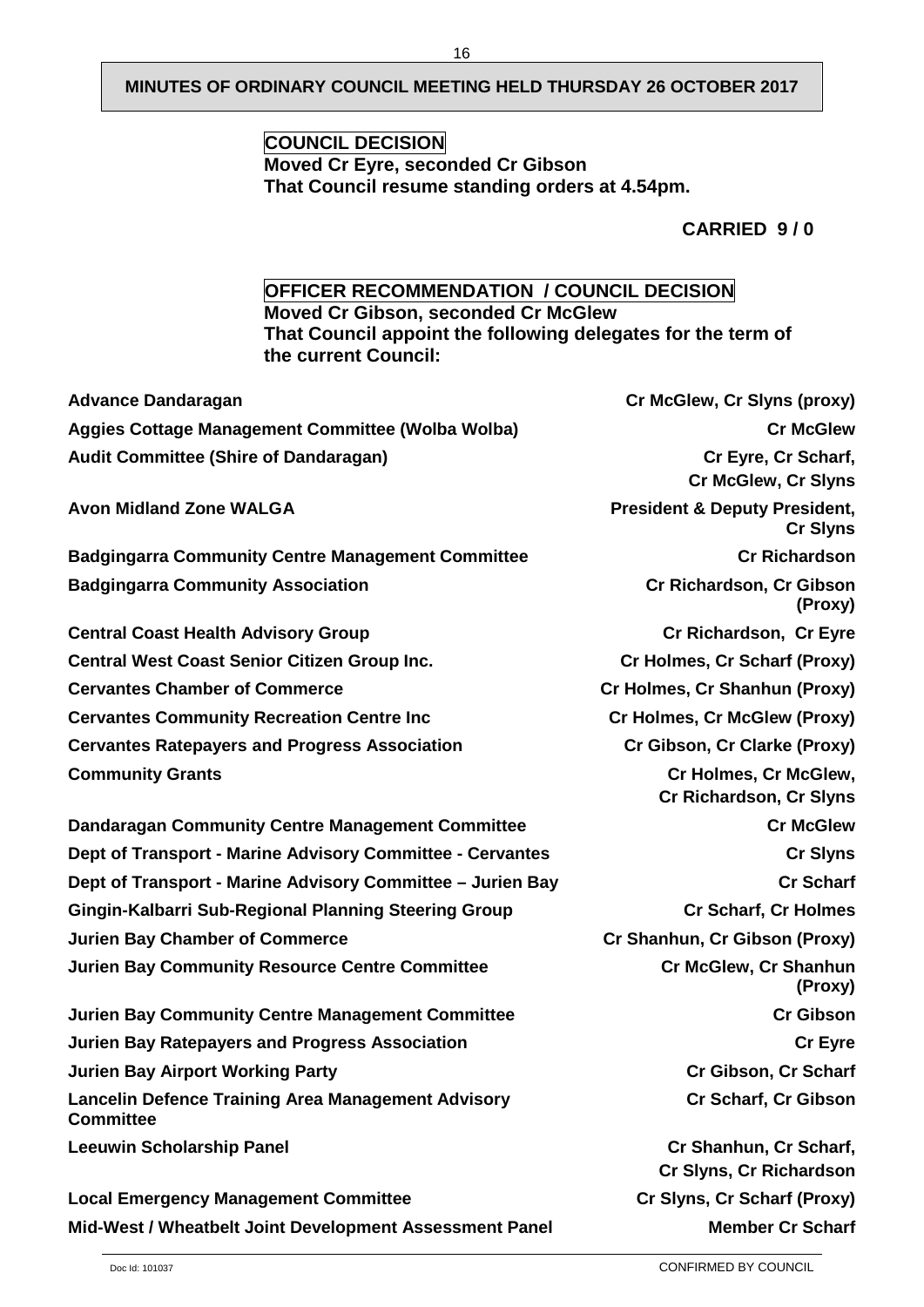**COUNCIL DECISION**
**Moved Cr Eyre, seconded Cr Gibson**
**That Council resume standing orders at 4.54pm.**

**CARRIED 9 / 0**

**OFFICER RECOMMENDATION / COUNCIL DECISION**
**Moved Cr Gibson, seconded Cr McGlew**
**That Council appoint the following delegates for the term of the current Council:**

| | |
|---|---|
| **Advance Dandaragan** | **Cr McGlew, Cr Slyns (proxy)** |
| **Aggies Cottage Management Committee (Wolba Wolba)** | **Cr McGlew** |
| **Audit Committee (Shire of Dandaragan)** | **Cr Eyre, Cr Scharf, Cr McGlew, Cr Slyns** |
| **Avon Midland Zone WALGA** | **President & Deputy President, Cr Slyns** |
| **Badgingarra Community Centre Management Committee** | **Cr Richardson** |
| **Badgingarra Community Association** | **Cr Richardson, Cr Gibson (Proxy)** |
| **Central Coast Health Advisory Group** | **Cr Richardson, Cr Eyre** |
| **Central West Coast Senior Citizen Group Inc.** | **Cr Holmes, Cr Scharf (Proxy)** |
| **Cervantes Chamber of Commerce** | **Cr Holmes, Cr Shanhun (Proxy)** |
| **Cervantes Community Recreation Centre Inc** | **Cr Holmes, Cr McGlew (Proxy)** |
| **Cervantes Ratepayers and Progress Association** | **Cr Gibson, Cr Clarke (Proxy)** |
| **Community Grants** | **Cr Holmes, Cr McGlew, Cr Richardson, Cr Slyns** |
| **Dandaragan Community Centre Management Committee** | **Cr McGlew** |
| **Dept of Transport - Marine Advisory Committee - Cervantes** | **Cr Slyns** |
| **Dept of Transport - Marine Advisory Committee – Jurien Bay** | **Cr Scharf** |
| **Gingin-Kalbarri Sub-Regional Planning Steering Group** | **Cr Scharf, Cr Holmes** |
| **Jurien Bay Chamber of Commerce** | **Cr Shanhun, Cr Gibson (Proxy)** |
| **Jurien Bay Community Resource Centre Committee** | **Cr McGlew, Cr Shanhun (Proxy)** |
| **Jurien Bay Community Centre Management Committee** | **Cr Gibson** |
| **Jurien Bay Ratepayers and Progress Association** | **Cr Eyre** |
| **Jurien Bay Airport Working Party** | **Cr Gibson, Cr Scharf** |
| **Lancelin Defence Training Area Management Advisory Committee** | **Cr Scharf, Cr Gibson** |
| **Leeuwin Scholarship Panel** | **Cr Shanhun, Cr Scharf, Cr Slyns, Cr Richardson** |
| **Local Emergency Management Committee** | **Cr Slyns, Cr Scharf (Proxy)** |
| **Mid-West / Wheatbelt Joint Development Assessment Panel** | **Member Cr Scharf** |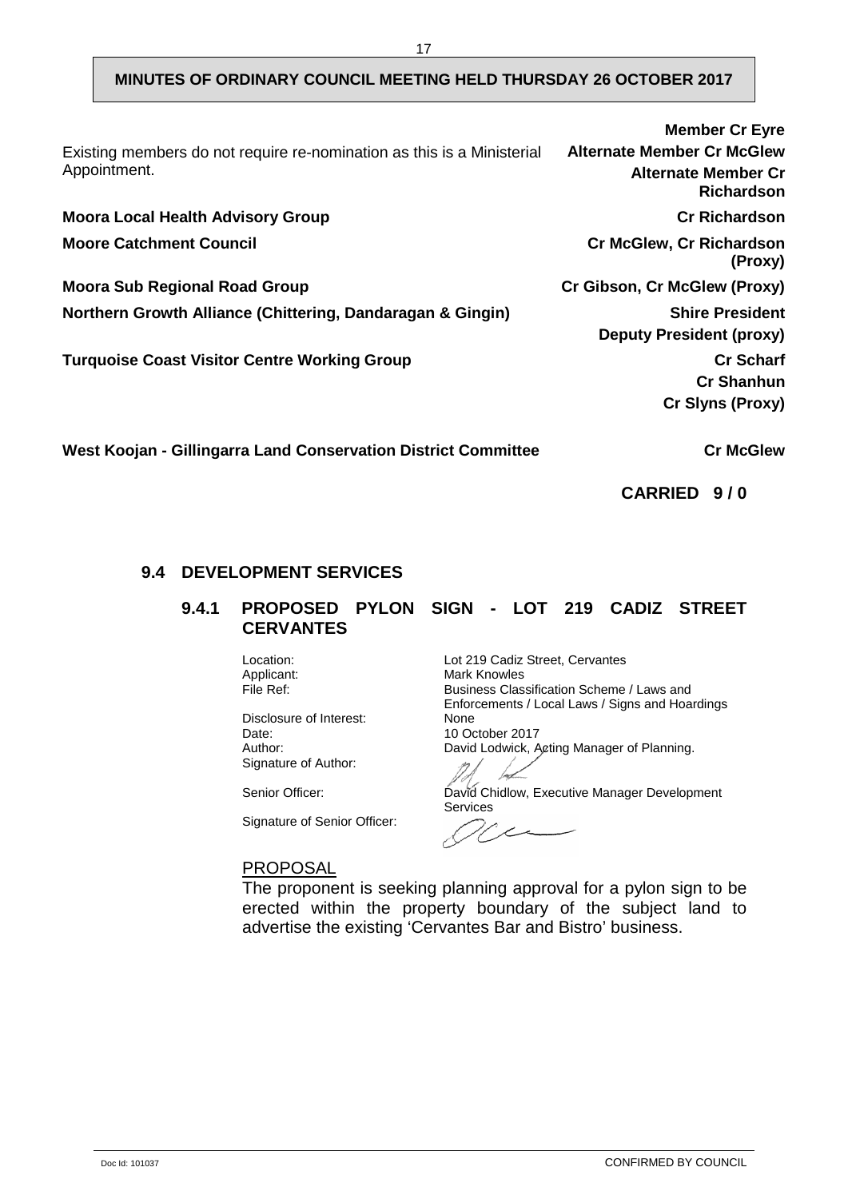Existing members do not require re-nomination as this is a Ministerial Appointment.

| | |
|---|---|
| | **Member Cr Eyre** |
| | **Alternate Member Cr McGlew** |
| | **Alternate Member Cr Richardson** |
| **Moora Local Health Advisory Group** | **Cr Richardson** |
| **Moore Catchment Council** | **Cr McGlew, Cr Richardson (Proxy)** |
| **Moora Sub Regional Road Group** | **Cr Gibson, Cr McGlew (Proxy)** |
| **Northern Growth Alliance (Chittering, Dandaragan & Gingin)** | **Shire President Deputy President (proxy)** |
| **Turquoise Coast Visitor Centre Working Group** | **Cr Scharf Cr Shanhun Cr Slyns (Proxy)** |
| **West Koojan - Gillingarra Land Conservation District Committee** | **Cr McGlew** |

**CARRIED 9 / 0**

## 9.4 DEVELOPMENT SERVICES

### 9.4.1 PROPOSED PYLON SIGN - LOT 219 CADIZ STREET CERVANTES

| | |
|---|---|
| Location: | Lot 219 Cadiz Street, Cervantes |
| Applicant: | Mark Knowles |
| File Ref: | Business Classification Scheme / Laws and Enforcements / Local Laws / Signs and Hoardings |
| Disclosure of Interest: | None |
| Date: | 10 October 2017 |
| Author: | David Lodwick, Acting Manager of Planning. |
| Signature of Author: | |
| Senior Officer: | David Chidlow, Executive Manager Development Services |
| Signature of Senior Officer: | |

PROPOSAL

The proponent is seeking planning approval for a pylon sign to be erected within the property boundary of the subject land to advertise the existing 'Cervantes Bar and Bistro' business.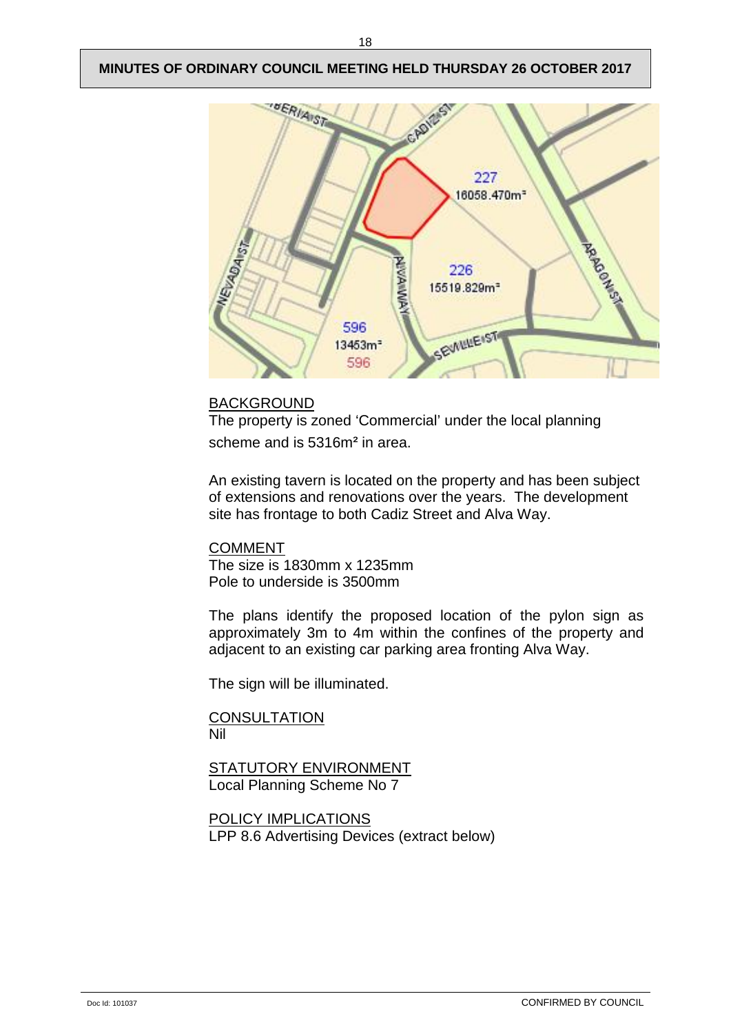BACKGROUND

The property is zoned 'Commercial' under the local planning scheme and is 5316m² in area.

An existing tavern is located on the property and has been subject of extensions and renovations over the years. The development site has frontage to both Cadiz Street and Alva Way.

COMMENT

The size is 1830mm x 1235mm

Pole to underside is 3500mm

The plans identify the proposed location of the pylon sign as approximately 3m to 4m within the confines of the property and adjacent to an existing car parking area fronting Alva Way.

The sign will be illuminated.

CONSULTATION

Nil

STATUTORY ENVIRONMENT

Local Planning Scheme No 7

POLICY IMPLICATIONS

LPP 8.6 Advertising Devices (extract below)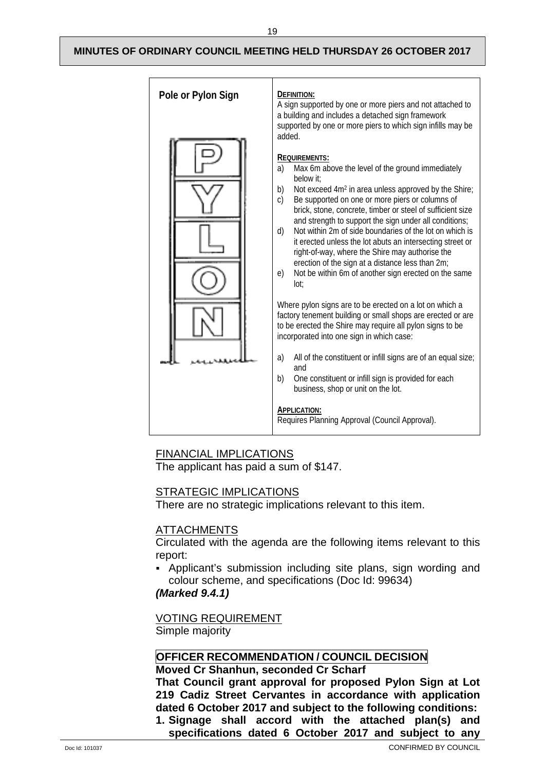| Pole or Pylon Sign | **DEFINITION:**<br>A sign supported by one or more piers and not attached to a building and includes a detached sign framework supported by one or more piers to which sign infills may be added.<br><br>**REQUIREMENTS:**<br>a) Max 6m above the level of the ground immediately below it;<br>b) Not exceed $4m^2$ in area unless approved by the Shire;<br>c) Be supported on one or more piers or columns of brick, stone, concrete, timber or steel of sufficient size and strength to support the sign under all conditions;<br>d) Not within 2m of side boundaries of the lot on which is it erected unless the lot abuts an intersecting street or right-of-way, where the Shire may authorise the erection of the sign at a distance less than 2m;<br>e) Not be within 6m of another sign erected on the same lot;<br><br>Where pylon signs are to be erected on a lot on which a factory tenement building or small shops are erected or are to be erected the Shire may require all pylon signs to be incorporated into one sign in which case:<br><br>a) All of the constituent or infill signs are of an equal size; and<br>b) One constituent or infill sign is provided for each business, shop or unit on the lot.<br><br>**APPLICATION:**<br>Requires Planning Approval (Council Approval). |
|---|---|

FINANCIAL IMPLICATIONS

The applicant has paid a sum of $147.

STRATEGIC IMPLICATIONS

There are no strategic implications relevant to this item.

ATTACHMENTS

Circulated with the agenda are the following items relevant to this report:

- Applicant's submission including site plans, sign wording and colour scheme, and specifications (Doc Id: 99634)

***(Marked 9.4.1)***

VOTING REQUIREMENT

Simple majority

**OFFICER RECOMMENDATION / COUNCIL DECISION**

**Moved Cr Shanhun, seconded Cr Scharf**

**That Council grant approval for proposed Pylon Sign at Lot 219 Cadiz Street Cervantes in accordance with application dated 6 October 2017 and subject to the following conditions:**

1. **Signage shall accord with the attached plan(s) and specifications dated 6 October 2017 and subject to any**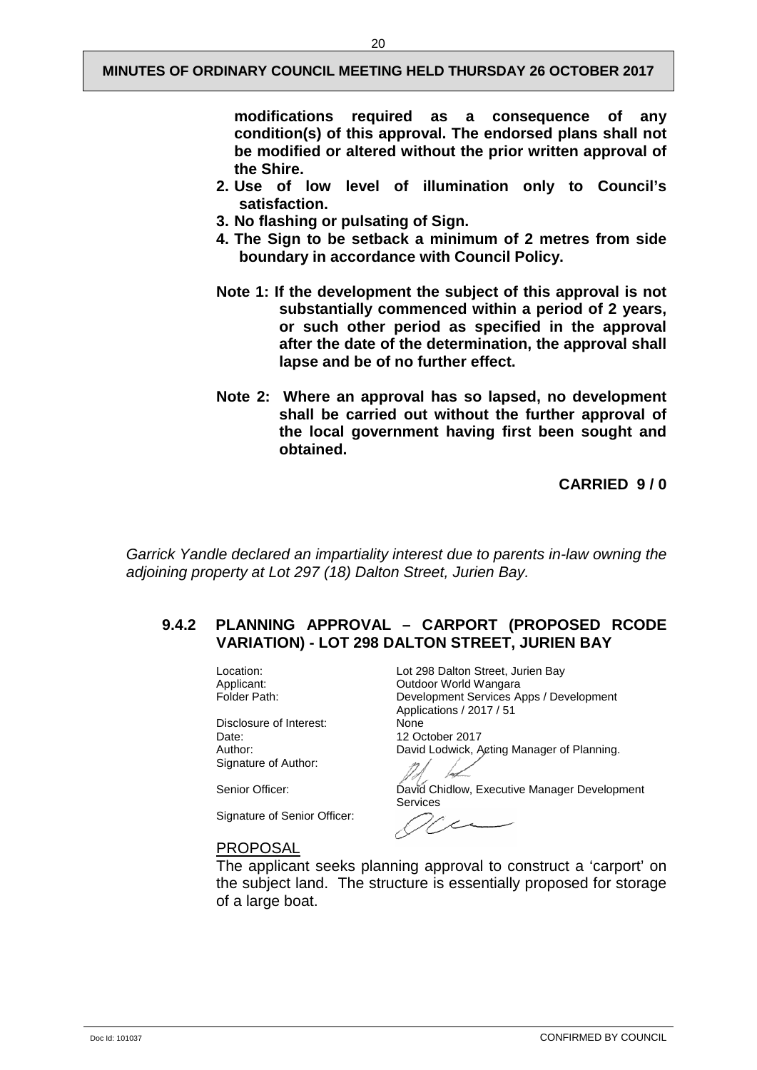**modifications required as a consequence of any condition(s) of this approval. The endorsed plans shall not be modified or altered without the prior written approval of the Shire.**

2. **Use of low level of illumination only to Council's satisfaction.**
3. **No flashing or pulsating of Sign.**
4. **The Sign to be setback a minimum of 2 metres from side boundary in accordance with Council Policy.**

**Note 1: If the development the subject of this approval is not substantially commenced within a period of 2 years, or such other period as specified in the approval after the date of the determination, the approval shall lapse and be of no further effect.**

**Note 2: Where an approval has so lapsed, no development shall be carried out without the further approval of the local government having first been sought and obtained.**

**CARRIED 9 / 0**

*Garrick Yandle declared an impartiality interest due to parents in-law owning the adjoining property at Lot 297 (18) Dalton Street, Jurien Bay.*

## 9.4.2 PLANNING APPROVAL – CARPORT (PROPOSED RCODE VARIATION) - LOT 298 DALTON STREET, JURIEN BAY

| | |
|---|---|
| Location: | Lot 298 Dalton Street, Jurien Bay |
| Applicant: | Outdoor World Wangara |
| Folder Path: | Development Services Apps / Development Applications / 2017 / 51 |
| Disclosure of Interest: | None |
| Date: | 12 October 2017 |
| Author: | David Lodwick, Acting Manager of Planning. |
| Signature of Author: | |
| Senior Officer: | David Chidlow, Executive Manager Development Services |
| Signature of Senior Officer: | |

PROPOSAL

The applicant seeks planning approval to construct a 'carport' on the subject land. The structure is essentially proposed for storage of a large boat.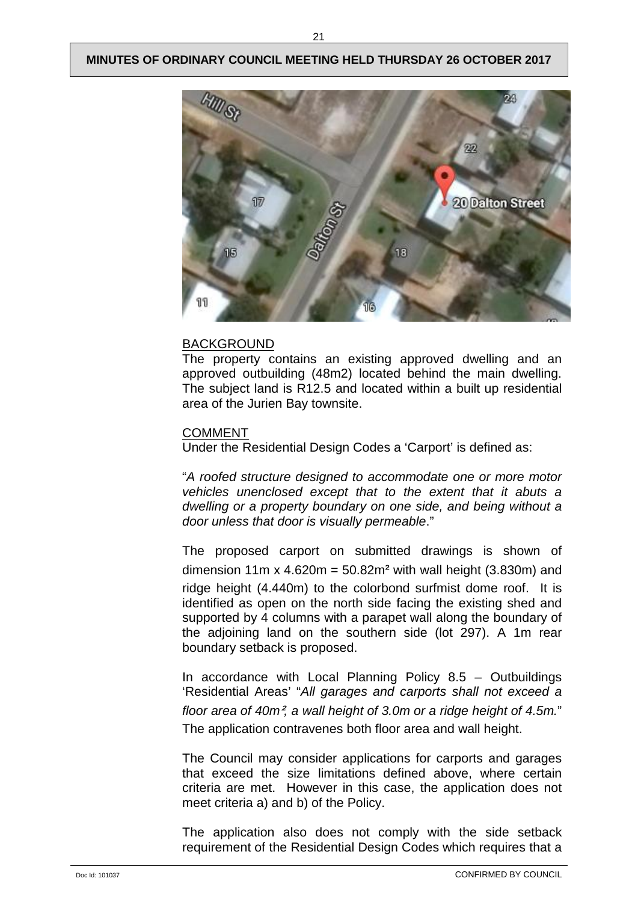## BACKGROUND

The property contains an existing approved dwelling and an approved outbuilding (48m2) located behind the main dwelling. The subject land is R12.5 and located within a built up residential area of the Jurien Bay townsite.

## COMMENT

Under the Residential Design Codes a 'Carport' is defined as:

"*A roofed structure designed to accommodate one or more motor vehicles unenclosed except that to the extent that it abuts a dwelling or a property boundary on one side, and being without a door unless that door is visually permeable*."

The proposed carport on submitted drawings is shown of dimension 11m x 4.620m = 50.82m² with wall height (3.830m) and ridge height (4.440m) to the colorbond surfmist dome roof. It is identified as open on the north side facing the existing shed and supported by 4 columns with a parapet wall along the boundary of the adjoining land on the southern side (lot 297). A 1m rear boundary setback is proposed.

In accordance with Local Planning Policy 8.5 – Outbuildings 'Residential Areas' "*All garages and carports shall not exceed a floor area of 40m², a wall height of 3.0m or a ridge height of 4.5m.*" The application contravenes both floor area and wall height.

The Council may consider applications for carports and garages that exceed the size limitations defined above, where certain criteria are met. However in this case, the application does not meet criteria a) and b) of the Policy.

The application also does not comply with the side setback requirement of the Residential Design Codes which requires that a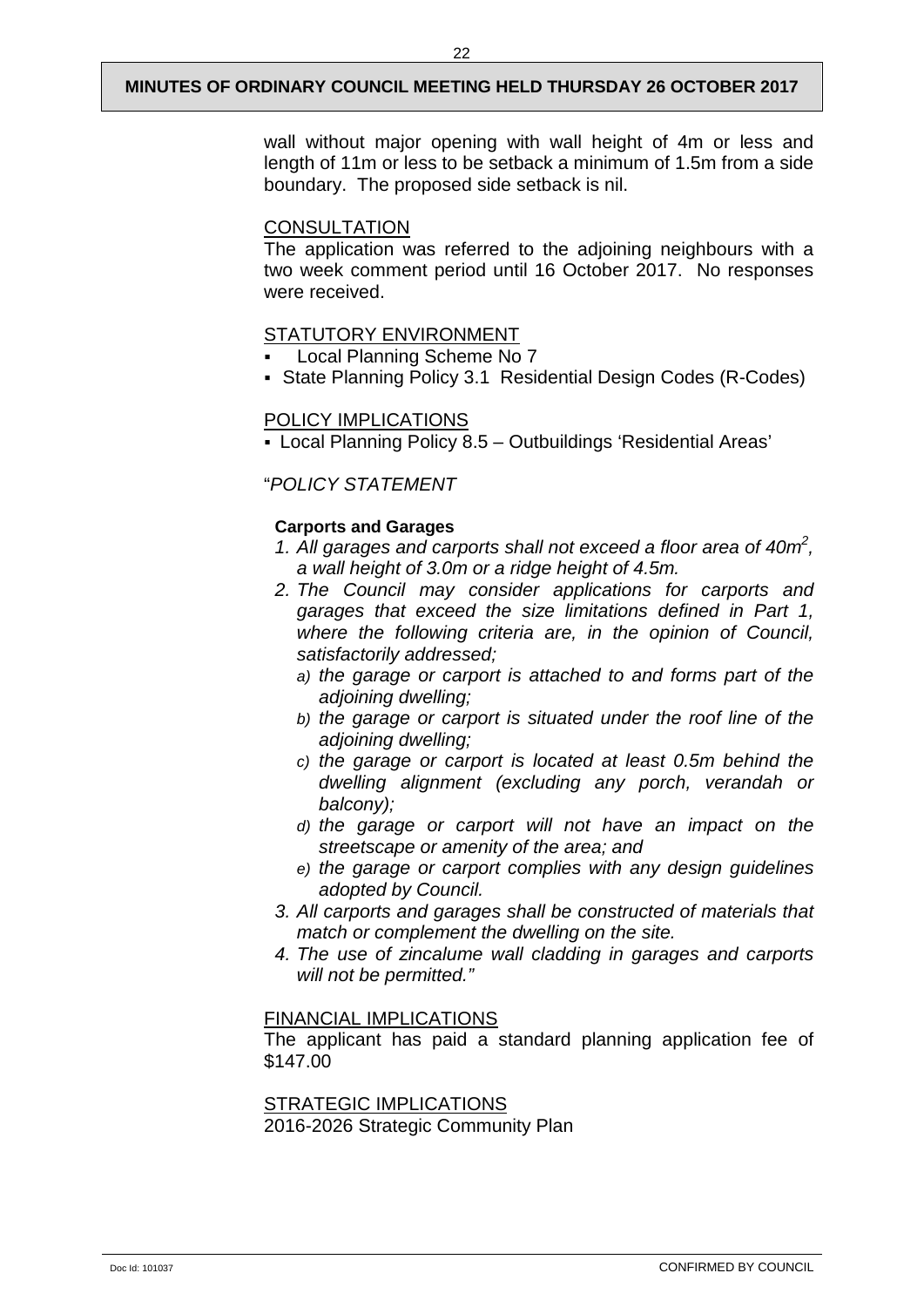wall without major opening with wall height of 4m or less and length of 11m or less to be setback a minimum of 1.5m from a side boundary. The proposed side setback is nil.

CONSULTATION

The application was referred to the adjoining neighbours with a two week comment period until 16 October 2017. No responses were received.

STATUTORY ENVIRONMENT

- Local Planning Scheme No 7
- State Planning Policy 3.1 Residential Design Codes (R-Codes)

POLICY IMPLICATIONS

- Local Planning Policy 8.5 – Outbuildings 'Residential Areas'

"*POLICY STATEMENT*

**Carports and Garages**

1. *All garages and carports shall not exceed a floor area of 40m², a wall height of 3.0m or a ridge height of 4.5m.*
2. *The Council may consider applications for carports and garages that exceed the size limitations defined in Part 1, where the following criteria are, in the opinion of Council, satisfactorily addressed;*
   a) *the garage or carport is attached to and forms part of the adjoining dwelling;*
   b) *the garage or carport is situated under the roof line of the adjoining dwelling;*
   c) *the garage or carport is located at least 0.5m behind the dwelling alignment (excluding any porch, verandah or balcony);*
   d) *the garage or carport will not have an impact on the streetscape or amenity of the area; and*
   e) *the garage or carport complies with any design guidelines adopted by Council.*
3. *All carports and garages shall be constructed of materials that match or complement the dwelling on the site.*
4. *The use of zincalume wall cladding in garages and carports will not be permitted."*

FINANCIAL IMPLICATIONS

The applicant has paid a standard planning application fee of $147.00

STRATEGIC IMPLICATIONS

2016-2026 Strategic Community Plan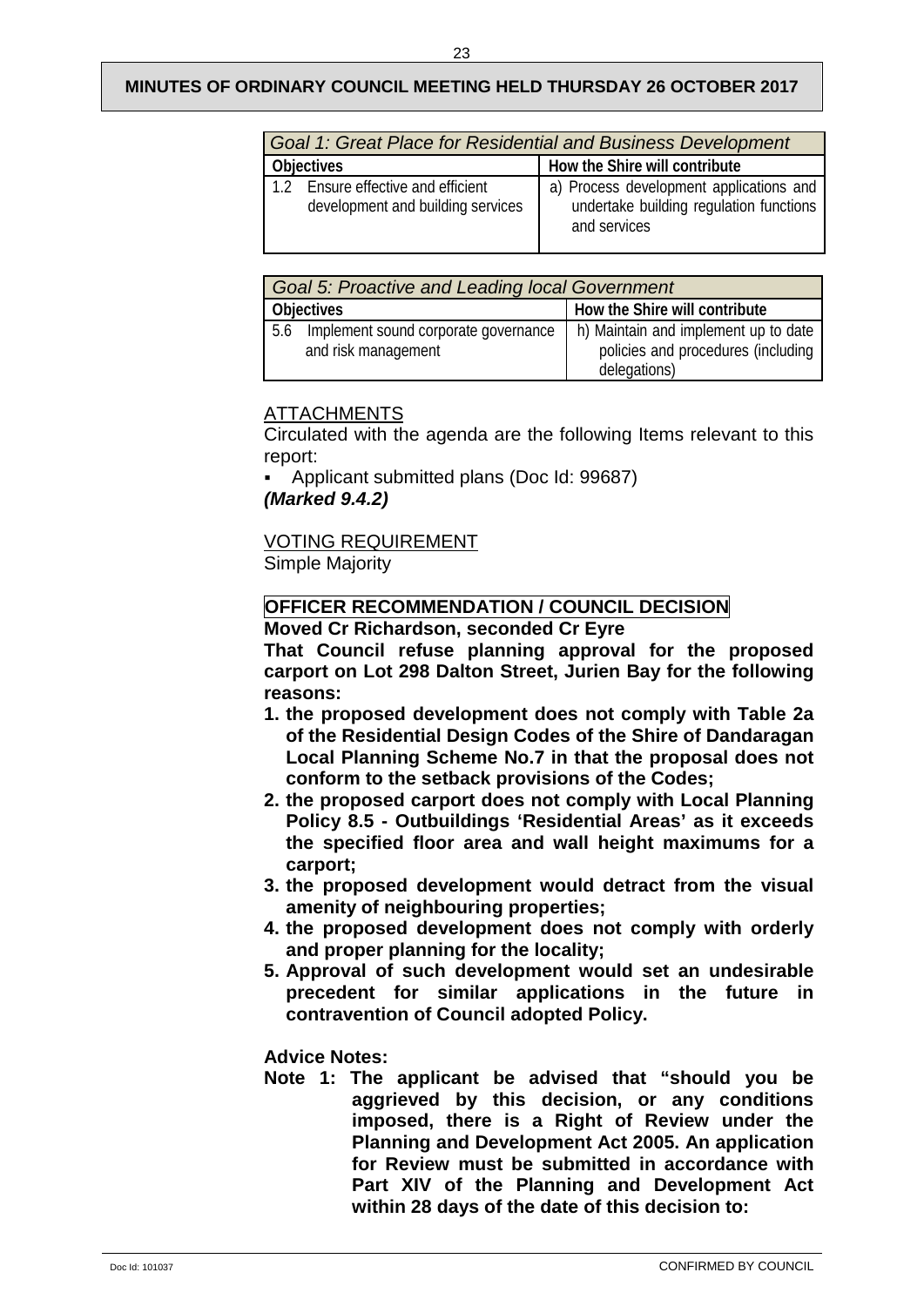| Goal 1: Great Place for Residential and Business Development | |
|---|---|
| **Objectives** | **How the Shire will contribute** |
| 1.2 Ensure effective and efficient development and building services | a) Process development applications and undertake building regulation functions and services |

| Goal 5: Proactive and Leading local Government | |
|---|---|
| **Objectives** | **How the Shire will contribute** |
| 5.6 Implement sound corporate governance and risk management | h) Maintain and implement up to date policies and procedures (including delegations) |

ATTACHMENTS

Circulated with the agenda are the following Items relevant to this report:

- Applicant submitted plans (Doc Id: 99687)

***(Marked 9.4.2)***

VOTING REQUIREMENT

Simple Majority

**OFFICER RECOMMENDATION / COUNCIL DECISION**

**Moved Cr Richardson, seconded Cr Eyre**

**That Council refuse planning approval for the proposed carport on Lot 298 Dalton Street, Jurien Bay for the following reasons:**

1. **the proposed development does not comply with Table 2a of the Residential Design Codes of the Shire of Dandaragan Local Planning Scheme No.7 in that the proposal does not conform to the setback provisions of the Codes;**
2. **the proposed carport does not comply with Local Planning Policy 8.5 - Outbuildings 'Residential Areas' as it exceeds the specified floor area and wall height maximums for a carport;**
3. **the proposed development would detract from the visual amenity of neighbouring properties;**
4. **the proposed development does not comply with orderly and proper planning for the locality;**
5. **Approval of such development would set an undesirable precedent for similar applications in the future in contravention of Council adopted Policy.**

**Advice Notes:**

**Note 1: The applicant be advised that "should you be aggrieved by this decision, or any conditions imposed, there is a Right of Review under the Planning and Development Act 2005. An application for Review must be submitted in accordance with Part XIV of the Planning and Development Act within 28 days of the date of this decision to:**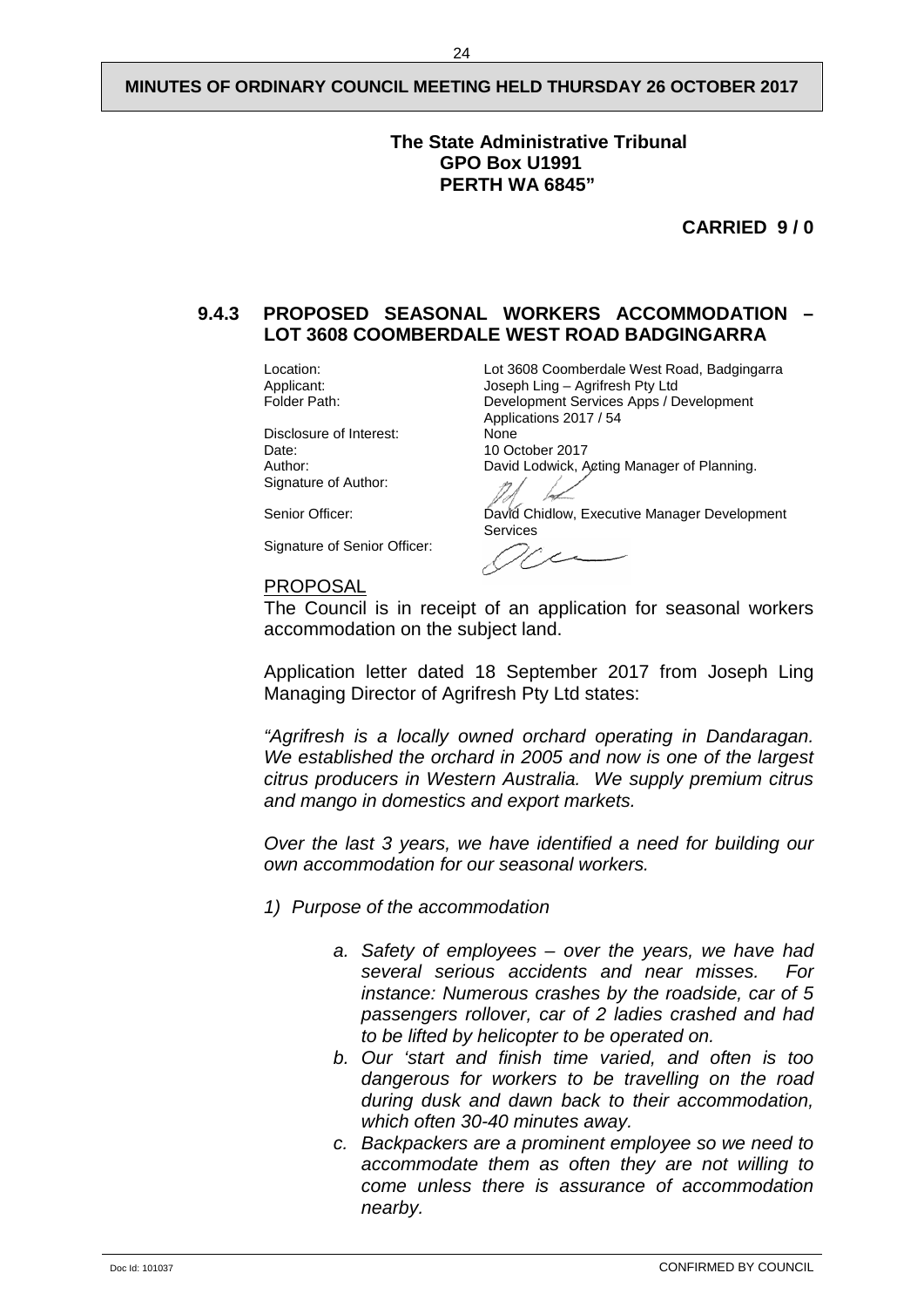**The State Administrative Tribunal**
**GPO Box U1991**
**PERTH WA 6845"**

**CARRIED 9 / 0**

### 9.4.3 PROPOSED SEASONAL WORKERS ACCOMMODATION – LOT 3608 COOMBERDALE WEST ROAD BADGINGARRA

| | |
|---|---|
| Location: | Lot 3608 Coomberdale West Road, Badgingarra |
| Applicant: | Joseph Ling – Agrifresh Pty Ltd |
| Folder Path: | Development Services Apps / Development Applications 2017 / 54 |
| Disclosure of Interest: | None |
| Date: | 10 October 2017 |
| Author: | David Lodwick, Acting Manager of Planning. |
| Signature of Author: | |
| Senior Officer: | David Chidlow, Executive Manager Development Services |
| Signature of Senior Officer: | |

PROPOSAL

The Council is in receipt of an application for seasonal workers accommodation on the subject land.

Application letter dated 18 September 2017 from Joseph Ling Managing Director of Agrifresh Pty Ltd states:

*"Agrifresh is a locally owned orchard operating in Dandaragan. We established the orchard in 2005 and now is one of the largest citrus producers in Western Australia. We supply premium citrus and mango in domestics and export markets.*

*Over the last 3 years, we have identified a need for building our own accommodation for our seasonal workers.*

1) *Purpose of the accommodation*

   a. *Safety of employees – over the years, we have had several serious accidents and near misses. For instance: Numerous crashes by the roadside, car of 5 passengers rollover, car of 2 ladies crashed and had to be lifted by helicopter to be operated on.*
   b. *Our 'start and finish time varied, and often is too dangerous for workers to be travelling on the road during dusk and dawn back to their accommodation, which often 30-40 minutes away.*
   c. *Backpackers are a prominent employee so we need to accommodate them as often they are not willing to come unless there is assurance of accommodation nearby.*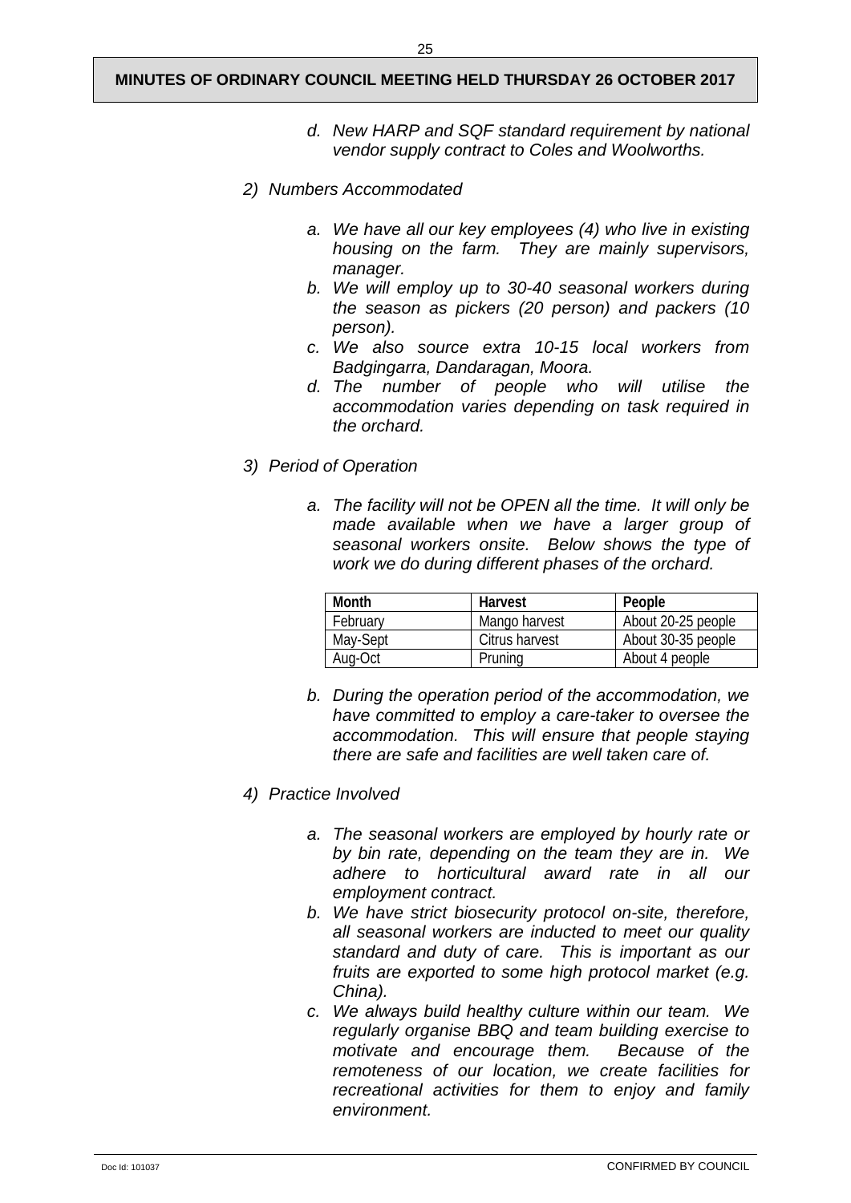*d. New HARP and SQF standard requirement by national vendor supply contract to Coles and Woolworths.*

*2) Numbers Accommodated*

*a. We have all our key employees (4) who live in existing housing on the farm. They are mainly supervisors, manager.*

*b. We will employ up to 30-40 seasonal workers during the season as pickers (20 person) and packers (10 person).*

*c. We also source extra 10-15 local workers from Badgingarra, Dandaragan, Moora.*

*d. The number of people who will utilise the accommodation varies depending on task required in the orchard.*

*3) Period of Operation*

*a. The facility will not be OPEN all the time. It will only be made available when we have a larger group of seasonal workers onsite. Below shows the type of work we do during different phases of the orchard.*

| Month | Harvest | People |
|---|---|---|
| February | Mango harvest | About 20-25 people |
| May-Sept | Citrus harvest | About 30-35 people |
| Aug-Oct | Pruning | About 4 people |

*b. During the operation period of the accommodation, we have committed to employ a care-taker to oversee the accommodation. This will ensure that people staying there are safe and facilities are well taken care of.*

*4) Practice Involved*

*a. The seasonal workers are employed by hourly rate or by bin rate, depending on the team they are in. We adhere to horticultural award rate in all our employment contract.*

*b. We have strict biosecurity protocol on-site, therefore, all seasonal workers are inducted to meet our quality standard and duty of care. This is important as our fruits are exported to some high protocol market (e.g. China).*

*c. We always build healthy culture within our team. We regularly organise BBQ and team building exercise to motivate and encourage them. Because of the remoteness of our location, we create facilities for recreational activities for them to enjoy and family environment.*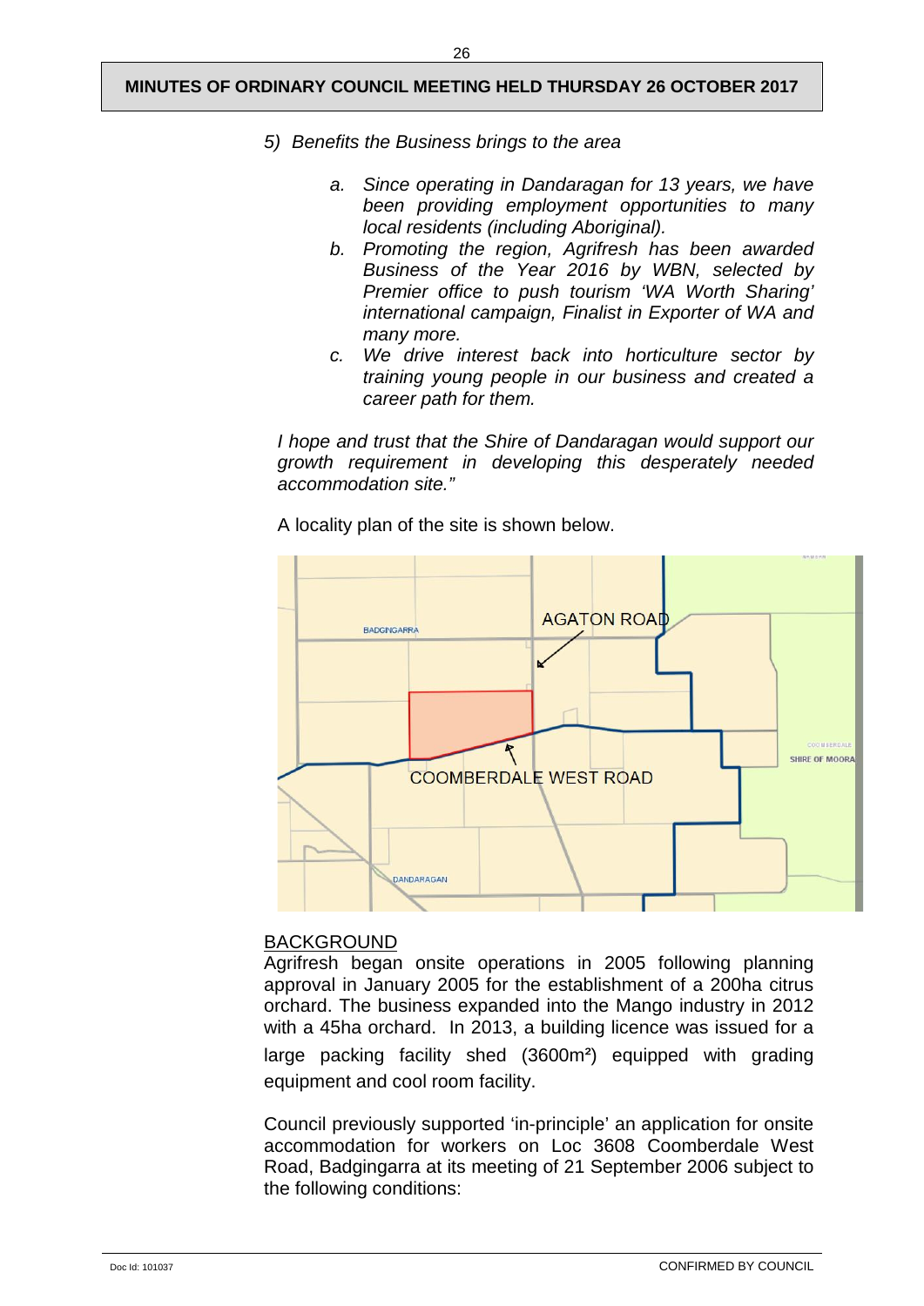*5) Benefits the Business brings to the area*

*a. Since operating in Dandaragan for 13 years, we have been providing employment opportunities to many local residents (including Aboriginal).*

*b. Promoting the region, Agrifresh has been awarded Business of the Year 2016 by WBN, selected by Premier office to push tourism 'WA Worth Sharing' international campaign, Finalist in Exporter of WA and many more.*

*c. We drive interest back into horticulture sector by training young people in our business and created a career path for them.*

*I hope and trust that the Shire of Dandaragan would support our growth requirement in developing this desperately needed accommodation site."*

A locality plan of the site is shown below.

AGATON ROAD

BADGINGARRA

COOMBERDALE WEST ROAD

SHIRE OF MOORA

DANDARAGAN

<u>BACKGROUND</u>

Agrifresh began onsite operations in 2005 following planning approval in January 2005 for the establishment of a 200ha citrus orchard. The business expanded into the Mango industry in 2012 with a 45ha orchard. In 2013, a building licence was issued for a large packing facility shed (3600m²) equipped with grading equipment and cool room facility.

Council previously supported 'in-principle' an application for onsite accommodation for workers on Loc 3608 Coomberdale West Road, Badgingarra at its meeting of 21 September 2006 subject to the following conditions: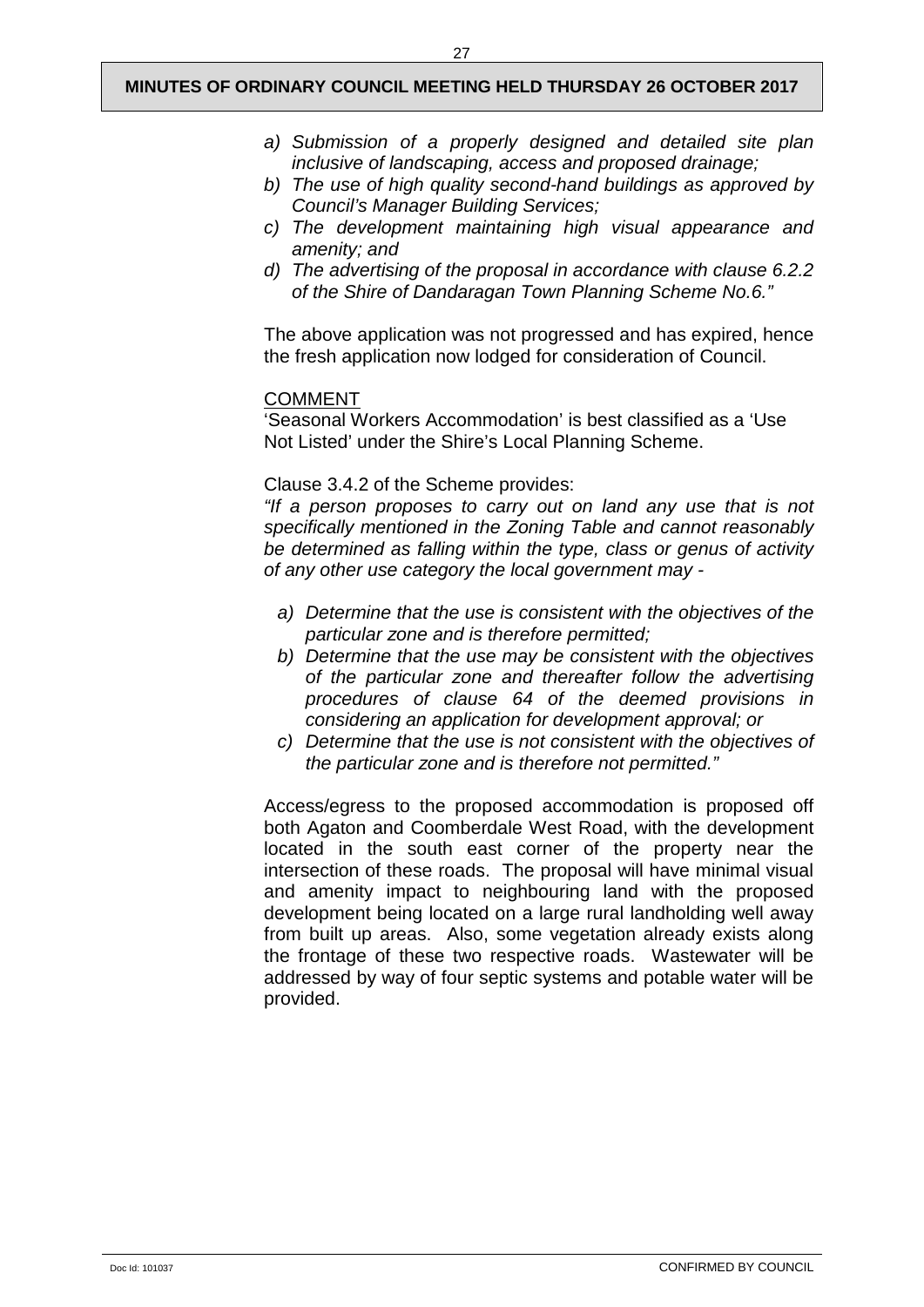*a) Submission of a properly designed and detailed site plan inclusive of landscaping, access and proposed drainage;*
*b) The use of high quality second-hand buildings as approved by Council's Manager Building Services;*
*c) The development maintaining high visual appearance and amenity; and*
*d) The advertising of the proposal in accordance with clause 6.2.2 of the Shire of Dandaragan Town Planning Scheme No.6."*

The above application was not progressed and has expired, hence the fresh application now lodged for consideration of Council.

COMMENT

'Seasonal Workers Accommodation' is best classified as a 'Use Not Listed' under the Shire's Local Planning Scheme.

Clause 3.4.2 of the Scheme provides:

*"If a person proposes to carry out on land any use that is not specifically mentioned in the Zoning Table and cannot reasonably be determined as falling within the type, class or genus of activity of any other use category the local government may -*

*a) Determine that the use is consistent with the objectives of the particular zone and is therefore permitted;*
*b) Determine that the use may be consistent with the objectives of the particular zone and thereafter follow the advertising procedures of clause 64 of the deemed provisions in considering an application for development approval; or*
*c) Determine that the use is not consistent with the objectives of the particular zone and is therefore not permitted."*

Access/egress to the proposed accommodation is proposed off both Agaton and Coomberdale West Road, with the development located in the south east corner of the property near the intersection of these roads. The proposal will have minimal visual and amenity impact to neighbouring land with the proposed development being located on a large rural landholding well away from built up areas. Also, some vegetation already exists along the frontage of these two respective roads. Wastewater will be addressed by way of four septic systems and potable water will be provided.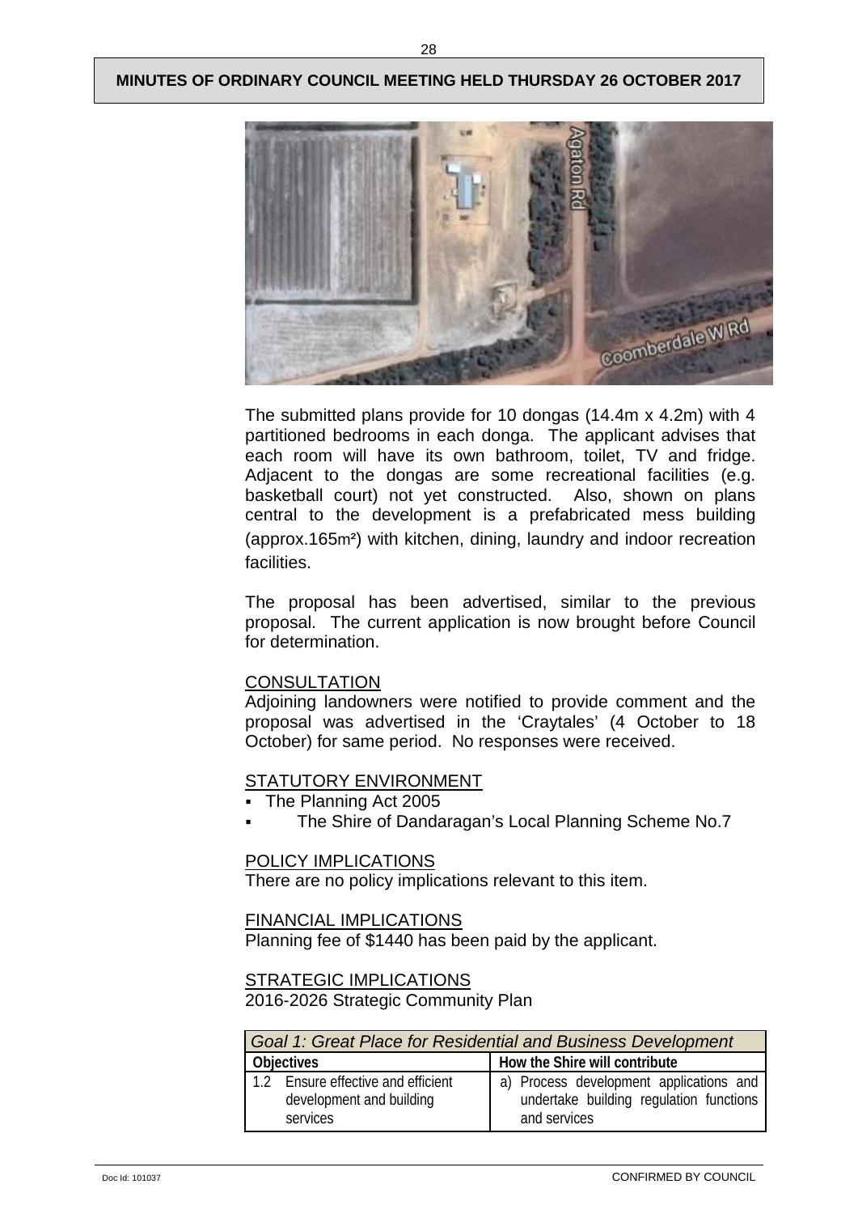The submitted plans provide for 10 dongas (14.4m x 4.2m) with 4 partitioned bedrooms in each donga. The applicant advises that each room will have its own bathroom, toilet, TV and fridge. Adjacent to the dongas are some recreational facilities (e.g. basketball court) not yet constructed. Also, shown on plans central to the development is a prefabricated mess building (approx.165m²) with kitchen, dining, laundry and indoor recreation facilities.

The proposal has been advertised, similar to the previous proposal. The current application is now brought before Council for determination.

## CONSULTATION

Adjoining landowners were notified to provide comment and the proposal was advertised in the 'Craytales' (4 October to 18 October) for same period. No responses were received.

## STATUTORY ENVIRONMENT

- The Planning Act 2005
- The Shire of Dandaragan's Local Planning Scheme No.7

## POLICY IMPLICATIONS

There are no policy implications relevant to this item.

## FINANCIAL IMPLICATIONS

Planning fee of $1440 has been paid by the applicant.

## STRATEGIC IMPLICATIONS

2016-2026 Strategic Community Plan

| *Goal 1: Great Place for Residential and Business Development* | |
|---|---|
| **Objectives** | **How the Shire will contribute** |
| 1.2 Ensure effective and efficient development and building services | a) Process development applications and undertake building regulation functions and services |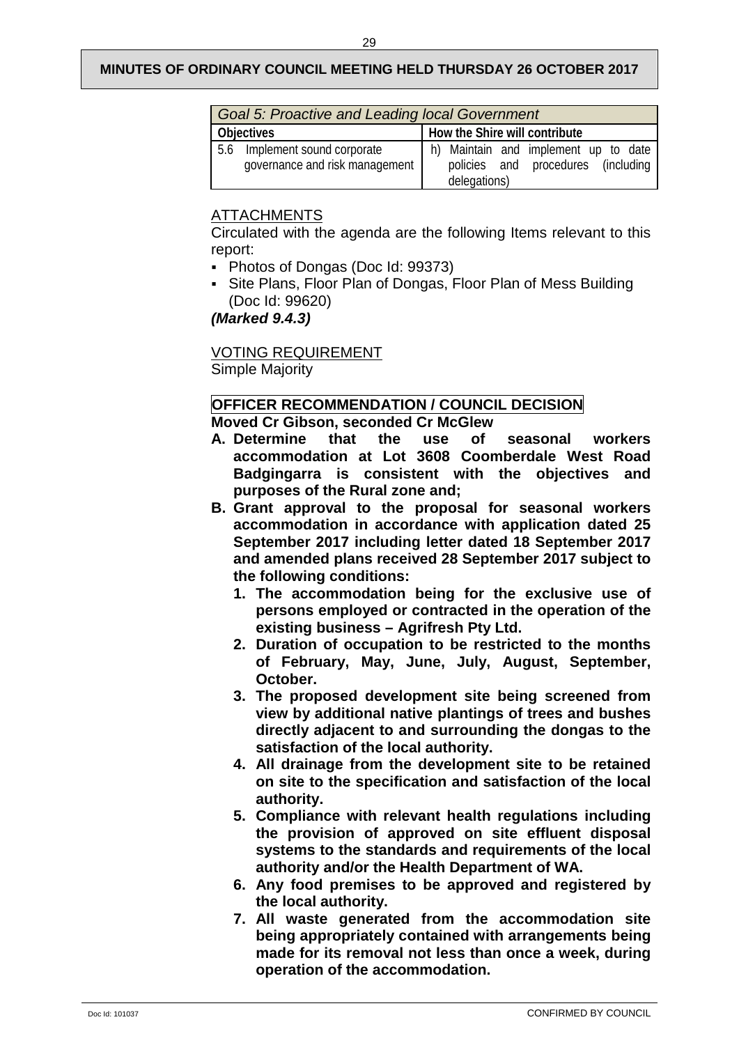| Goal 5: Proactive and Leading local Government | |
|---|---|
| **Objectives** | **How the Shire will contribute** |
| 5.6 Implement sound corporate governance and risk management | h) Maintain and implement up to date policies and procedures (including delegations) |

ATTACHMENTS

Circulated with the agenda are the following Items relevant to this report:

- Photos of Dongas (Doc Id: 99373)
- Site Plans, Floor Plan of Dongas, Floor Plan of Mess Building (Doc Id: 99620)

***(Marked 9.4.3)***

VOTING REQUIREMENT

Simple Majority

**OFFICER RECOMMENDATION / COUNCIL DECISION**

**Moved Cr Gibson, seconded Cr McGlew**

**A. Determine that the use of seasonal workers accommodation at Lot 3608 Coomberdale West Road Badgingarra is consistent with the objectives and purposes of the Rural zone and;**

**B. Grant approval to the proposal for seasonal workers accommodation in accordance with application dated 25 September 2017 including letter dated 18 September 2017 and amended plans received 28 September 2017 subject to the following conditions:**

1. **The accommodation being for the exclusive use of persons employed or contracted in the operation of the existing business – Agrifresh Pty Ltd.**
2. **Duration of occupation to be restricted to the months of February, May, June, July, August, September, October.**
3. **The proposed development site being screened from view by additional native plantings of trees and bushes directly adjacent to and surrounding the dongas to the satisfaction of the local authority.**
4. **All drainage from the development site to be retained on site to the specification and satisfaction of the local authority.**
5. **Compliance with relevant health regulations including the provision of approved on site effluent disposal systems to the standards and requirements of the local authority and/or the Health Department of WA.**
6. **Any food premises to be approved and registered by the local authority.**
7. **All waste generated from the accommodation site being appropriately contained with arrangements being made for its removal not less than once a week, during operation of the accommodation.**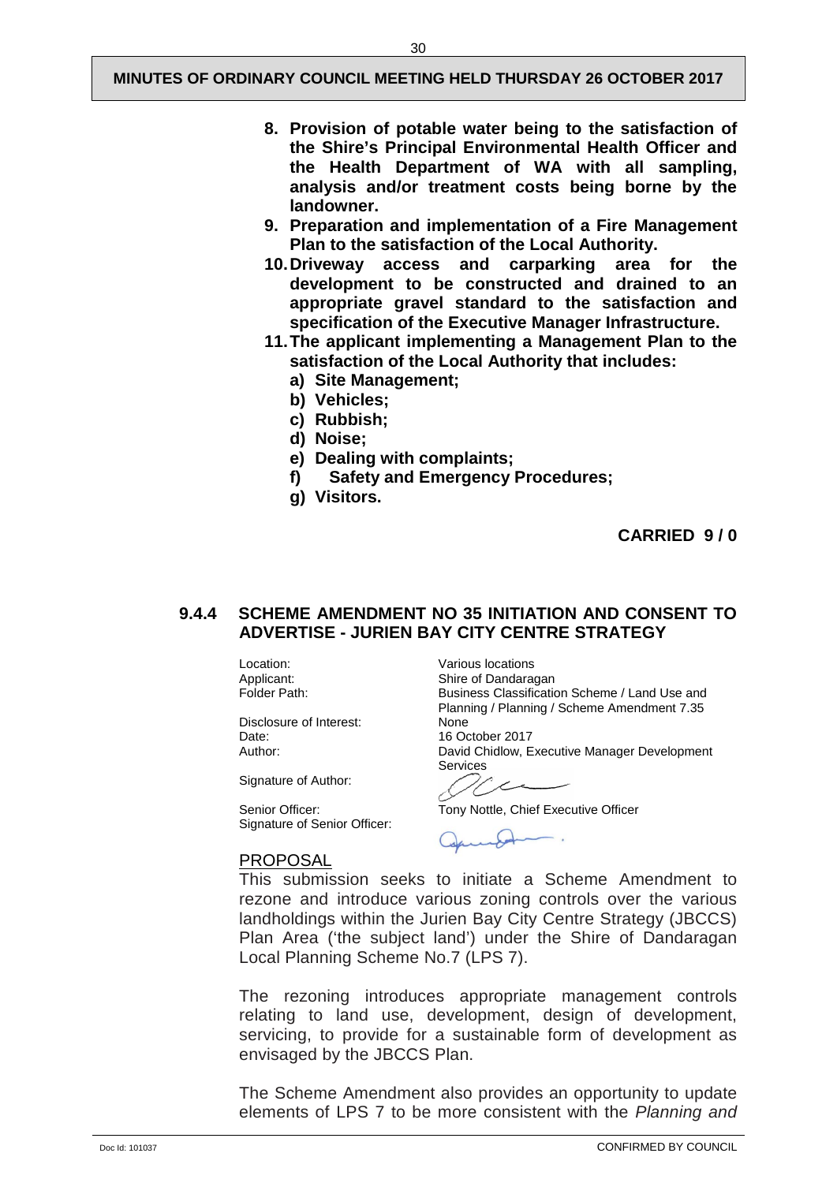8. **Provision of potable water being to the satisfaction of the Shire's Principal Environmental Health Officer and the Health Department of WA with all sampling, analysis and/or treatment costs being borne by the landowner.**
9. **Preparation and implementation of a Fire Management Plan to the satisfaction of the Local Authority.**
10. **Driveway access and carparking area for the development to be constructed and drained to an appropriate gravel standard to the satisfaction and specification of the Executive Manager Infrastructure.**
11. **The applicant implementing a Management Plan to the satisfaction of the Local Authority that includes:**
    a) **Site Management;**
    b) **Vehicles;**
    c) **Rubbish;**
    d) **Noise;**
    e) **Dealing with complaints;**
    f) **Safety and Emergency Procedures;**
    g) **Visitors.**

**CARRIED 9 / 0**

### 9.4.4 SCHEME AMENDMENT NO 35 INITIATION AND CONSENT TO ADVERTISE - JURIEN BAY CITY CENTRE STRATEGY

| | |
|---|---|
| Location: | Various locations |
| Applicant: | Shire of Dandaragan |
| Folder Path: | Business Classification Scheme / Land Use and Planning / Planning / Scheme Amendment 7.35 |
| Disclosure of Interest: | None |
| Date: | 16 October 2017 |
| Author: | David Chidlow, Executive Manager Development Services |
| Signature of Author: | |
| Senior Officer: | Tony Nottle, Chief Executive Officer |
| Signature of Senior Officer: | |

<u>PROPOSAL</u>

This submission seeks to initiate a Scheme Amendment to rezone and introduce various zoning controls over the various landholdings within the Jurien Bay City Centre Strategy (JBCCS) Plan Area ('the subject land') under the Shire of Dandaragan Local Planning Scheme No.7 (LPS 7).

The rezoning introduces appropriate management controls relating to land use, development, design of development, servicing, to provide for a sustainable form of development as envisaged by the JBCCS Plan.

The Scheme Amendment also provides an opportunity to update elements of LPS 7 to be more consistent with the *Planning and*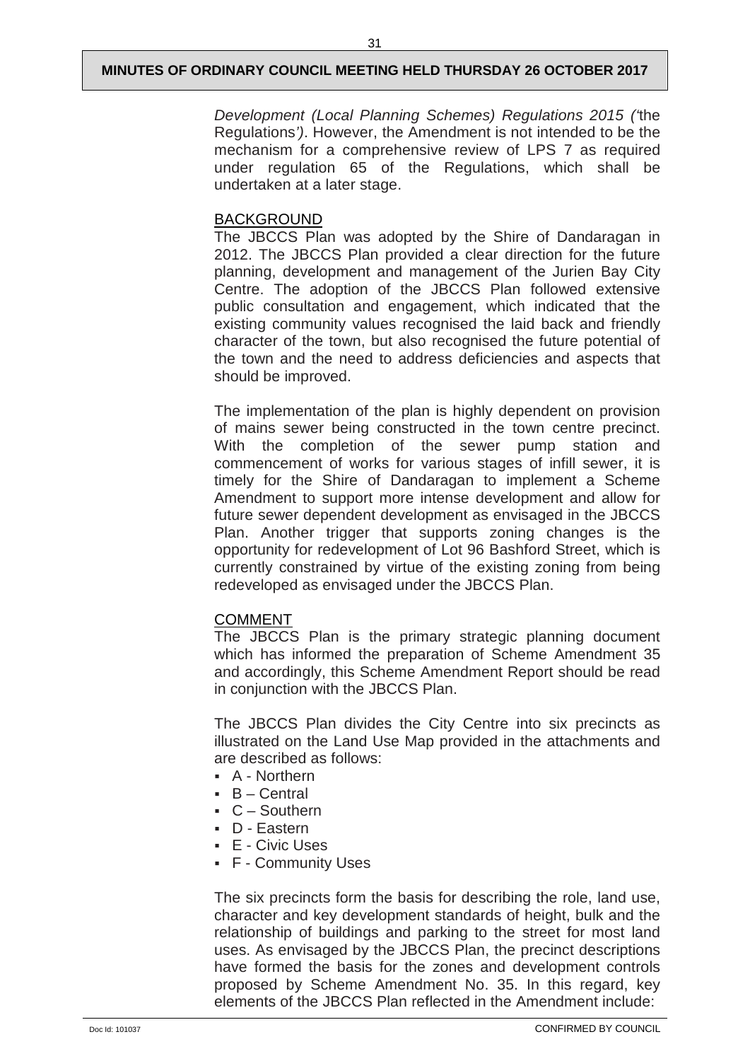*Development (Local Planning Schemes) Regulations 2015 ('*the Regulations*')*. However, the Amendment is not intended to be the mechanism for a comprehensive review of LPS 7 as required under regulation 65 of the Regulations, which shall be undertaken at a later stage.

BACKGROUND

The JBCCS Plan was adopted by the Shire of Dandaragan in 2012. The JBCCS Plan provided a clear direction for the future planning, development and management of the Jurien Bay City Centre. The adoption of the JBCCS Plan followed extensive public consultation and engagement, which indicated that the existing community values recognised the laid back and friendly character of the town, but also recognised the future potential of the town and the need to address deficiencies and aspects that should be improved.

The implementation of the plan is highly dependent on provision of mains sewer being constructed in the town centre precinct. With the completion of the sewer pump station and commencement of works for various stages of infill sewer, it is timely for the Shire of Dandaragan to implement a Scheme Amendment to support more intense development and allow for future sewer dependent development as envisaged in the JBCCS Plan. Another trigger that supports zoning changes is the opportunity for redevelopment of Lot 96 Bashford Street, which is currently constrained by virtue of the existing zoning from being redeveloped as envisaged under the JBCCS Plan.

COMMENT

The JBCCS Plan is the primary strategic planning document which has informed the preparation of Scheme Amendment 35 and accordingly, this Scheme Amendment Report should be read in conjunction with the JBCCS Plan.

The JBCCS Plan divides the City Centre into six precincts as illustrated on the Land Use Map provided in the attachments and are described as follows:

- A - Northern
- B – Central
- C – Southern
- D - Eastern
- E - Civic Uses
- F - Community Uses

The six precincts form the basis for describing the role, land use, character and key development standards of height, bulk and the relationship of buildings and parking to the street for most land uses. As envisaged by the JBCCS Plan, the precinct descriptions have formed the basis for the zones and development controls proposed by Scheme Amendment No. 35. In this regard, key elements of the JBCCS Plan reflected in the Amendment include: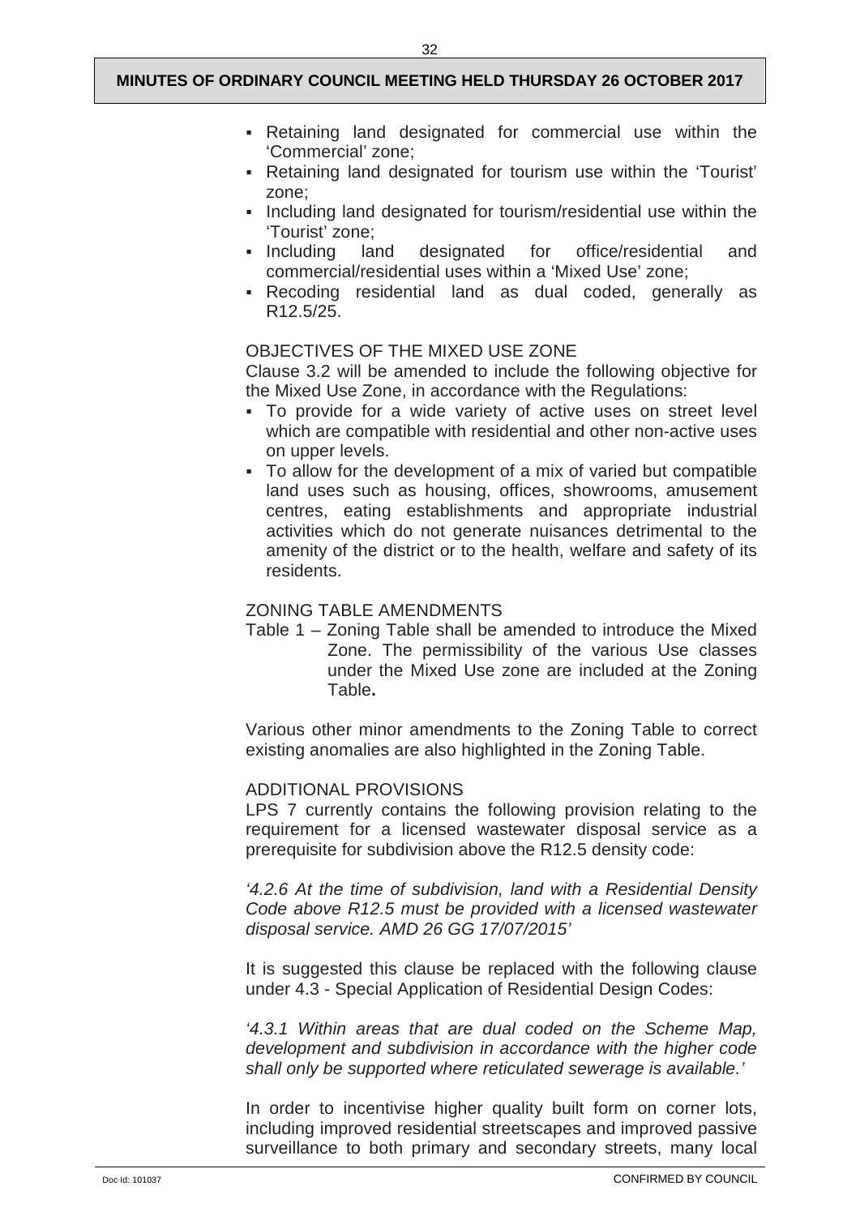- Retaining land designated for commercial use within the 'Commercial' zone;
- Retaining land designated for tourism use within the 'Tourist' zone;
- Including land designated for tourism/residential use within the 'Tourist' zone;
- Including land designated for office/residential and commercial/residential uses within a 'Mixed Use' zone;
- Recoding residential land as dual coded, generally as R12.5/25.

OBJECTIVES OF THE MIXED USE ZONE

Clause 3.2 will be amended to include the following objective for the Mixed Use Zone, in accordance with the Regulations:

- To provide for a wide variety of active uses on street level which are compatible with residential and other non-active uses on upper levels.
- To allow for the development of a mix of varied but compatible land uses such as housing, offices, showrooms, amusement centres, eating establishments and appropriate industrial activities which do not generate nuisances detrimental to the amenity of the district or to the health, welfare and safety of its residents.

ZONING TABLE AMENDMENTS

Table 1 – Zoning Table shall be amended to introduce the Mixed Zone. The permissibility of the various Use classes under the Mixed Use zone are included at the Zoning Table**.**

Various other minor amendments to the Zoning Table to correct existing anomalies are also highlighted in the Zoning Table.

ADDITIONAL PROVISIONS

LPS 7 currently contains the following provision relating to the requirement for a licensed wastewater disposal service as a prerequisite for subdivision above the R12.5 density code:

*'4.2.6 At the time of subdivision, land with a Residential Density Code above R12.5 must be provided with a licensed wastewater disposal service. AMD 26 GG 17/07/2015'*

It is suggested this clause be replaced with the following clause under 4.3 - Special Application of Residential Design Codes:

*'4.3.1 Within areas that are dual coded on the Scheme Map, development and subdivision in accordance with the higher code shall only be supported where reticulated sewerage is available.'*

In order to incentivise higher quality built form on corner lots, including improved residential streetscapes and improved passive surveillance to both primary and secondary streets, many local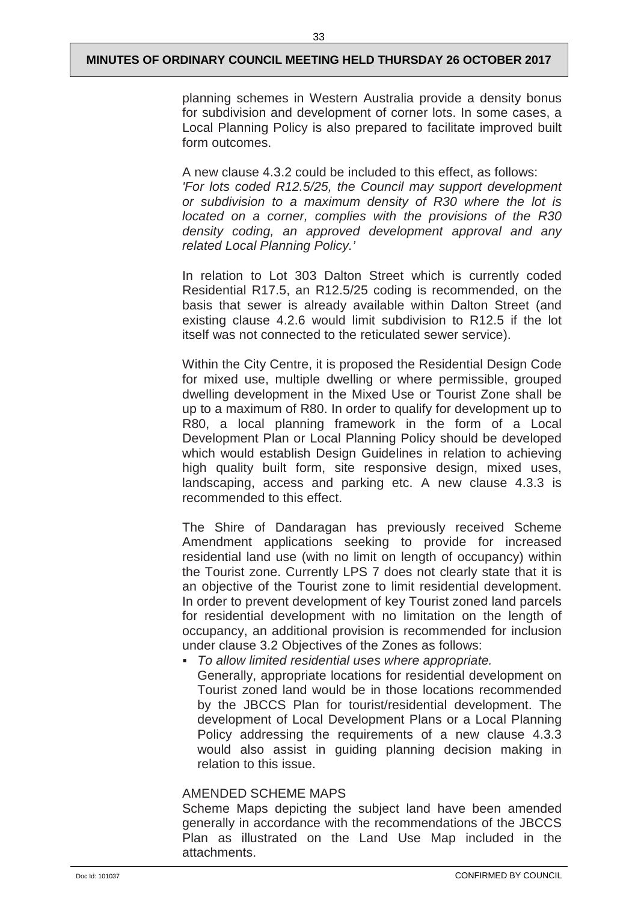planning schemes in Western Australia provide a density bonus for subdivision and development of corner lots. In some cases, a Local Planning Policy is also prepared to facilitate improved built form outcomes.

A new clause 4.3.2 could be included to this effect, as follows:
*'For lots coded R12.5/25, the Council may support development or subdivision to a maximum density of R30 where the lot is located on a corner, complies with the provisions of the R30 density coding, an approved development approval and any related Local Planning Policy.'*

In relation to Lot 303 Dalton Street which is currently coded Residential R17.5, an R12.5/25 coding is recommended, on the basis that sewer is already available within Dalton Street (and existing clause 4.2.6 would limit subdivision to R12.5 if the lot itself was not connected to the reticulated sewer service).

Within the City Centre, it is proposed the Residential Design Code for mixed use, multiple dwelling or where permissible, grouped dwelling development in the Mixed Use or Tourist Zone shall be up to a maximum of R80. In order to qualify for development up to R80, a local planning framework in the form of a Local Development Plan or Local Planning Policy should be developed which would establish Design Guidelines in relation to achieving high quality built form, site responsive design, mixed uses, landscaping, access and parking etc. A new clause 4.3.3 is recommended to this effect.

The Shire of Dandaragan has previously received Scheme Amendment applications seeking to provide for increased residential land use (with no limit on length of occupancy) within the Tourist zone. Currently LPS 7 does not clearly state that it is an objective of the Tourist zone to limit residential development. In order to prevent development of key Tourist zoned land parcels for residential development with no limitation on the length of occupancy, an additional provision is recommended for inclusion under clause 3.2 Objectives of the Zones as follows:

- *To allow limited residential uses where appropriate.*
  Generally, appropriate locations for residential development on Tourist zoned land would be in those locations recommended by the JBCCS Plan for tourist/residential development. The development of Local Development Plans or a Local Planning Policy addressing the requirements of a new clause 4.3.3 would also assist in guiding planning decision making in relation to this issue.

AMENDED SCHEME MAPS
Scheme Maps depicting the subject land have been amended generally in accordance with the recommendations of the JBCCS Plan as illustrated on the Land Use Map included in the attachments.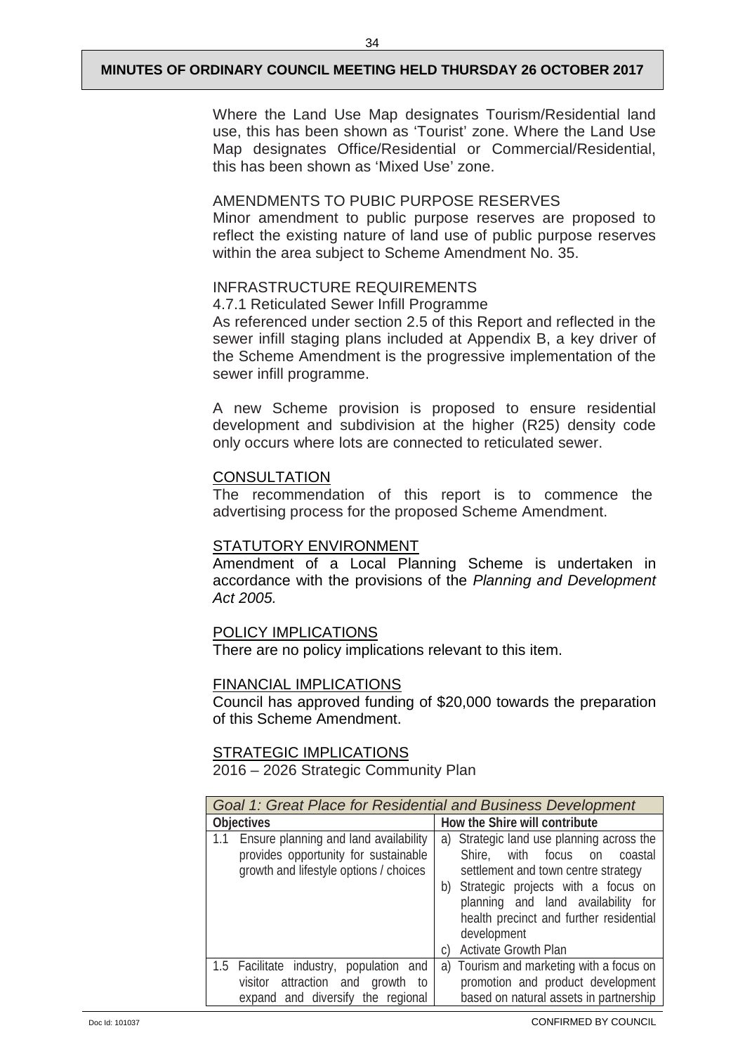Where the Land Use Map designates Tourism/Residential land use, this has been shown as 'Tourist' zone. Where the Land Use Map designates Office/Residential or Commercial/Residential, this has been shown as 'Mixed Use' zone.

AMENDMENTS TO PUBIC PURPOSE RESERVES

Minor amendment to public purpose reserves are proposed to reflect the existing nature of land use of public purpose reserves within the area subject to Scheme Amendment No. 35.

INFRASTRUCTURE REQUIREMENTS

4.7.1 Reticulated Sewer Infill Programme

As referenced under section 2.5 of this Report and reflected in the sewer infill staging plans included at Appendix B, a key driver of the Scheme Amendment is the progressive implementation of the sewer infill programme.

A new Scheme provision is proposed to ensure residential development and subdivision at the higher (R25) density code only occurs where lots are connected to reticulated sewer.

## CONSULTATION

The recommendation of this report is to commence the advertising process for the proposed Scheme Amendment.

## STATUTORY ENVIRONMENT

Amendment of a Local Planning Scheme is undertaken in accordance with the provisions of the *Planning and Development Act 2005.*

## POLICY IMPLICATIONS

There are no policy implications relevant to this item.

## FINANCIAL IMPLICATIONS

Council has approved funding of $20,000 towards the preparation of this Scheme Amendment.

## STRATEGIC IMPLICATIONS

2016 – 2026 Strategic Community Plan

| *Goal 1: Great Place for Residential and Business Development* | |
|---|---|
| **Objectives** | **How the Shire will contribute** |
| 1.1 Ensure planning and land availability provides opportunity for sustainable growth and lifestyle options / choices | a) Strategic land use planning across the Shire, with focus on coastal settlement and town centre strategy<br>b) Strategic projects with a focus on planning and land availability for health precinct and further residential development<br>c) Activate Growth Plan |
| 1.5 Facilitate industry, population and visitor attraction and growth to expand and diversify the regional | a) Tourism and marketing with a focus on promotion and product development based on natural assets in partnership |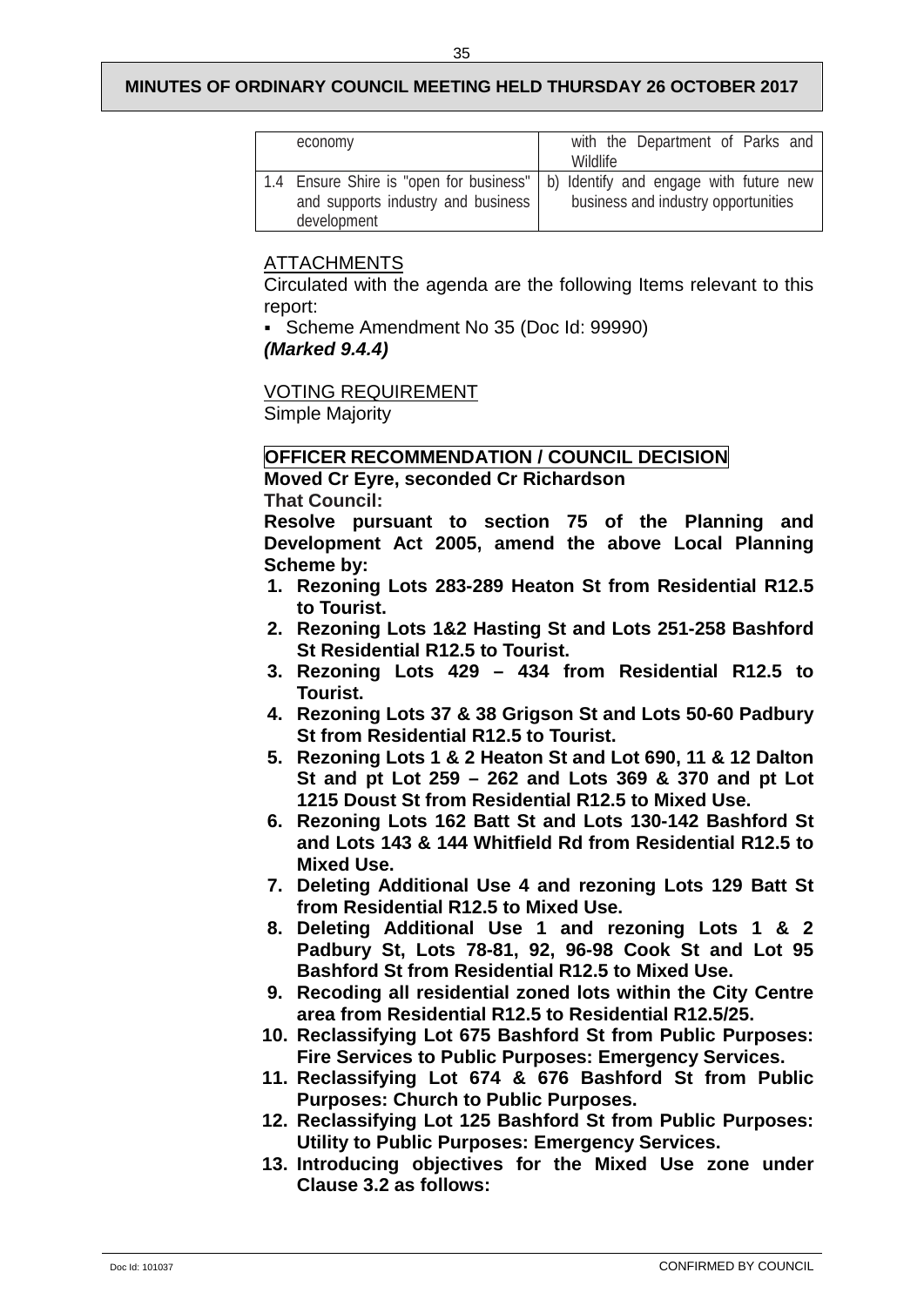| economy | with the Department of Parks and Wildlife |
| --- | --- |
| 1.4 Ensure Shire is "open for business" and supports industry and business development | b) Identify and engage with future new business and industry opportunities |

ATTACHMENTS

Circulated with the agenda are the following Items relevant to this report:

- Scheme Amendment No 35 (Doc Id: 99990)

***(Marked 9.4.4)***

VOTING REQUIREMENT

Simple Majority

**OFFICER RECOMMENDATION / COUNCIL DECISION**

**Moved Cr Eyre, seconded Cr Richardson**

**That Council:**

**Resolve pursuant to section 75 of the Planning and Development Act 2005, amend the above Local Planning Scheme by:**

1. **Rezoning Lots 283-289 Heaton St from Residential R12.5 to Tourist.**
2. **Rezoning Lots 1&2 Hasting St and Lots 251-258 Bashford St Residential R12.5 to Tourist.**
3. **Rezoning Lots 429 – 434 from Residential R12.5 to Tourist.**
4. **Rezoning Lots 37 & 38 Grigson St and Lots 50-60 Padbury St from Residential R12.5 to Tourist.**
5. **Rezoning Lots 1 & 2 Heaton St and Lot 690, 11 & 12 Dalton St and pt Lot 259 – 262 and Lots 369 & 370 and pt Lot 1215 Doust St from Residential R12.5 to Mixed Use.**
6. **Rezoning Lots 162 Batt St and Lots 130-142 Bashford St and Lots 143 & 144 Whitfield Rd from Residential R12.5 to Mixed Use.**
7. **Deleting Additional Use 4 and rezoning Lots 129 Batt St from Residential R12.5 to Mixed Use.**
8. **Deleting Additional Use 1 and rezoning Lots 1 & 2 Padbury St, Lots 78-81, 92, 96-98 Cook St and Lot 95 Bashford St from Residential R12.5 to Mixed Use.**
9. **Recoding all residential zoned lots within the City Centre area from Residential R12.5 to Residential R12.5/25.**
10. **Reclassifying Lot 675 Bashford St from Public Purposes: Fire Services to Public Purposes: Emergency Services.**
11. **Reclassifying Lot 674 & 676 Bashford St from Public Purposes: Church to Public Purposes.**
12. **Reclassifying Lot 125 Bashford St from Public Purposes: Utility to Public Purposes: Emergency Services.**
13. **Introducing objectives for the Mixed Use zone under Clause 3.2 as follows:**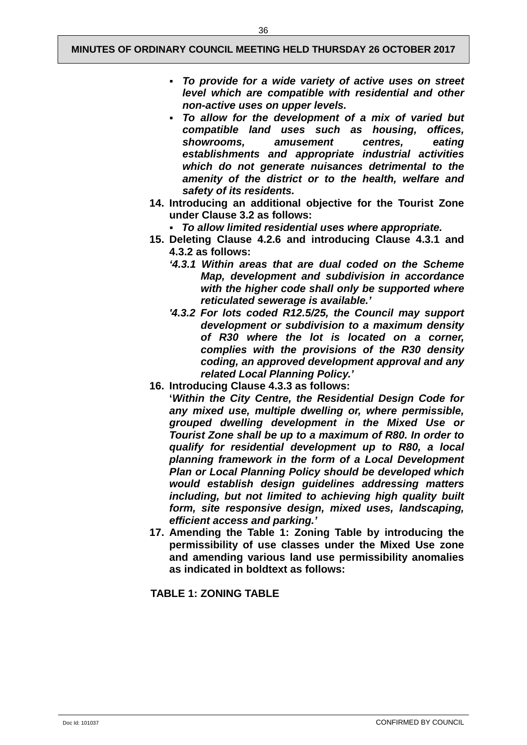- ***To provide for a wide variety of active uses on street level which are compatible with residential and other non-active uses on upper levels.***
- ***To allow for the development of a mix of varied but compatible land uses such as housing, offices, showrooms, amusement centres, eating establishments and appropriate industrial activities which do not generate nuisances detrimental to the amenity of the district or to the health, welfare and safety of its residents.***

**14. Introducing an additional objective for the Tourist Zone under Clause 3.2 as follows:**

- ***To allow limited residential uses where appropriate.***

**15. Deleting Clause 4.2.6 and introducing Clause 4.3.1 and 4.3.2 as follows:**

***'4.3.1 Within areas that are dual coded on the Scheme Map, development and subdivision in accordance with the higher code shall only be supported where reticulated sewerage is available.'***

***'4.3.2 For lots coded R12.5/25, the Council may support development or subdivision to a maximum density of R30 where the lot is located on a corner, complies with the provisions of the R30 density coding, an approved development approval and any related Local Planning Policy.'***

**16. Introducing Clause 4.3.3 as follows:**

**'*Within the City Centre, the Residential Design Code for any mixed use, multiple dwelling or, where permissible, grouped dwelling development in the Mixed Use or Tourist Zone shall be up to a maximum of R80. In order to qualify for residential development up to R80, a local planning framework in the form of a Local Development Plan or Local Planning Policy should be developed which would establish design guidelines addressing matters including, but not limited to achieving high quality built form, site responsive design, mixed uses, landscaping, efficient access and parking.'***

**17. Amending the Table 1: Zoning Table by introducing the permissibility of use classes under the Mixed Use zone and amending various land use permissibility anomalies as indicated in boldtext as follows:**

**TABLE 1: ZONING TABLE**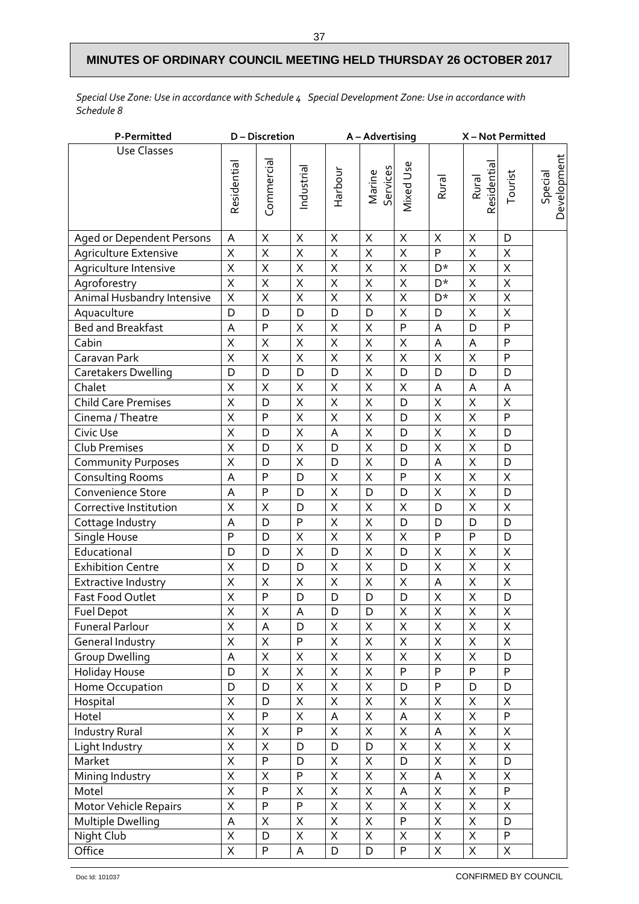## MINUTES OF ORDINARY COUNCIL MEETING HELD THURSDAY 26 OCTOBER 2017

*Special Use Zone: Use in accordance with Schedule 4   Special Development Zone: Use in accordance with Schedule 8*

P-Permitted    D – Discretion    A – Advertising    X – Not Permitted

| Use Classes | Residential | Commercial | Industrial | Harbour | Marine Services | Mixed Use | Rural | Rural Residential | Tourist | Special Development |
|---|---|---|---|---|---|---|---|---|---|---|
| Aged or Dependent Persons | A | X | X | X | X | X | X | X | D | |
| Agriculture Extensive | X | X | X | X | X | X | P | X | X | |
| Agriculture Intensive | X | X | X | X | X | X | D* | X | X | |
| Agroforestry | X | X | X | X | X | X | D* | X | X | |
| Animal Husbandry Intensive | X | X | X | X | X | X | D* | X | X | |
| Aquaculture | D | D | D | D | D | X | D | X | X | |
| Bed and Breakfast | A | P | X | X | X | P | A | D | P | |
| Cabin | X | X | X | X | X | X | A | A | P | |
| Caravan Park | X | X | X | X | X | X | X | X | P | |
| Caretakers Dwelling | D | D | D | D | X | D | D | D | D | |
| Chalet | X | X | X | X | X | X | A | A | A | |
| Child Care Premises | X | D | X | X | X | D | X | X | X | |
| Cinema / Theatre | X | P | X | X | X | D | X | X | P | |
| Civic Use | X | D | X | A | X | D | X | X | D | |
| Club Premises | X | D | X | D | X | D | X | X | D | |
| Community Purposes | X | D | X | D | X | D | A | X | D | |
| Consulting Rooms | A | P | D | X | X | P | X | X | X | |
| Convenience Store | A | P | D | X | D | D | X | X | D | |
| Corrective Institution | X | X | D | X | X | X | D | X | X | |
| Cottage Industry | A | D | P | X | X | D | D | D | D | |
| Single House | P | D | X | X | X | X | P | P | D | |
| Educational | D | D | X | D | X | D | X | X | X | |
| Exhibition Centre | X | D | D | X | X | D | X | X | X | |
| Extractive Industry | X | X | X | X | X | X | A | X | X | |
| Fast Food Outlet | X | P | D | D | D | D | X | X | D | |
| Fuel Depot | X | X | A | D | D | X | X | X | X | |
| Funeral Parlour | X | A | D | X | X | X | X | X | X | |
| General Industry | X | X | P | X | X | X | X | X | X | |
| Group Dwelling | A | X | X | X | X | X | X | X | D | |
| Holiday House | D | X | X | X | X | P | P | P | P | |
| Home Occupation | D | D | X | X | X | D | P | D | D | |
| Hospital | X | D | X | X | X | X | X | X | X | |
| Hotel | X | P | X | A | X | A | X | X | P | |
| Industry Rural | X | X | P | X | X | X | A | X | X | |
| Light Industry | X | X | D | D | D | X | X | X | X | |
| Market | X | P | D | X | X | D | X | X | D | |
| Mining Industry | X | X | P | X | X | X | A | X | X | |
| Motel | X | P | X | X | X | A | X | X | P | |
| Motor Vehicle Repairs | X | P | P | X | X | X | X | X | X | |
| Multiple Dwelling | A | X | X | X | X | P | X | X | D | |
| Night Club | X | D | X | X | X | X | X | X | P | |
| Office | X | P | A | D | D | P | X | X | X | |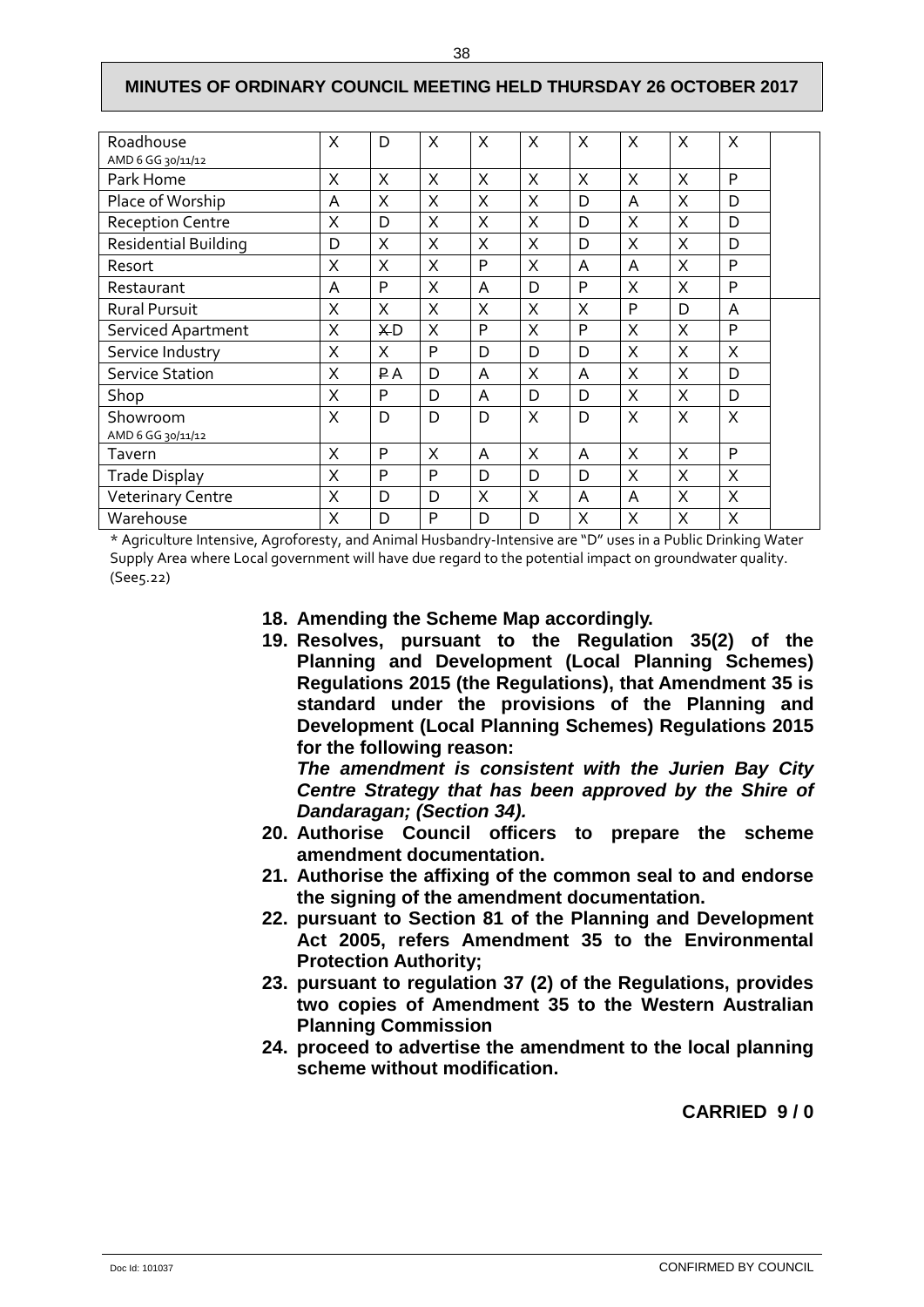| Roadhouse AMD 6 GG 30/11/12 | X | D | X | X | X | X | X | X | X | |
|---|---|---|---|---|---|---|---|---|---|---|
| Park Home | X | X | X | X | X | X | X | X | P | |
| Place of Worship | A | X | X | X | X | D | A | X | D | |
| Reception Centre | X | D | X | X | X | D | X | X | D | |
| Residential Building | D | X | X | X | X | D | X | X | D | |
| Resort | X | X | X | P | X | A | A | X | P | |
| Restaurant | A | P | X | A | D | P | X | X | P | |
| Rural Pursuit | X | X | X | X | X | X | P | D | A | |
| Serviced Apartment | X | ~~X~~D | X | P | X | P | X | X | P | |
| Service Industry | X | X | P | D | D | D | X | X | X | |
| Service Station | X | ~~P~~A | D | A | X | A | X | X | D | |
| Shop | X | P | D | A | D | D | X | X | D | |
| Showroom AMD 6 GG 30/11/12 | X | D | D | D | X | D | X | X | X | |
| Tavern | X | P | X | A | X | A | X | X | P | |
| Trade Display | X | P | P | D | D | D | X | X | X | |
| Veterinary Centre | X | D | D | X | X | A | A | X | X | |
| Warehouse | X | D | P | D | D | X | X | X | X | |

* Agriculture Intensive, Agroforesty, and Animal Husbandry-Intensive are "D" uses in a Public Drinking Water Supply Area where Local government will have due regard to the potential impact on groundwater quality. (See5.22)

18. **Amending the Scheme Map accordingly.**
19. **Resolves, pursuant to the Regulation 35(2) of the Planning and Development (Local Planning Schemes) Regulations 2015 (the Regulations), that Amendment 35 is standard under the provisions of the Planning and Development (Local Planning Schemes) Regulations 2015 for the following reason:**

    ***The amendment is consistent with the Jurien Bay City Centre Strategy that has been approved by the Shire of Dandaragan; (Section 34).***
20. **Authorise Council officers to prepare the scheme amendment documentation.**
21. **Authorise the affixing of the common seal to and endorse the signing of the amendment documentation.**
22. **pursuant to Section 81 of the Planning and Development Act 2005, refers Amendment 35 to the Environmental Protection Authority;**
23. **pursuant to regulation 37 (2) of the Regulations, provides two copies of Amendment 35 to the Western Australian Planning Commission**
24. **proceed to advertise the amendment to the local planning scheme without modification.**

**CARRIED 9 / 0**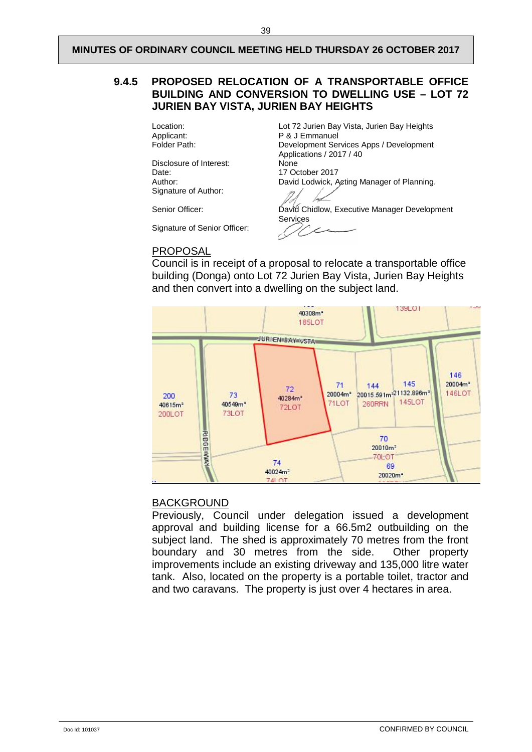### 9.4.5 PROPOSED RELOCATION OF A TRANSPORTABLE OFFICE BUILDING AND CONVERSION TO DWELLING USE – LOT 72 JURIEN BAY VISTA, JURIEN BAY HEIGHTS

| | |
|---|---|
| Location: | Lot 72 Jurien Bay Vista, Jurien Bay Heights |
| Applicant: | P & J Emmanuel |
| Folder Path: | Development Services Apps / Development Applications / 2017 / 40 |
| Disclosure of Interest: | None |
| Date: | 17 October 2017 |
| Author: | David Lodwick, Acting Manager of Planning. |
| Signature of Author: | |
| Senior Officer: | David Chidlow, Executive Manager Development Services |
| Signature of Senior Officer: | |

**PROPOSAL**

Council is in receipt of a proposal to relocate a transportable office building (Donga) onto Lot 72 Jurien Bay Vista, Jurien Bay Heights and then convert into a dwelling on the subject land.

**BACKGROUND**

Previously, Council under delegation issued a development approval and building license for a 66.5m2 outbuilding on the subject land. The shed is approximately 70 metres from the front boundary and 30 metres from the side. Other property improvements include an existing driveway and 135,000 litre water tank. Also, located on the property is a portable toilet, tractor and and two caravans. The property is just over 4 hectares in area.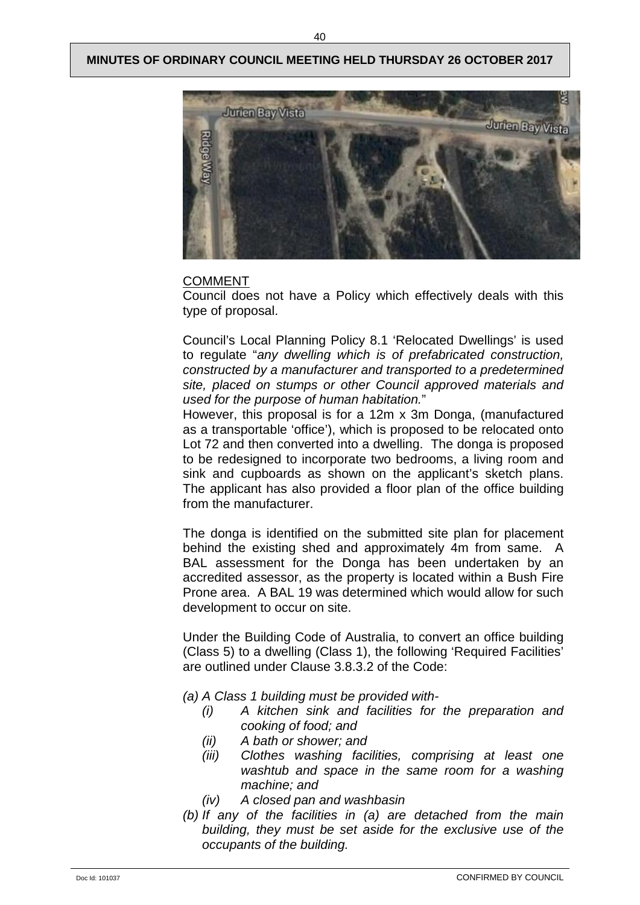## COMMENT

Council does not have a Policy which effectively deals with this type of proposal.

Council's Local Planning Policy 8.1 'Relocated Dwellings' is used to regulate "*any dwelling which is of prefabricated construction, constructed by a manufacturer and transported to a predetermined site, placed on stumps or other Council approved materials and used for the purpose of human habitation.*"

However, this proposal is for a 12m x 3m Donga, (manufactured as a transportable 'office'), which is proposed to be relocated onto Lot 72 and then converted into a dwelling. The donga is proposed to be redesigned to incorporate two bedrooms, a living room and sink and cupboards as shown on the applicant's sketch plans. The applicant has also provided a floor plan of the office building from the manufacturer.

The donga is identified on the submitted site plan for placement behind the existing shed and approximately 4m from same. A BAL assessment for the Donga has been undertaken by an accredited assessor, as the property is located within a Bush Fire Prone area. A BAL 19 was determined which would allow for such development to occur on site.

Under the Building Code of Australia, to convert an office building (Class 5) to a dwelling (Class 1), the following 'Required Facilities' are outlined under Clause 3.8.3.2 of the Code:

*(a) A Class 1 building must be provided with-*

- *(i) A kitchen sink and facilities for the preparation and cooking of food; and*
- *(ii) A bath or shower; and*
- *(iii) Clothes washing facilities, comprising at least one washtub and space in the same room for a washing machine; and*
- *(iv) A closed pan and washbasin*

*(b) If any of the facilities in (a) are detached from the main building, they must be set aside for the exclusive use of the occupants of the building.*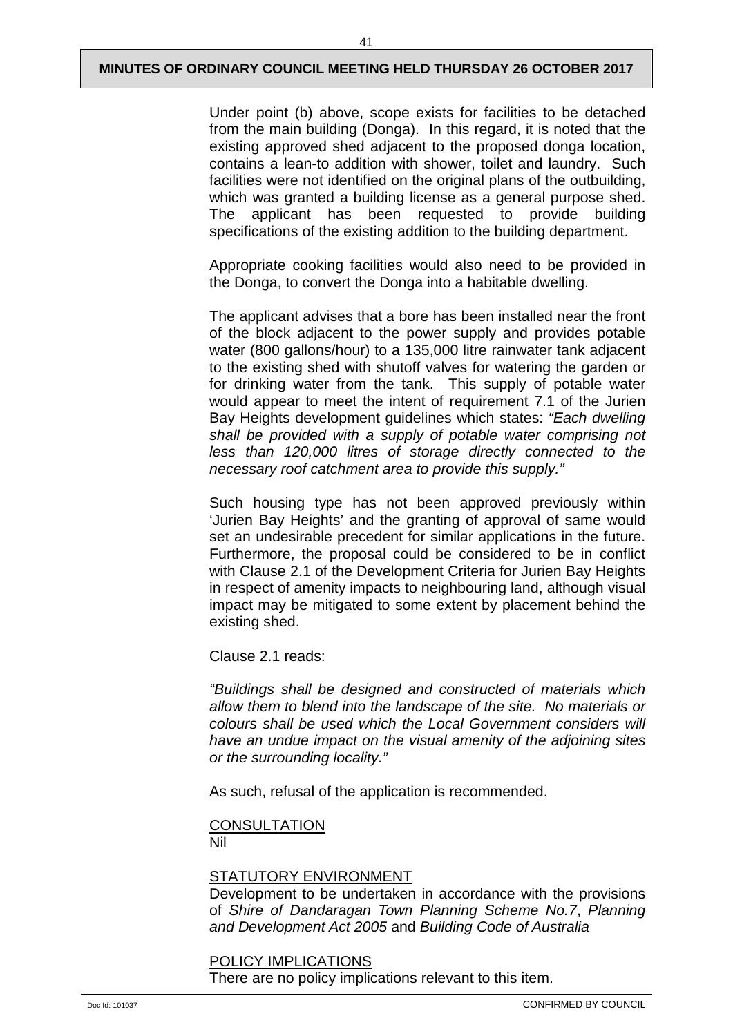Under point (b) above, scope exists for facilities to be detached from the main building (Donga). In this regard, it is noted that the existing approved shed adjacent to the proposed donga location, contains a lean-to addition with shower, toilet and laundry. Such facilities were not identified on the original plans of the outbuilding, which was granted a building license as a general purpose shed. The applicant has been requested to provide building specifications of the existing addition to the building department.

Appropriate cooking facilities would also need to be provided in the Donga, to convert the Donga into a habitable dwelling.

The applicant advises that a bore has been installed near the front of the block adjacent to the power supply and provides potable water (800 gallons/hour) to a 135,000 litre rainwater tank adjacent to the existing shed with shutoff valves for watering the garden or for drinking water from the tank. This supply of potable water would appear to meet the intent of requirement 7.1 of the Jurien Bay Heights development guidelines which states: *"Each dwelling shall be provided with a supply of potable water comprising not less than 120,000 litres of storage directly connected to the necessary roof catchment area to provide this supply."*

Such housing type has not been approved previously within 'Jurien Bay Heights' and the granting of approval of same would set an undesirable precedent for similar applications in the future. Furthermore, the proposal could be considered to be in conflict with Clause 2.1 of the Development Criteria for Jurien Bay Heights in respect of amenity impacts to neighbouring land, although visual impact may be mitigated to some extent by placement behind the existing shed.

Clause 2.1 reads:

*"Buildings shall be designed and constructed of materials which allow them to blend into the landscape of the site. No materials or colours shall be used which the Local Government considers will have an undue impact on the visual amenity of the adjoining sites or the surrounding locality."*

As such, refusal of the application is recommended.

CONSULTATION
Nil

STATUTORY ENVIRONMENT
Development to be undertaken in accordance with the provisions of *Shire of Dandaragan Town Planning Scheme No.7*, *Planning and Development Act 2005* and *Building Code of Australia*

POLICY IMPLICATIONS
There are no policy implications relevant to this item.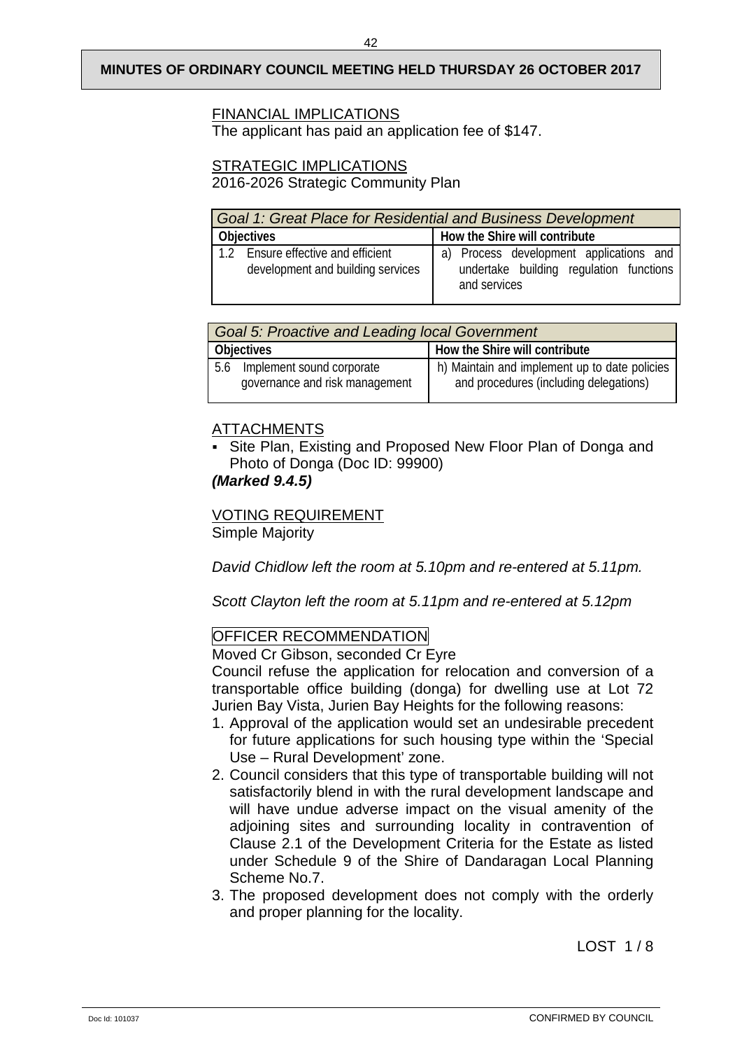FINANCIAL IMPLICATIONS

The applicant has paid an application fee of $147.

STRATEGIC IMPLICATIONS

2016-2026 Strategic Community Plan

| *Goal 1: Great Place for Residential and Business Development* | |
|---|---|
| **Objectives** | **How the Shire will contribute** |
| 1.2 Ensure effective and efficient development and building services | a) Process development applications and undertake building regulation functions and services |

| *Goal 5: Proactive and Leading local Government* | |
|---|---|
| **Objectives** | **How the Shire will contribute** |
| 5.6 Implement sound corporate governance and risk management | h) Maintain and implement up to date policies and procedures (including delegations) |

ATTACHMENTS

- Site Plan, Existing and Proposed New Floor Plan of Donga and Photo of Donga (Doc ID: 99900)

***(Marked 9.4.5)***

VOTING REQUIREMENT

Simple Majority

*David Chidlow left the room at 5.10pm and re-entered at 5.11pm.*

*Scott Clayton left the room at 5.11pm and re-entered at 5.12pm*

OFFICER RECOMMENDATION

Moved Cr Gibson, seconded Cr Eyre

Council refuse the application for relocation and conversion of a transportable office building (donga) for dwelling use at Lot 72 Jurien Bay Vista, Jurien Bay Heights for the following reasons:

1. Approval of the application would set an undesirable precedent for future applications for such housing type within the 'Special Use – Rural Development' zone.
2. Council considers that this type of transportable building will not satisfactorily blend in with the rural development landscape and will have undue adverse impact on the visual amenity of the adjoining sites and surrounding locality in contravention of Clause 2.1 of the Development Criteria for the Estate as listed under Schedule 9 of the Shire of Dandaragan Local Planning Scheme No.7.
3. The proposed development does not comply with the orderly and proper planning for the locality.

LOST 1 / 8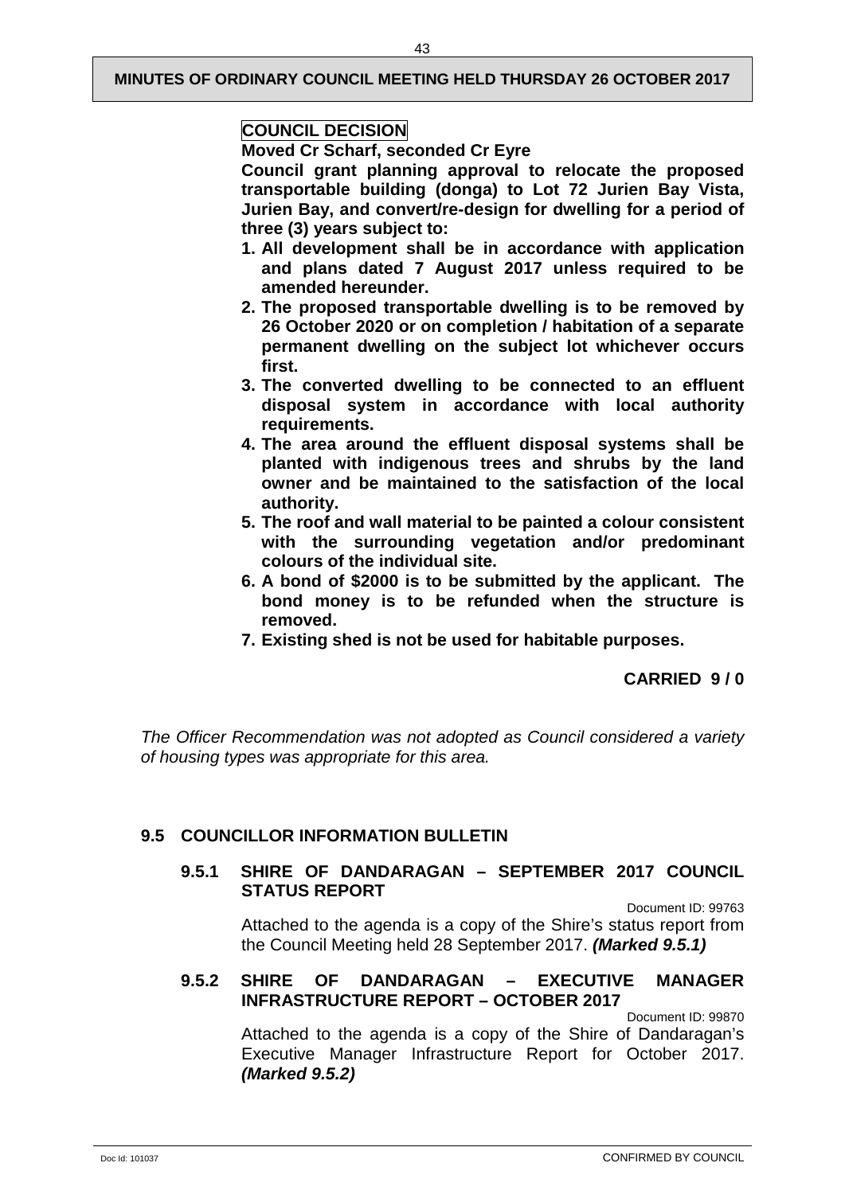**COUNCIL DECISION**

**Moved Cr Scharf, seconded Cr Eyre**

**Council grant planning approval to relocate the proposed transportable building (donga) to Lot 72 Jurien Bay Vista, Jurien Bay, and convert/re-design for dwelling for a period of three (3) years subject to:**

1. **All development shall be in accordance with application and plans dated 7 August 2017 unless required to be amended hereunder.**
2. **The proposed transportable dwelling is to be removed by 26 October 2020 or on completion / habitation of a separate permanent dwelling on the subject lot whichever occurs first.**
3. **The converted dwelling to be connected to an effluent disposal system in accordance with local authority requirements.**
4. **The area around the effluent disposal systems shall be planted with indigenous trees and shrubs by the land owner and be maintained to the satisfaction of the local authority.**
5. **The roof and wall material to be painted a colour consistent with the surrounding vegetation and/or predominant colours of the individual site.**
6. **A bond of $2000 is to be submitted by the applicant. The bond money is to be refunded when the structure is removed.**
7. **Existing shed is not be used for habitable purposes.**

**CARRIED 9 / 0**

*The Officer Recommendation was not adopted as Council considered a variety of housing types was appropriate for this area.*

## 9.5 COUNCILLOR INFORMATION BULLETIN

### 9.5.1 SHIRE OF DANDARAGAN – SEPTEMBER 2017 COUNCIL STATUS REPORT

Document ID: 99763

Attached to the agenda is a copy of the Shire's status report from the Council Meeting held 28 September 2017. ***(Marked 9.5.1)***

### 9.5.2 SHIRE OF DANDARAGAN – EXECUTIVE MANAGER INFRASTRUCTURE REPORT – OCTOBER 2017

Document ID: 99870

Attached to the agenda is a copy of the Shire of Dandaragan's Executive Manager Infrastructure Report for October 2017. ***(Marked 9.5.2)***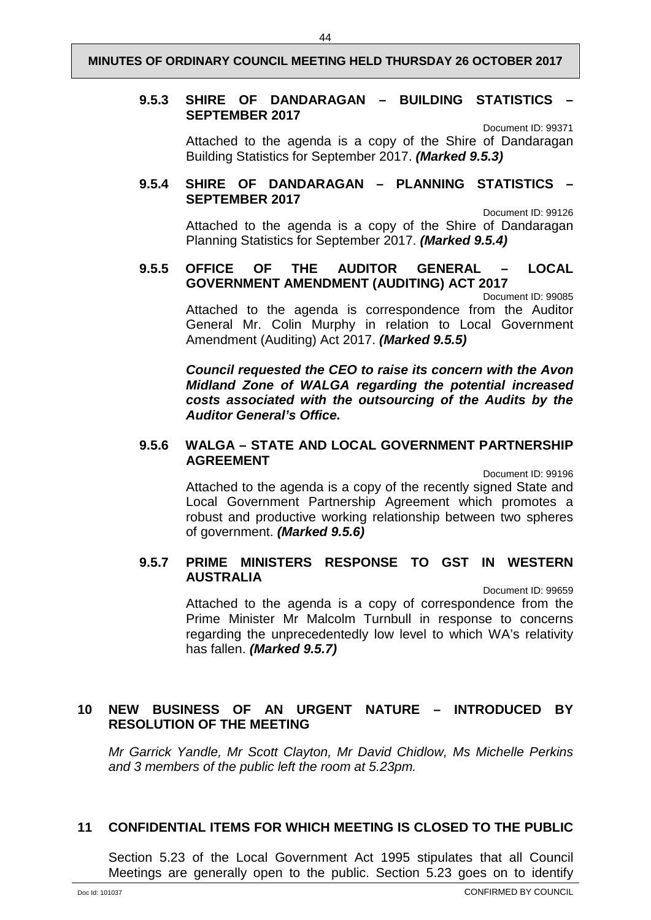### 9.5.3 SHIRE OF DANDARAGAN – BUILDING STATISTICS – SEPTEMBER 2017

Document ID: 99371

Attached to the agenda is a copy of the Shire of Dandaragan Building Statistics for September 2017. ***(Marked 9.5.3)***

### 9.5.4 SHIRE OF DANDARAGAN – PLANNING STATISTICS – SEPTEMBER 2017

Document ID: 99126

Attached to the agenda is a copy of the Shire of Dandaragan Planning Statistics for September 2017. ***(Marked 9.5.4)***

### 9.5.5 OFFICE OF THE AUDITOR GENERAL – LOCAL GOVERNMENT AMENDMENT (AUDITING) ACT 2017

Document ID: 99085

Attached to the agenda is correspondence from the Auditor General Mr. Colin Murphy in relation to Local Government Amendment (Auditing) Act 2017. ***(Marked 9.5.5)***

***Council requested the CEO to raise its concern with the Avon Midland Zone of WALGA regarding the potential increased costs associated with the outsourcing of the Audits by the Auditor General's Office.***

### 9.5.6 WALGA – STATE AND LOCAL GOVERNMENT PARTNERSHIP AGREEMENT

Document ID: 99196

Attached to the agenda is a copy of the recently signed State and Local Government Partnership Agreement which promotes a robust and productive working relationship between two spheres of government. ***(Marked 9.5.6)***

### 9.5.7 PRIME MINISTERS RESPONSE TO GST IN WESTERN AUSTRALIA

Document ID: 99659

Attached to the agenda is a copy of correspondence from the Prime Minister Mr Malcolm Turnbull in response to concerns regarding the unprecedentedly low level to which WA's relativity has fallen. ***(Marked 9.5.7)***

## 10 NEW BUSINESS OF AN URGENT NATURE – INTRODUCED BY RESOLUTION OF THE MEETING

*Mr Garrick Yandle, Mr Scott Clayton, Mr David Chidlow, Ms Michelle Perkins and 3 members of the public left the room at 5.23pm.*

## 11 CONFIDENTIAL ITEMS FOR WHICH MEETING IS CLOSED TO THE PUBLIC

Section 5.23 of the Local Government Act 1995 stipulates that all Council Meetings are generally open to the public. Section 5.23 goes on to identify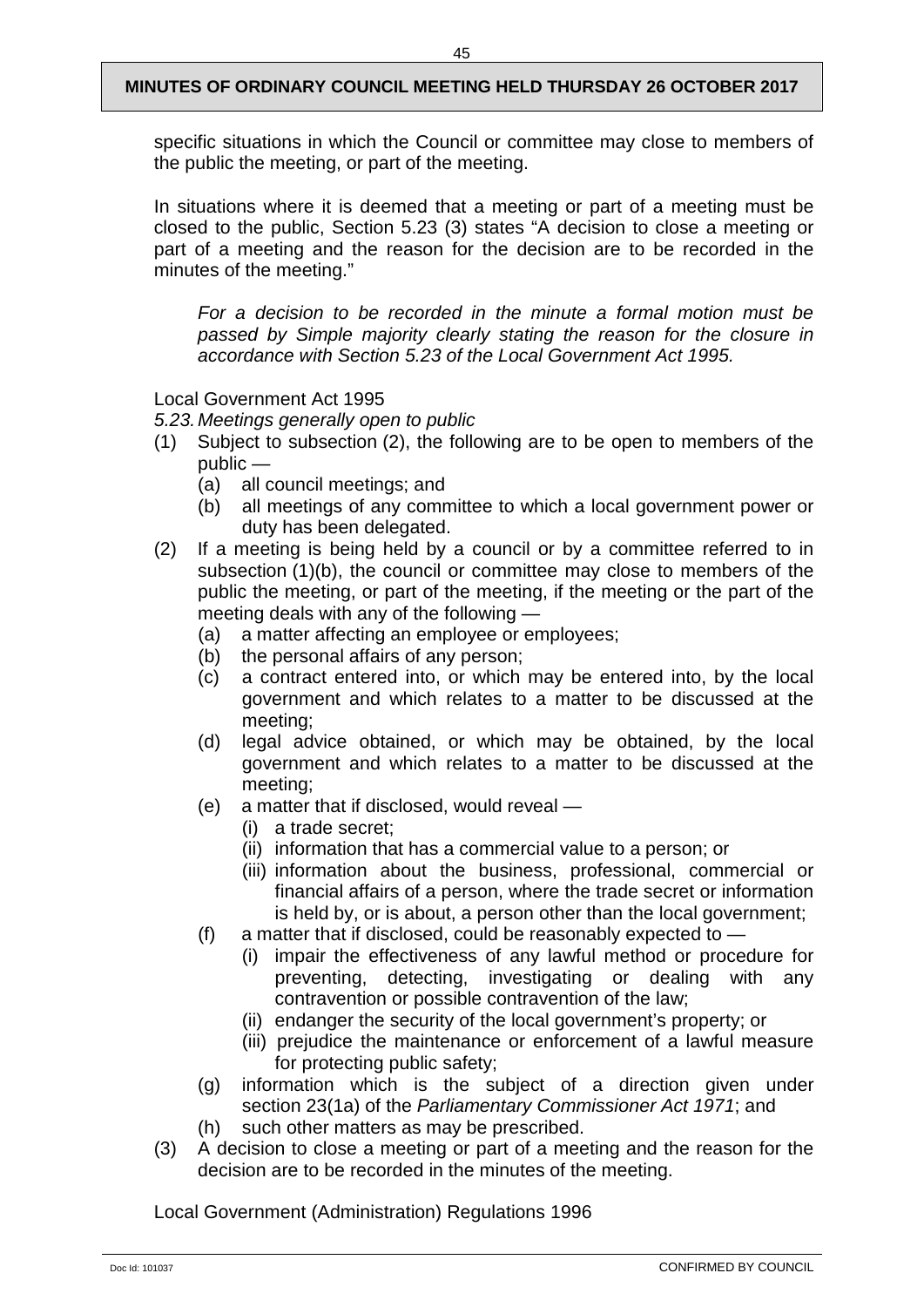specific situations in which the Council or committee may close to members of the public the meeting, or part of the meeting.

In situations where it is deemed that a meeting or part of a meeting must be closed to the public, Section 5.23 (3) states "A decision to close a meeting or part of a meeting and the reason for the decision are to be recorded in the minutes of the meeting."

> *For a decision to be recorded in the minute a formal motion must be passed by Simple majority clearly stating the reason for the closure in accordance with Section 5.23 of the Local Government Act 1995.*

Local Government Act 1995

*5.23. Meetings generally open to public*

(1) Subject to subsection (2), the following are to be open to members of the public —
   - (a) all council meetings; and
   - (b) all meetings of any committee to which a local government power or duty has been delegated.

(2) If a meeting is being held by a council or by a committee referred to in subsection (1)(b), the council or committee may close to members of the public the meeting, or part of the meeting, if the meeting or the part of the meeting deals with any of the following —
   - (a) a matter affecting an employee or employees;
   - (b) the personal affairs of any person;
   - (c) a contract entered into, or which may be entered into, by the local government and which relates to a matter to be discussed at the meeting;
   - (d) legal advice obtained, or which may be obtained, by the local government and which relates to a matter to be discussed at the meeting;
   - (e) a matter that if disclosed, would reveal —
     - (i) a trade secret;
     - (ii) information that has a commercial value to a person; or
     - (iii) information about the business, professional, commercial or financial affairs of a person, where the trade secret or information is held by, or is about, a person other than the local government;
   - (f) a matter that if disclosed, could be reasonably expected to —
     - (i) impair the effectiveness of any lawful method or procedure for preventing, detecting, investigating or dealing with any contravention or possible contravention of the law;
     - (ii) endanger the security of the local government's property; or
     - (iii) prejudice the maintenance or enforcement of a lawful measure for protecting public safety;
   - (g) information which is the subject of a direction given under section 23(1a) of the *Parliamentary Commissioner Act 1971*; and
   - (h) such other matters as may be prescribed.

(3) A decision to close a meeting or part of a meeting and the reason for the decision are to be recorded in the minutes of the meeting.

Local Government (Administration) Regulations 1996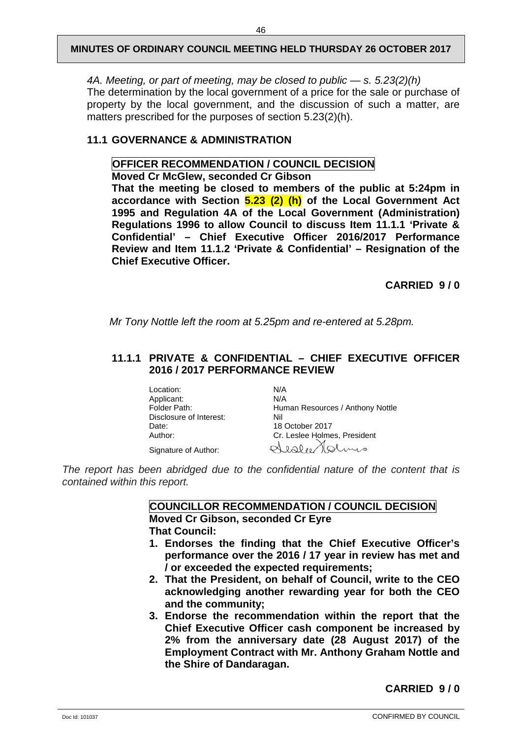*4A. Meeting, or part of meeting, may be closed to public — s. 5.23(2)(h)*
The determination by the local government of a price for the sale or purchase of property by the local government, and the discussion of such a matter, are matters prescribed for the purposes of section 5.23(2)(h).

## 11.1 GOVERNANCE & ADMINISTRATION

**OFFICER RECOMMENDATION / COUNCIL DECISION**
**Moved Cr McGlew, seconded Cr Gibson**
**That the meeting be closed to members of the public at 5:24pm in accordance with Section 5.23 (2) (h) of the Local Government Act 1995 and Regulation 4A of the Local Government (Administration) Regulations 1996 to allow Council to discuss Item 11.1.1 'Private & Confidential' – Chief Executive Officer 2016/2017 Performance Review and Item 11.1.2 'Private & Confidential' – Resignation of the Chief Executive Officer.**

**CARRIED 9 / 0**

*Mr Tony Nottle left the room at 5.25pm and re-entered at 5.28pm.*

### 11.1.1 PRIVATE & CONFIDENTIAL – CHIEF EXECUTIVE OFFICER 2016 / 2017 PERFORMANCE REVIEW

| | |
|---|---|
| Location: | N/A |
| Applicant: | N/A |
| Folder Path: | Human Resources / Anthony Nottle |
| Disclosure of Interest: | Nil |
| Date: | 18 October 2017 |
| Author: | Cr. Leslee Holmes, President |
| Signature of Author: | Leslee Holmes |

*The report has been abridged due to the confidential nature of the content that is contained within this report.*

**COUNCILLOR RECOMMENDATION / COUNCIL DECISION**
**Moved Cr Gibson, seconded Cr Eyre**
**That Council:**

1. **Endorses the finding that the Chief Executive Officer's performance over the 2016 / 17 year in review has met and / or exceeded the expected requirements;**
2. **That the President, on behalf of Council, write to the CEO acknowledging another rewarding year for both the CEO and the community;**
3. **Endorse the recommendation within the report that the Chief Executive Officer cash component be increased by 2% from the anniversary date (28 August 2017) of the Employment Contract with Mr. Anthony Graham Nottle and the Shire of Dandaragan.**

**CARRIED 9 / 0**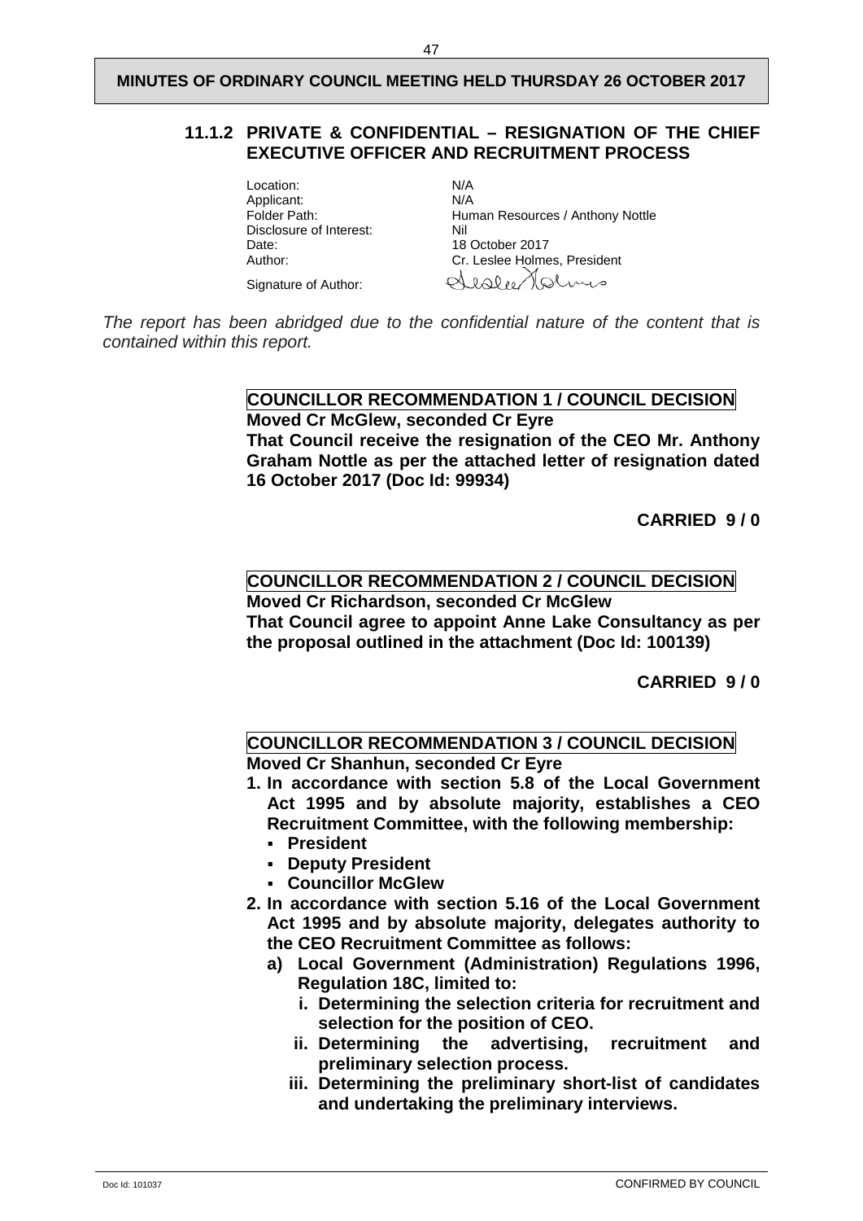## 11.1.2 PRIVATE & CONFIDENTIAL – RESIGNATION OF THE CHIEF EXECUTIVE OFFICER AND RECRUITMENT PROCESS

| | |
|---|---|
| Location: | N/A |
| Applicant: | N/A |
| Folder Path: | Human Resources / Anthony Nottle |
| Disclosure of Interest: | Nil |
| Date: | 18 October 2017 |
| Author: | Cr. Leslee Holmes, President |
| Signature of Author: | Leslee Holmes |

*The report has been abridged due to the confidential nature of the content that is contained within this report.*

**COUNCILLOR RECOMMENDATION 1 / COUNCIL DECISION**

**Moved Cr McGlew, seconded Cr Eyre**

**That Council receive the resignation of the CEO Mr. Anthony Graham Nottle as per the attached letter of resignation dated 16 October 2017 (Doc Id: 99934)**

**CARRIED 9 / 0**

**COUNCILLOR RECOMMENDATION 2 / COUNCIL DECISION**

**Moved Cr Richardson, seconded Cr McGlew**

**That Council agree to appoint Anne Lake Consultancy as per the proposal outlined in the attachment (Doc Id: 100139)**

**CARRIED 9 / 0**

**COUNCILLOR RECOMMENDATION 3 / COUNCIL DECISION**

**Moved Cr Shanhun, seconded Cr Eyre**

1. **In accordance with section 5.8 of the Local Government Act 1995 and by absolute majority, establishes a CEO Recruitment Committee, with the following membership:**
   - **President**
   - **Deputy President**
   - **Councillor McGlew**
2. **In accordance with section 5.16 of the Local Government Act 1995 and by absolute majority, delegates authority to the CEO Recruitment Committee as follows:**
   a) **Local Government (Administration) Regulations 1996, Regulation 18C, limited to:**
      i. **Determining the selection criteria for recruitment and selection for the position of CEO.**
      ii. **Determining the advertising, recruitment and preliminary selection process.**
      iii. **Determining the preliminary short-list of candidates and undertaking the preliminary interviews.**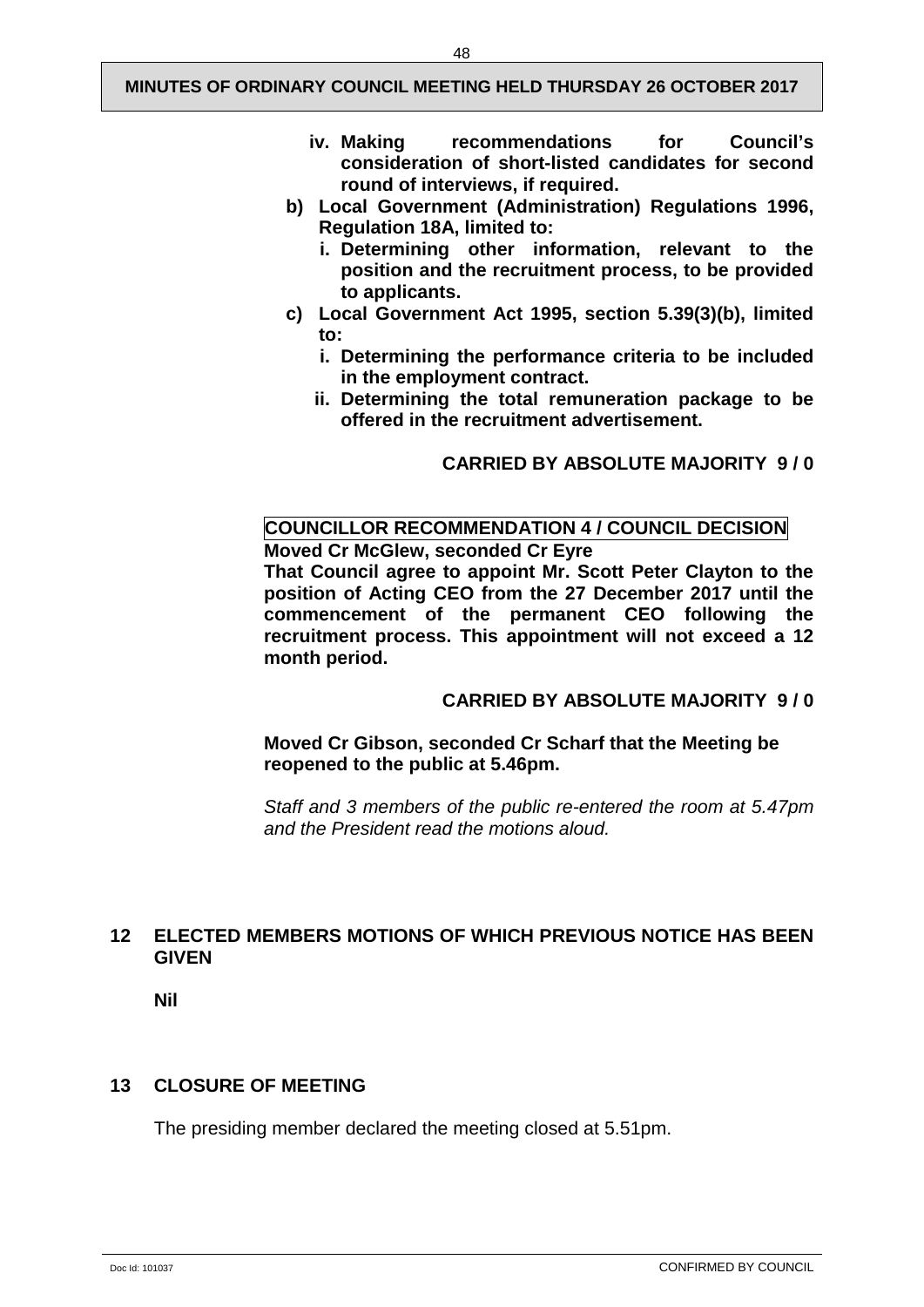**iv. Making recommendations for Council's consideration of short-listed candidates for second round of interviews, if required.**

**b) Local Government (Administration) Regulations 1996, Regulation 18A, limited to:**

**i. Determining other information, relevant to the position and the recruitment process, to be provided to applicants.**

**c) Local Government Act 1995, section 5.39(3)(b), limited to:**

**i. Determining the performance criteria to be included in the employment contract.**

**ii. Determining the total remuneration package to be offered in the recruitment advertisement.**

**CARRIED BY ABSOLUTE MAJORITY 9 / 0**

**COUNCILLOR RECOMMENDATION 4 / COUNCIL DECISION**

**Moved Cr McGlew, seconded Cr Eyre**

**That Council agree to appoint Mr. Scott Peter Clayton to the position of Acting CEO from the 27 December 2017 until the commencement of the permanent CEO following the recruitment process. This appointment will not exceed a 12 month period.**

**CARRIED BY ABSOLUTE MAJORITY 9 / 0**

**Moved Cr Gibson, seconded Cr Scharf that the Meeting be reopened to the public at 5.46pm.**

*Staff and 3 members of the public re-entered the room at 5.47pm and the President read the motions aloud.*

## 12 ELECTED MEMBERS MOTIONS OF WHICH PREVIOUS NOTICE HAS BEEN GIVEN

**Nil**

## 13 CLOSURE OF MEETING

The presiding member declared the meeting closed at 5.51pm.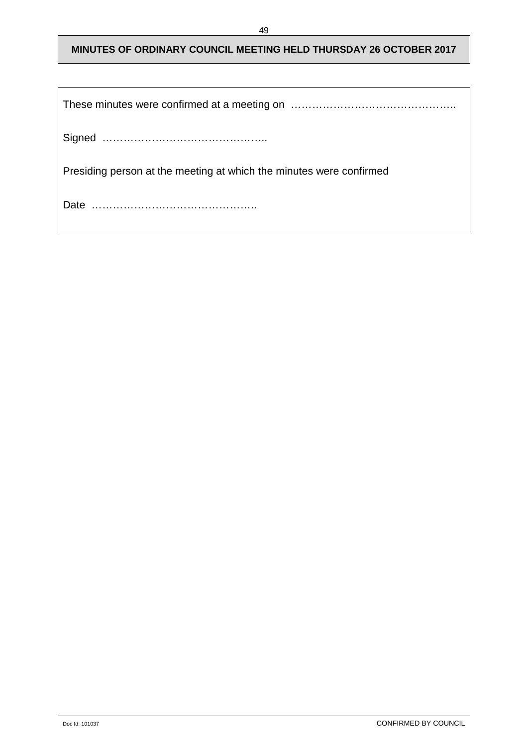These minutes were confirmed at a meeting on ………………………………………..

Signed ………………………………………..

Presiding person at the meeting at which the minutes were confirmed

Date ………………………………………..